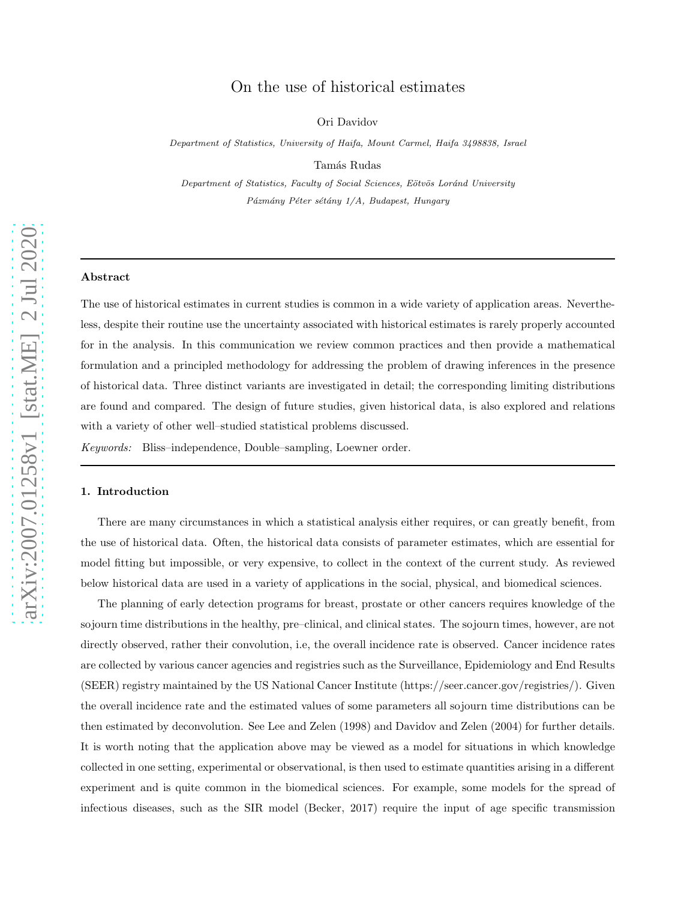# On the use of historical estimates

Ori Davidov

*Department of Statistics, University of Haifa, Mount Carmel, Haifa 3498838, Israel*

Tamás Rudas

*Department of Statistics, Faculty of Social Sciences, Eötvös Loránd University*
*Pázmány Péter sétány 1/A, Budapest, Hungary*

---

**Abstract**

The use of historical estimates in current studies is common in a wide variety of application areas. Nevertheless, despite their routine use the uncertainty associated with historical estimates is rarely properly accounted for in the analysis. In this communication we review common practices and then provide a mathematical formulation and a principled methodology for addressing the problem of drawing inferences in the presence of historical data. Three distinct variants are investigated in detail; the corresponding limiting distributions are found and compared. The design of future studies, given historical data, is also explored and relations with a variety of other well–studied statistical problems discussed.

*Keywords:* Bliss–independence, Double–sampling, Loewner order.

---

## 1. Introduction

There are many circumstances in which a statistical analysis either requires, or can greatly benefit, from the use of historical data. Often, the historical data consists of parameter estimates, which are essential for model fitting but impossible, or very expensive, to collect in the context of the current study. As reviewed below historical data are used in a variety of applications in the social, physical, and biomedical sciences.

The planning of early detection programs for breast, prostate or other cancers requires knowledge of the sojourn time distributions in the healthy, pre–clinical, and clinical states. The sojourn times, however, are not directly observed, rather their convolution, i.e, the overall incidence rate is observed. Cancer incidence rates are collected by various cancer agencies and registries such as the Surveillance, Epidemiology and End Results (SEER) registry maintained by the US National Cancer Institute (https://seer.cancer.gov/registries/). Given the overall incidence rate and the estimated values of some parameters all sojourn time distributions can be then estimated by deconvolution. See Lee and Zelen (1998) and Davidov and Zelen (2004) for further details. It is worth noting that the application above may be viewed as a model for situations in which knowledge collected in one setting, experimental or observational, is then used to estimate quantities arising in a different experiment and is quite common in the biomedical sciences. For example, some models for the spread of infectious diseases, such as the SIR model (Becker, 2017) require the input of age specific transmission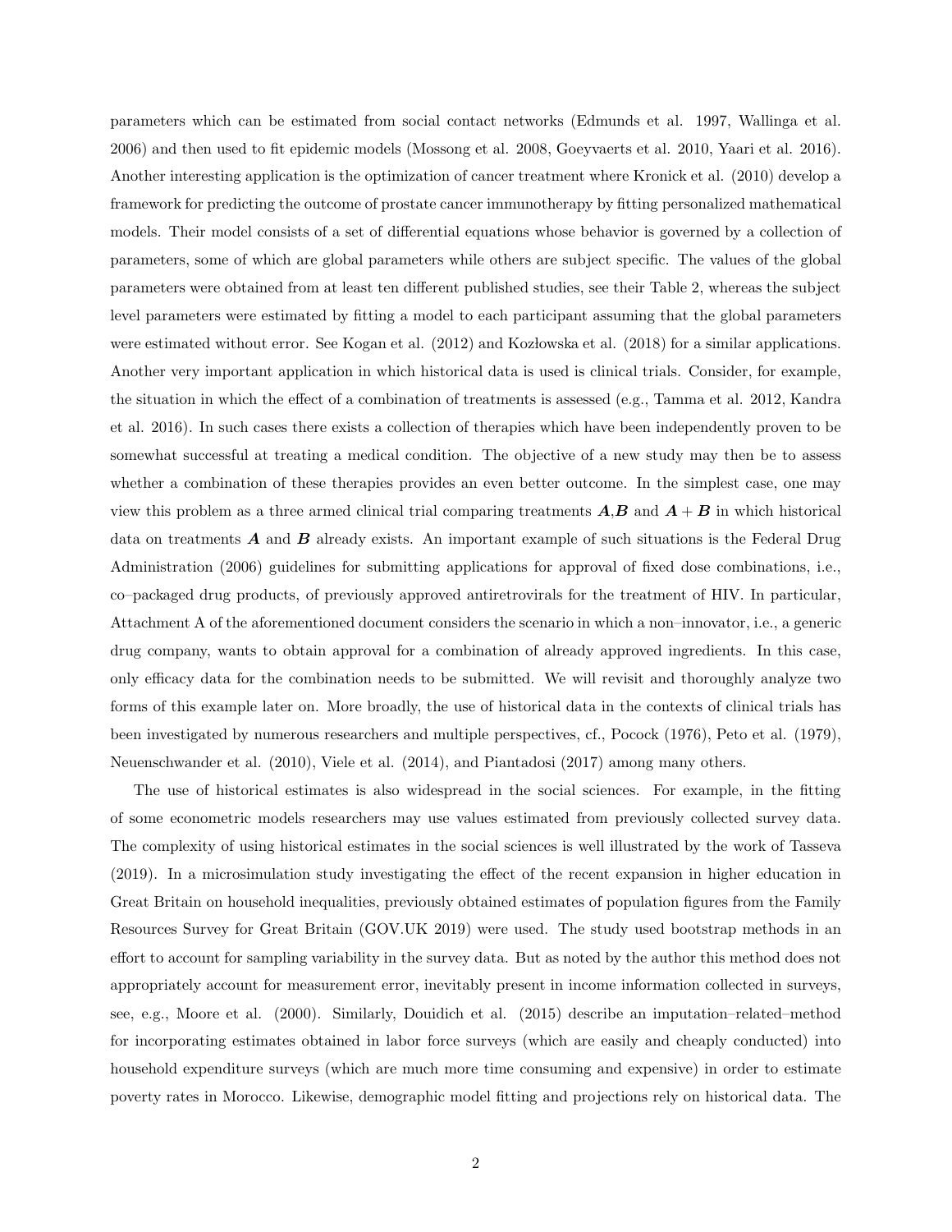parameters which can be estimated from social contact networks (Edmunds et al. 1997, Wallinga et al. 2006) and then used to fit epidemic models (Mossong et al. 2008, Goeyvaerts et al. 2010, Yaari et al. 2016). Another interesting application is the optimization of cancer treatment where Kronick et al. (2010) develop a framework for predicting the outcome of prostate cancer immunotherapy by fitting personalized mathematical models. Their model consists of a set of differential equations whose behavior is governed by a collection of parameters, some of which are global parameters while others are subject specific. The values of the global parameters were obtained from at least ten different published studies, see their Table 2, whereas the subject level parameters were estimated by fitting a model to each participant assuming that the global parameters were estimated without error. See Kogan et al. (2012) and Kozłowska et al. (2018) for a similar applications. Another very important application in which historical data is used is clinical trials. Consider, for example, the situation in which the effect of a combination of treatments is assessed (e.g., Tamma et al. 2012, Kandra et al. 2016). In such cases there exists a collection of therapies which have been independently proven to be somewhat successful at treating a medical condition. The objective of a new study may then be to assess whether a combination of these therapies provides an even better outcome. In the simplest case, one may view this problem as a three armed clinical trial comparing treatments $\boldsymbol{A}$,$\boldsymbol{B}$ and $\boldsymbol{A}+\boldsymbol{B}$ in which historical data on treatments $\boldsymbol{A}$ and $\boldsymbol{B}$ already exists. An important example of such situations is the Federal Drug Administration (2006) guidelines for submitting applications for approval of fixed dose combinations, i.e., co–packaged drug products, of previously approved antiretrovirals for the treatment of HIV. In particular, Attachment A of the aforementioned document considers the scenario in which a non–innovator, i.e., a generic drug company, wants to obtain approval for a combination of already approved ingredients. In this case, only efficacy data for the combination needs to be submitted. We will revisit and thoroughly analyze two forms of this example later on. More broadly, the use of historical data in the contexts of clinical trials has been investigated by numerous researchers and multiple perspectives, cf., Pocock (1976), Peto et al. (1979), Neuenschwander et al. (2010), Viele et al. (2014), and Piantadosi (2017) among many others.

The use of historical estimates is also widespread in the social sciences. For example, in the fitting of some econometric models researchers may use values estimated from previously collected survey data. The complexity of using historical estimates in the social sciences is well illustrated by the work of Tasseva (2019). In a microsimulation study investigating the effect of the recent expansion in higher education in Great Britain on household inequalities, previously obtained estimates of population figures from the Family Resources Survey for Great Britain (GOV.UK 2019) were used. The study used bootstrap methods in an effort to account for sampling variability in the survey data. But as noted by the author this method does not appropriately account for measurement error, inevitably present in income information collected in surveys, see, e.g., Moore et al. (2000). Similarly, Douidich et al. (2015) describe an imputation–related–method for incorporating estimates obtained in labor force surveys (which are easily and cheaply conducted) into household expenditure surveys (which are much more time consuming and expensive) in order to estimate poverty rates in Morocco. Likewise, demographic model fitting and projections rely on historical data. The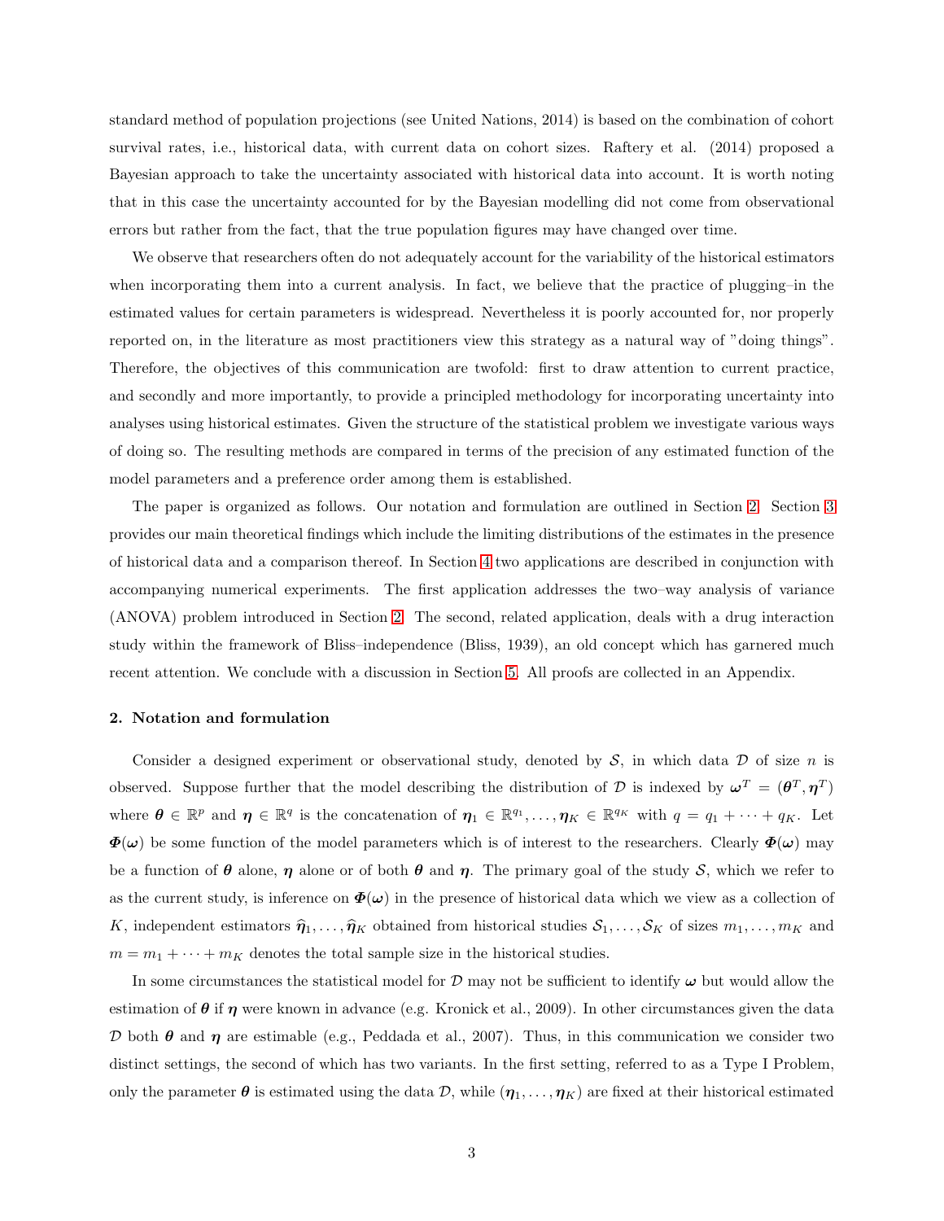standard method of population projections (see United Nations, 2014) is based on the combination of cohort survival rates, i.e., historical data, with current data on cohort sizes. Raftery et al. (2014) proposed a Bayesian approach to take the uncertainty associated with historical data into account. It is worth noting that in this case the uncertainty accounted for by the Bayesian modelling did not come from observational errors but rather from the fact, that the true population figures may have changed over time.

We observe that researchers often do not adequately account for the variability of the historical estimators when incorporating them into a current analysis. In fact, we believe that the practice of plugging–in the estimated values for certain parameters is widespread. Nevertheless it is poorly accounted for, nor properly reported on, in the literature as most practitioners view this strategy as a natural way of "doing things". Therefore, the objectives of this communication are twofold: first to draw attention to current practice, and secondly and more importantly, to provide a principled methodology for incorporating uncertainty into analyses using historical estimates. Given the structure of the statistical problem we investigate various ways of doing so. The resulting methods are compared in terms of the precision of any estimated function of the model parameters and a preference order among them is established.

The paper is organized as follows. Our notation and formulation are outlined in Section 2. Section 3 provides our main theoretical findings which include the limiting distributions of the estimates in the presence of historical data and a comparison thereof. In Section 4 two applications are described in conjunction with accompanying numerical experiments. The first application addresses the two–way analysis of variance (ANOVA) problem introduced in Section 2. The second, related application, deals with a drug interaction study within the framework of Bliss–independence (Bliss, 1939), an old concept which has garnered much recent attention. We conclude with a discussion in Section 5. All proofs are collected in an Appendix.

## 2. Notation and formulation

Consider a designed experiment or observational study, denoted by $\mathcal{S}$, in which data $\mathcal{D}$ of size $n$ is observed. Suppose further that the model describing the distribution of $\mathcal{D}$ is indexed by $\boldsymbol{\omega}^T = (\boldsymbol{\theta}^T, \boldsymbol{\eta}^T)$ where $\boldsymbol{\theta} \in \mathbb{R}^p$ and $\boldsymbol{\eta} \in \mathbb{R}^q$ is the concatenation of $\boldsymbol{\eta}_1 \in \mathbb{R}^{q_1}, \ldots, \boldsymbol{\eta}_K \in \mathbb{R}^{q_K}$ with $q = q_1 + \cdots + q_K$. Let $\boldsymbol{\Phi}(\boldsymbol{\omega})$ be some function of the model parameters which is of interest to the researchers. Clearly $\boldsymbol{\Phi}(\boldsymbol{\omega})$ may be a function of $\boldsymbol{\theta}$ alone, $\boldsymbol{\eta}$ alone or of both $\boldsymbol{\theta}$ and $\boldsymbol{\eta}$. The primary goal of the study $\mathcal{S}$, which we refer to as the current study, is inference on $\boldsymbol{\Phi}(\boldsymbol{\omega})$ in the presence of historical data which we view as a collection of $K$, independent estimators $\widehat{\boldsymbol{\eta}}_1, \ldots, \widehat{\boldsymbol{\eta}}_K$ obtained from historical studies $\mathcal{S}_1, \ldots, \mathcal{S}_K$ of sizes $m_1, \ldots, m_K$ and $m = m_1 + \cdots + m_K$ denotes the total sample size in the historical studies.

In some circumstances the statistical model for $\mathcal{D}$ may not be sufficient to identify $\boldsymbol{\omega}$ but would allow the estimation of $\boldsymbol{\theta}$ if $\boldsymbol{\eta}$ were known in advance (e.g. Kronick et al., 2009). In other circumstances given the data $\mathcal{D}$ both $\boldsymbol{\theta}$ and $\boldsymbol{\eta}$ are estimable (e.g., Peddada et al., 2007). Thus, in this communication we consider two distinct settings, the second of which has two variants. In the first setting, referred to as a Type I Problem, only the parameter $\boldsymbol{\theta}$ is estimated using the data $\mathcal{D}$, while $(\boldsymbol{\eta}_1, \ldots, \boldsymbol{\eta}_K)$ are fixed at their historical estimated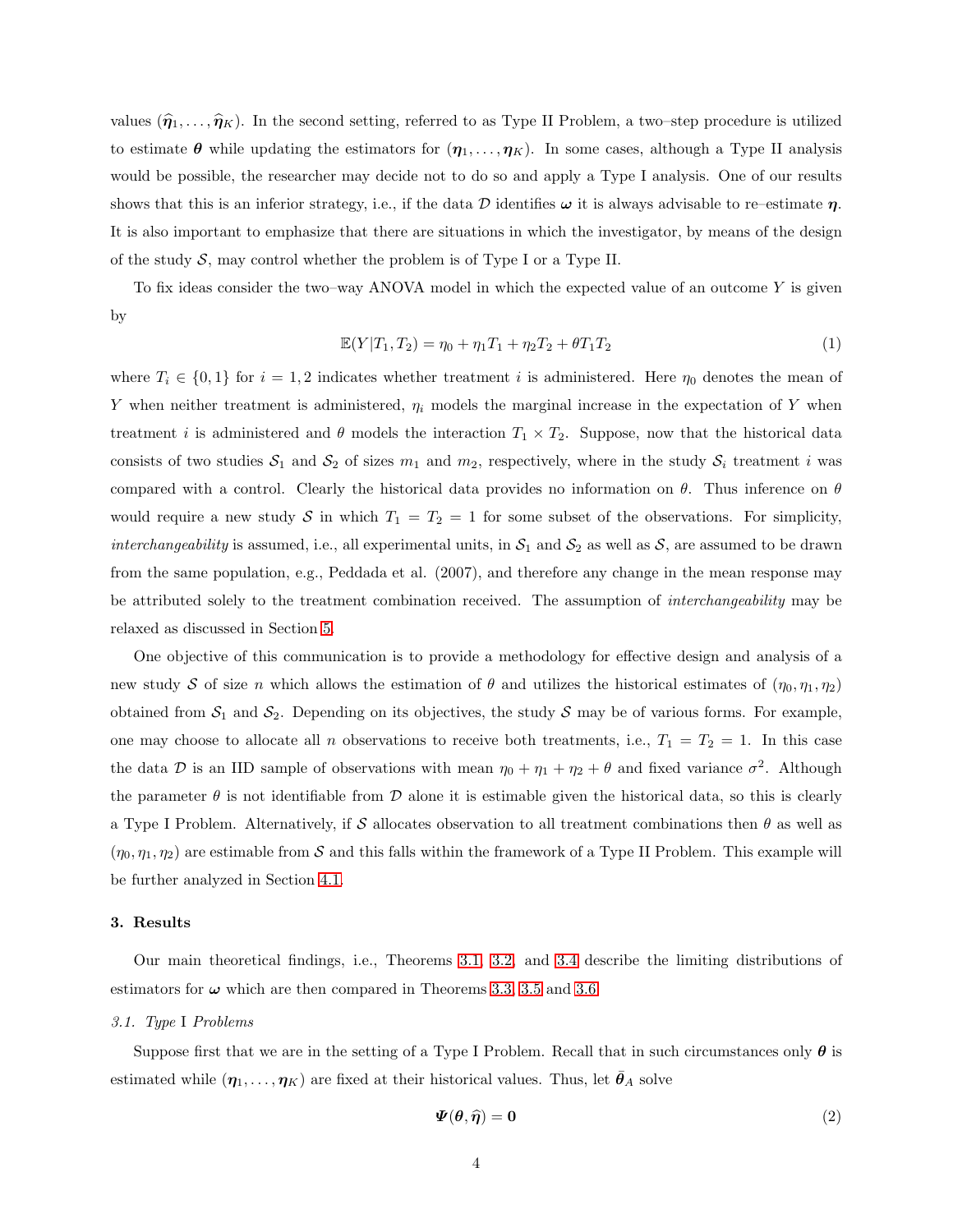values $(\widehat{\boldsymbol{\eta}}_1, \ldots, \widehat{\boldsymbol{\eta}}_K)$. In the second setting, referred to as Type II Problem, a two–step procedure is utilized to estimate $\boldsymbol{\theta}$ while updating the estimators for $(\boldsymbol{\eta}_1, \ldots, \boldsymbol{\eta}_K)$. In some cases, although a Type II analysis would be possible, the researcher may decide not to do so and apply a Type I analysis. One of our results shows that this is an inferior strategy, i.e., if the data $\mathcal{D}$ identifies $\boldsymbol{\omega}$ it is always advisable to re–estimate $\boldsymbol{\eta}$. It is also important to emphasize that there are situations in which the investigator, by means of the design of the study $\mathcal{S}$, may control whether the problem is of Type I or a Type II.

To fix ideas consider the two–way ANOVA model in which the expected value of an outcome $Y$ is given by

$$\mathbb{E}(Y|T_1, T_2) = \eta_0 + \eta_1 T_1 + \eta_2 T_2 + \theta T_1 T_2 \tag{1}$$

where $T_i \in \{0, 1\}$ for $i = 1, 2$ indicates whether treatment $i$ is administered. Here $\eta_0$ denotes the mean of $Y$ when neither treatment is administered, $\eta_i$ models the marginal increase in the expectation of $Y$ when treatment $i$ is administered and $\theta$ models the interaction $T_1 \times T_2$. Suppose, now that the historical data consists of two studies $\mathcal{S}_1$ and $\mathcal{S}_2$ of sizes $m_1$ and $m_2$, respectively, where in the study $\mathcal{S}_i$ treatment $i$ was compared with a control. Clearly the historical data provides no information on $\theta$. Thus inference on $\theta$ would require a new study $\mathcal{S}$ in which $T_1 = T_2 = 1$ for some subset of the observations. For simplicity, *interchangeability* is assumed, i.e., all experimental units, in $\mathcal{S}_1$ and $\mathcal{S}_2$ as well as $\mathcal{S}$, are assumed to be drawn from the same population, e.g., Peddada et al. (2007), and therefore any change in the mean response may be attributed solely to the treatment combination received. The assumption of *interchangeability* may be relaxed as discussed in Section 5.

One objective of this communication is to provide a methodology for effective design and analysis of a new study $\mathcal{S}$ of size $n$ which allows the estimation of $\theta$ and utilizes the historical estimates of $(\eta_0, \eta_1, \eta_2)$ obtained from $\mathcal{S}_1$ and $\mathcal{S}_2$. Depending on its objectives, the study $\mathcal{S}$ may be of various forms. For example, one may choose to allocate all $n$ observations to receive both treatments, i.e., $T_1 = T_2 = 1$. In this case the data $\mathcal{D}$ is an IID sample of observations with mean $\eta_0 + \eta_1 + \eta_2 + \theta$ and fixed variance $\sigma^2$. Although the parameter $\theta$ is not identifiable from $\mathcal{D}$ alone it is estimable given the historical data, so this is clearly a Type I Problem. Alternatively, if $\mathcal{S}$ allocates observation to all treatment combinations then $\theta$ as well as $(\eta_0, \eta_1, \eta_2)$ are estimable from $\mathcal{S}$ and this falls within the framework of a Type II Problem. This example will be further analyzed in Section 4.1.

## 3. Results

Our main theoretical findings, i.e., Theorems 3.1, 3.2, and 3.4 describe the limiting distributions of estimators for $\boldsymbol{\omega}$ which are then compared in Theorems 3.3, 3.5 and 3.6.

### 3.1. *Type* I *Problems*

Suppose first that we are in the setting of a Type I Problem. Recall that in such circumstances only $\boldsymbol{\theta}$ is estimated while $(\boldsymbol{\eta}_1, \ldots, \boldsymbol{\eta}_K)$ are fixed at their historical values. Thus, let $\widetilde{\boldsymbol{\theta}}_A$ solve

$$\boldsymbol{\Psi}(\boldsymbol{\theta}, \widehat{\boldsymbol{\eta}}) = \mathbf{0} \tag{2}$$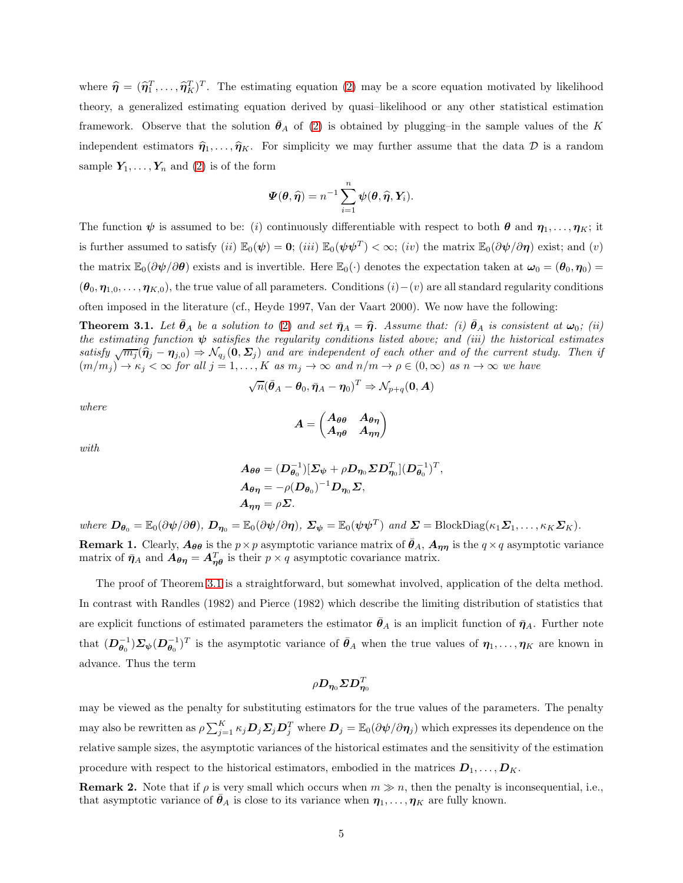where $\widehat{\boldsymbol{\eta}} = (\widehat{\boldsymbol{\eta}}_1^T, \ldots, \widehat{\boldsymbol{\eta}}_K^T)^T$. The estimating equation (2) may be a score equation motivated by likelihood theory, a generalized estimating equation derived by quasi–likelihood or any other statistical estimation framework. Observe that the solution $\bar{\boldsymbol{\theta}}_A$ of (2) is obtained by plugging–in the sample values of the $K$ independent estimators $\widehat{\boldsymbol{\eta}}_1, \ldots, \widehat{\boldsymbol{\eta}}_K$. For simplicity we may further assume that the data $\mathcal{D}$ is a random sample $\boldsymbol{Y}_1, \ldots, \boldsymbol{Y}_n$ and (2) is of the form

$$\boldsymbol{\Psi}(\boldsymbol{\theta}, \widehat{\boldsymbol{\eta}}) = n^{-1} \sum_{i=1}^{n} \boldsymbol{\psi}(\boldsymbol{\theta}, \widehat{\boldsymbol{\eta}}, \boldsymbol{Y}_i).$$

The function $\boldsymbol{\psi}$ is assumed to be: $(i)$ continuously differentiable with respect to both $\boldsymbol{\theta}$ and $\boldsymbol{\eta}_1, \ldots, \boldsymbol{\eta}_K$; it is further assumed to satisfy $(ii)$ $\mathbb{E}_0(\boldsymbol{\psi}) = \boldsymbol{0}$; $(iii)$ $\mathbb{E}_0(\boldsymbol{\psi}\boldsymbol{\psi}^T) < \infty$; $(iv)$ the matrix $\mathbb{E}_0(\partial \boldsymbol{\psi}/\partial \boldsymbol{\eta})$ exist; and $(v)$ the matrix $\mathbb{E}_0(\partial \boldsymbol{\psi}/\partial \boldsymbol{\theta})$ exists and is invertible. Here $\mathbb{E}_0(\cdot)$ denotes the expectation taken at $\boldsymbol{\omega}_0 = (\boldsymbol{\theta}_0, \boldsymbol{\eta}_0) = (\boldsymbol{\theta}_0, \boldsymbol{\eta}_{1,0}, \ldots, \boldsymbol{\eta}_{K,0})$, the true value of all parameters. Conditions $(i)-(v)$ are all standard regularity conditions often imposed in the literature (cf., Heyde 1997, Van der Vaart 2000). We now have the following:

**Theorem 3.1.** *Let $\bar{\boldsymbol{\theta}}_A$ be a solution to (2) and set $\bar{\boldsymbol{\eta}}_A = \widehat{\boldsymbol{\eta}}$. Assume that: (i) $\bar{\boldsymbol{\theta}}_A$ is consistent at $\boldsymbol{\omega}_0$; (ii) the estimating function $\boldsymbol{\psi}$ satisfies the regularity conditions listed above; and (iii) the historical estimates satisfy $\sqrt{m_j}(\widehat{\boldsymbol{\eta}}_j - \boldsymbol{\eta}_{j,0}) \Rightarrow \mathcal{N}_{q_j}(\boldsymbol{0}, \boldsymbol{\Sigma}_j)$ and are independent of each other and of the current study. Then if $(m/m_j) \to \kappa_j < \infty$ for all $j = 1, \ldots, K$ as $m_j \to \infty$ and $n/m \to \rho \in (0, \infty)$ as $n \to \infty$ we have*

$$\sqrt{n}(\bar{\boldsymbol{\theta}}_A - \boldsymbol{\theta}_0, \bar{\boldsymbol{\eta}}_A - \boldsymbol{\eta}_0)^T \Rightarrow \mathcal{N}_{p+q}(\boldsymbol{0}, \boldsymbol{A})$$

*where*

$$\boldsymbol{A} = \begin{pmatrix} \boldsymbol{A}_{\boldsymbol{\theta}\boldsymbol{\theta}} & \boldsymbol{A}_{\boldsymbol{\theta}\boldsymbol{\eta}} \\ \boldsymbol{A}_{\boldsymbol{\eta}\boldsymbol{\theta}} & \boldsymbol{A}_{\boldsymbol{\eta}\boldsymbol{\eta}} \end{pmatrix}$$

*with*

$$\begin{aligned}
\boldsymbol{A}_{\boldsymbol{\theta}\boldsymbol{\theta}} &= (\boldsymbol{D}_{\boldsymbol{\theta}_0}^{-1})[\boldsymbol{\Sigma}_{\boldsymbol{\psi}} + \rho \boldsymbol{D}_{\boldsymbol{\eta}_0} \boldsymbol{\Sigma} \boldsymbol{D}_{\boldsymbol{\eta}_0}^T](\boldsymbol{D}_{\boldsymbol{\theta}_0}^{-1})^T, \\
\boldsymbol{A}_{\boldsymbol{\theta}\boldsymbol{\eta}} &= -\rho(\boldsymbol{D}_{\boldsymbol{\theta}_0})^{-1} \boldsymbol{D}_{\boldsymbol{\eta}_0} \boldsymbol{\Sigma}, \\
\boldsymbol{A}_{\boldsymbol{\eta}\boldsymbol{\eta}} &= \rho \boldsymbol{\Sigma}.
\end{aligned}$$

*where $\boldsymbol{D}_{\boldsymbol{\theta}_0} = \mathbb{E}_0(\partial \boldsymbol{\psi}/\partial \boldsymbol{\theta})$, $\boldsymbol{D}_{\boldsymbol{\eta}_0} = \mathbb{E}_0(\partial \boldsymbol{\psi}/\partial \boldsymbol{\eta})$, $\boldsymbol{\Sigma}_{\boldsymbol{\psi}} = \mathbb{E}_0(\boldsymbol{\psi}\boldsymbol{\psi}^T)$ and $\boldsymbol{\Sigma} = \text{BlockDiag}(\kappa_1 \boldsymbol{\Sigma}_1, \ldots, \kappa_K \boldsymbol{\Sigma}_K)$.*

**Remark 1.** Clearly, $\boldsymbol{A}_{\boldsymbol{\theta}\boldsymbol{\theta}}$ is the $p \times p$ asymptotic variance matrix of $\bar{\boldsymbol{\theta}}_A$, $\boldsymbol{A}_{\boldsymbol{\eta}\boldsymbol{\eta}}$ is the $q \times q$ asymptotic variance matrix of $\bar{\boldsymbol{\eta}}_A$ and $\boldsymbol{A}_{\boldsymbol{\theta}\boldsymbol{\eta}} = \boldsymbol{A}_{\boldsymbol{\eta}\boldsymbol{\theta}}^T$ is their $p \times q$ asymptotic covariance matrix.

The proof of Theorem 3.1 is a straightforward, but somewhat involved, application of the delta method. In contrast with Randles (1982) and Pierce (1982) which describe the limiting distribution of statistics that are explicit functions of estimated parameters the estimator $\bar{\boldsymbol{\theta}}_A$ is an implicit function of $\bar{\boldsymbol{\eta}}_A$. Further note that $(\boldsymbol{D}_{\boldsymbol{\theta}_0}^{-1})\boldsymbol{\Sigma}_{\boldsymbol{\psi}}(\boldsymbol{D}_{\boldsymbol{\theta}_0}^{-1})^T$ is the asymptotic variance of $\bar{\boldsymbol{\theta}}_A$ when the true values of $\boldsymbol{\eta}_1, \ldots, \boldsymbol{\eta}_K$ are known in advance. Thus the term

$$\rho \boldsymbol{D}_{\boldsymbol{\eta}_0} \boldsymbol{\Sigma} \boldsymbol{D}_{\boldsymbol{\eta}_0}^T$$

may be viewed as the penalty for substituting estimators for the true values of the parameters. The penalty may also be rewritten as $\rho \sum_{j=1}^{K} \kappa_j \boldsymbol{D}_j \boldsymbol{\Sigma}_j \boldsymbol{D}_j^T$ where $\boldsymbol{D}_j = \mathbb{E}_0(\partial \boldsymbol{\psi}/\partial \boldsymbol{\eta}_j)$ which expresses its dependence on the relative sample sizes, the asymptotic variances of the historical estimates and the sensitivity of the estimation procedure with respect to the historical estimators, embodied in the matrices $\boldsymbol{D}_1, \ldots, \boldsymbol{D}_K$.

**Remark 2.** Note that if $\rho$ is very small which occurs when $m \gg n$, then the penalty is inconsequential, i.e., that asymptotic variance of $\bar{\boldsymbol{\theta}}_A$ is close to its variance when $\boldsymbol{\eta}_1, \ldots, \boldsymbol{\eta}_K$ are fully known.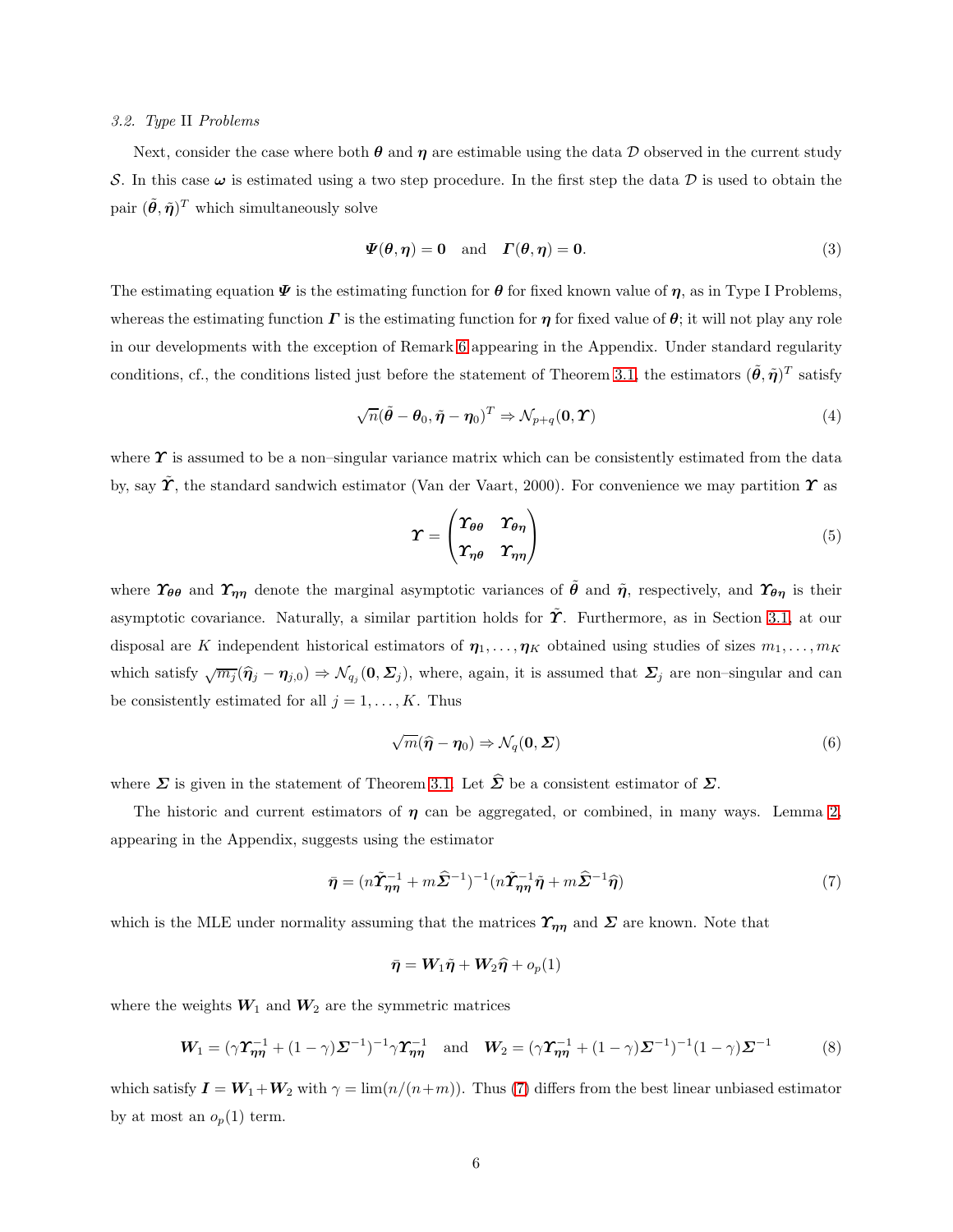### 3.2. *Type* II *Problems*

Next, consider the case where both $\boldsymbol{\theta}$ and $\boldsymbol{\eta}$ are estimable using the data $\mathcal{D}$ observed in the current study $\mathcal{S}$. In this case $\boldsymbol{\omega}$ is estimated using a two step procedure. In the first step the data $\mathcal{D}$ is used to obtain the pair $(\tilde{\boldsymbol{\theta}}, \tilde{\boldsymbol{\eta}})^T$ which simultaneously solve

$$\boldsymbol{\Psi}(\boldsymbol{\theta}, \boldsymbol{\eta}) = \mathbf{0} \quad \text{and} \quad \boldsymbol{\Gamma}(\boldsymbol{\theta}, \boldsymbol{\eta}) = \mathbf{0}. \tag{3}$$

The estimating equation $\boldsymbol{\Psi}$ is the estimating function for $\boldsymbol{\theta}$ for fixed known value of $\boldsymbol{\eta}$, as in Type I Problems, whereas the estimating function $\boldsymbol{\Gamma}$ is the estimating function for $\boldsymbol{\eta}$ for fixed value of $\boldsymbol{\theta}$; it will not play any role in our developments with the exception of Remark 6 appearing in the Appendix. Under standard regularity conditions, cf., the conditions listed just before the statement of Theorem 3.1, the estimators $(\tilde{\boldsymbol{\theta}}, \tilde{\boldsymbol{\eta}})^T$ satisfy

$$\sqrt{n}(\tilde{\boldsymbol{\theta}} - \boldsymbol{\theta}_0, \tilde{\boldsymbol{\eta}} - \boldsymbol{\eta}_0)^T \Rightarrow \mathcal{N}_{p+q}(\mathbf{0}, \boldsymbol{\Upsilon}) \tag{4}$$

where $\boldsymbol{\Upsilon}$ is assumed to be a non–singular variance matrix which can be consistently estimated from the data by, say $\tilde{\boldsymbol{\Upsilon}}$, the standard sandwich estimator (Van der Vaart, 2000). For convenience we may partition $\boldsymbol{\Upsilon}$ as

$$\boldsymbol{\Upsilon} = \begin{pmatrix} \boldsymbol{\Upsilon}_{\boldsymbol{\theta}\boldsymbol{\theta}} & \boldsymbol{\Upsilon}_{\boldsymbol{\theta}\boldsymbol{\eta}} \\ \boldsymbol{\Upsilon}_{\boldsymbol{\eta}\boldsymbol{\theta}} & \boldsymbol{\Upsilon}_{\boldsymbol{\eta}\boldsymbol{\eta}} \end{pmatrix} \tag{5}$$

where $\boldsymbol{\Upsilon}_{\boldsymbol{\theta}\boldsymbol{\theta}}$ and $\boldsymbol{\Upsilon}_{\boldsymbol{\eta}\boldsymbol{\eta}}$ denote the marginal asymptotic variances of $\tilde{\boldsymbol{\theta}}$ and $\tilde{\boldsymbol{\eta}}$, respectively, and $\boldsymbol{\Upsilon}_{\boldsymbol{\theta}\boldsymbol{\eta}}$ is their asymptotic covariance. Naturally, a similar partition holds for $\tilde{\boldsymbol{\Upsilon}}$. Furthermore, as in Section 3.1, at our disposal are $K$ independent historical estimators of $\boldsymbol{\eta}_1, \ldots, \boldsymbol{\eta}_K$ obtained using studies of sizes $m_1, \ldots, m_K$ which satisfy $\sqrt{m_j}(\widehat{\boldsymbol{\eta}}_j - \boldsymbol{\eta}_{j,0}) \Rightarrow \mathcal{N}_{q_j}(\mathbf{0}, \boldsymbol{\Sigma}_j)$, where, again, it is assumed that $\boldsymbol{\Sigma}_j$ are non–singular and can be consistently estimated for all $j = 1, \ldots, K$. Thus

$$\sqrt{m}(\widehat{\boldsymbol{\eta}} - \boldsymbol{\eta}_0) \Rightarrow \mathcal{N}_q(\mathbf{0}, \boldsymbol{\Sigma}) \tag{6}$$

where $\boldsymbol{\Sigma}$ is given in the statement of Theorem 3.1. Let $\widehat{\boldsymbol{\Sigma}}$ be a consistent estimator of $\boldsymbol{\Sigma}$.

The historic and current estimators of $\boldsymbol{\eta}$ can be aggregated, or combined, in many ways. Lemma 2, appearing in the Appendix, suggests using the estimator

$$\bar{\boldsymbol{\eta}} = (n\tilde{\boldsymbol{\Upsilon}}_{\boldsymbol{\eta}\boldsymbol{\eta}}^{-1} + m\widehat{\boldsymbol{\Sigma}}^{-1})^{-1}(n\tilde{\boldsymbol{\Upsilon}}_{\boldsymbol{\eta}\boldsymbol{\eta}}^{-1}\tilde{\boldsymbol{\eta}} + m\widehat{\boldsymbol{\Sigma}}^{-1}\widehat{\boldsymbol{\eta}}) \tag{7}$$

which is the MLE under normality assuming that the matrices $\boldsymbol{\Upsilon}_{\boldsymbol{\eta}\boldsymbol{\eta}}$ and $\boldsymbol{\Sigma}$ are known. Note that

$$\bar{\boldsymbol{\eta}} = \boldsymbol{W}_1\tilde{\boldsymbol{\eta}} + \boldsymbol{W}_2\widehat{\boldsymbol{\eta}} + o_p(1)$$

where the weights $\boldsymbol{W}_1$ and $\boldsymbol{W}_2$ are the symmetric matrices

$$\boldsymbol{W}_1 = (\gamma\boldsymbol{\Upsilon}_{\boldsymbol{\eta}\boldsymbol{\eta}}^{-1} + (1-\gamma)\boldsymbol{\Sigma}^{-1})^{-1}\gamma\boldsymbol{\Upsilon}_{\boldsymbol{\eta}\boldsymbol{\eta}}^{-1} \quad \text{and} \quad \boldsymbol{W}_2 = (\gamma\boldsymbol{\Upsilon}_{\boldsymbol{\eta}\boldsymbol{\eta}}^{-1} + (1-\gamma)\boldsymbol{\Sigma}^{-1})^{-1}(1-\gamma)\boldsymbol{\Sigma}^{-1} \tag{8}$$

which satisfy $\boldsymbol{I} = \boldsymbol{W}_1 + \boldsymbol{W}_2$ with $\gamma = \lim(n/(n+m))$. Thus (7) differs from the best linear unbiased estimator by at most an $o_p(1)$ term.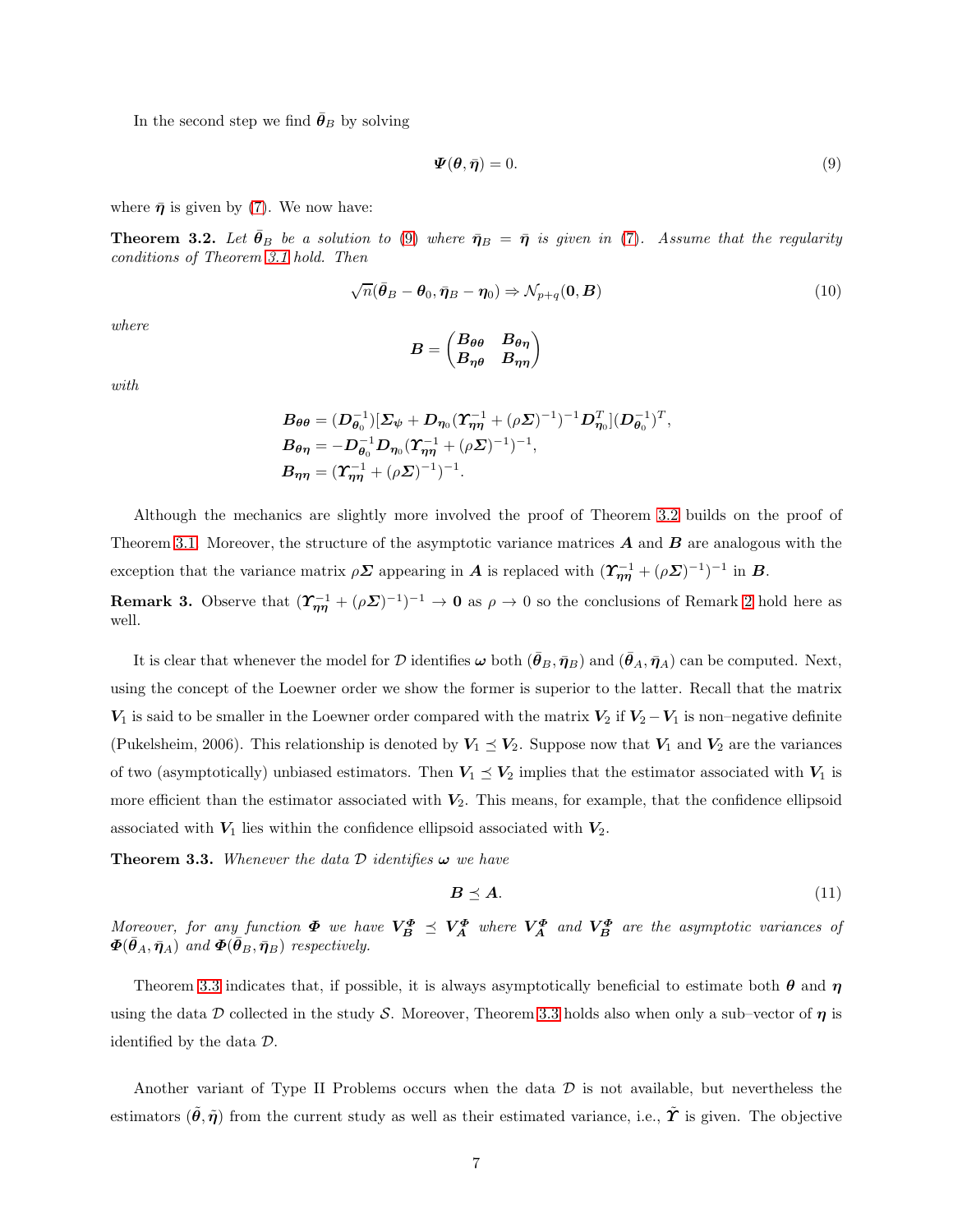In the second step we find $\bar{\boldsymbol{\theta}}_B$ by solving

$$\boldsymbol{\Psi}(\boldsymbol{\theta}, \bar{\boldsymbol{\eta}}) = 0. \tag{9}$$

where $\bar{\boldsymbol{\eta}}$ is given by (7). We now have:

**Theorem 3.2.** *Let $\bar{\boldsymbol{\theta}}_B$ be a solution to (9) where $\bar{\boldsymbol{\eta}}_B = \bar{\boldsymbol{\eta}}$ is given in (7). Assume that the regularity conditions of Theorem 3.1 hold. Then*

$$\sqrt{n}(\bar{\boldsymbol{\theta}}_B - \boldsymbol{\theta}_0, \bar{\boldsymbol{\eta}}_B - \boldsymbol{\eta}_0) \Rightarrow \mathcal{N}_{p+q}(\mathbf{0}, \boldsymbol{B}) \tag{10}$$

*where*

$$\boldsymbol{B} = \begin{pmatrix} \boldsymbol{B}_{\boldsymbol{\theta\theta}} & \boldsymbol{B}_{\boldsymbol{\theta\eta}} \\ \boldsymbol{B}_{\boldsymbol{\eta\theta}} & \boldsymbol{B}_{\boldsymbol{\eta\eta}} \end{pmatrix}$$

*with*

$$\begin{aligned}
\boldsymbol{B}_{\boldsymbol{\theta\theta}} &= (\boldsymbol{D}_{\boldsymbol{\theta}_0}^{-1})[\boldsymbol{\Sigma}_\psi + \boldsymbol{D}_{\boldsymbol{\eta}_0}(\boldsymbol{\Upsilon}_{\boldsymbol{\eta\eta}}^{-1} + (\rho\boldsymbol{\Sigma})^{-1})^{-1}\boldsymbol{D}_{\boldsymbol{\eta}_0}^T](\boldsymbol{D}_{\boldsymbol{\theta}_0}^{-1})^T, \\
\boldsymbol{B}_{\boldsymbol{\theta\eta}} &= -\boldsymbol{D}_{\boldsymbol{\theta}_0}^{-1}\boldsymbol{D}_{\boldsymbol{\eta}_0}(\boldsymbol{\Upsilon}_{\boldsymbol{\eta\eta}}^{-1} + (\rho\boldsymbol{\Sigma})^{-1})^{-1}, \\
\boldsymbol{B}_{\boldsymbol{\eta\eta}} &= (\boldsymbol{\Upsilon}_{\boldsymbol{\eta\eta}}^{-1} + (\rho\boldsymbol{\Sigma})^{-1})^{-1}.
\end{aligned}$$

Although the mechanics are slightly more involved the proof of Theorem 3.2 builds on the proof of Theorem 3.1. Moreover, the structure of the asymptotic variance matrices $\boldsymbol{A}$ and $\boldsymbol{B}$ are analogous with the exception that the variance matrix $\rho\boldsymbol{\Sigma}$ appearing in $\boldsymbol{A}$ is replaced with $(\boldsymbol{\Upsilon}_{\boldsymbol{\eta\eta}}^{-1} + (\rho\boldsymbol{\Sigma})^{-1})^{-1}$ in $\boldsymbol{B}$.

**Remark 3.** Observe that $(\boldsymbol{\Upsilon}_{\boldsymbol{\eta\eta}}^{-1} + (\rho\boldsymbol{\Sigma})^{-1})^{-1} \to \mathbf{0}$ as $\rho \to 0$ so the conclusions of Remark 2 hold here as well.

It is clear that whenever the model for $\mathcal{D}$ identifies $\boldsymbol{\omega}$ both $(\bar{\boldsymbol{\theta}}_B, \bar{\boldsymbol{\eta}}_B)$ and $(\bar{\boldsymbol{\theta}}_A, \bar{\boldsymbol{\eta}}_A)$ can be computed. Next, using the concept of the Loewner order we show the former is superior to the latter. Recall that the matrix $\boldsymbol{V}_1$ is said to be smaller in the Loewner order compared with the matrix $\boldsymbol{V}_2$ if $\boldsymbol{V}_2 - \boldsymbol{V}_1$ is non–negative definite (Pukelsheim, 2006). This relationship is denoted by $\boldsymbol{V}_1 \preceq \boldsymbol{V}_2$. Suppose now that $\boldsymbol{V}_1$ and $\boldsymbol{V}_2$ are the variances of two (asymptotically) unbiased estimators. Then $\boldsymbol{V}_1 \preceq \boldsymbol{V}_2$ implies that the estimator associated with $\boldsymbol{V}_1$ is more efficient than the estimator associated with $\boldsymbol{V}_2$. This means, for example, that the confidence ellipsoid associated with $\boldsymbol{V}_1$ lies within the confidence ellipsoid associated with $\boldsymbol{V}_2$.

**Theorem 3.3.** *Whenever the data $\mathcal{D}$ identifies $\boldsymbol{\omega}$ we have*

$$\boldsymbol{B} \preceq \boldsymbol{A}. \tag{11}$$

*Moreover, for any function $\boldsymbol{\Phi}$ we have $\boldsymbol{V}_{\boldsymbol{B}}^{\boldsymbol{\Phi}} \preceq \boldsymbol{V}_{\boldsymbol{A}}^{\boldsymbol{\Phi}}$ where $\boldsymbol{V}_{\boldsymbol{A}}^{\boldsymbol{\Phi}}$ and $\boldsymbol{V}_{\boldsymbol{B}}^{\boldsymbol{\Phi}}$ are the asymptotic variances of $\boldsymbol{\Phi}(\bar{\boldsymbol{\theta}}_A, \bar{\boldsymbol{\eta}}_A)$ and $\boldsymbol{\Phi}(\bar{\boldsymbol{\theta}}_B, \bar{\boldsymbol{\eta}}_B)$ respectively.*

Theorem 3.3 indicates that, if possible, it is always asymptotically beneficial to estimate both $\boldsymbol{\theta}$ and $\boldsymbol{\eta}$ using the data $\mathcal{D}$ collected in the study $\mathcal{S}$. Moreover, Theorem 3.3 holds also when only a sub–vector of $\boldsymbol{\eta}$ is identified by the data $\mathcal{D}$.

Another variant of Type II Problems occurs when the data $\mathcal{D}$ is not available, but nevertheless the estimators $(\tilde{\boldsymbol{\theta}}, \tilde{\boldsymbol{\eta}})$ from the current study as well as their estimated variance, i.e., $\tilde{\boldsymbol{\Upsilon}}$ is given. The objective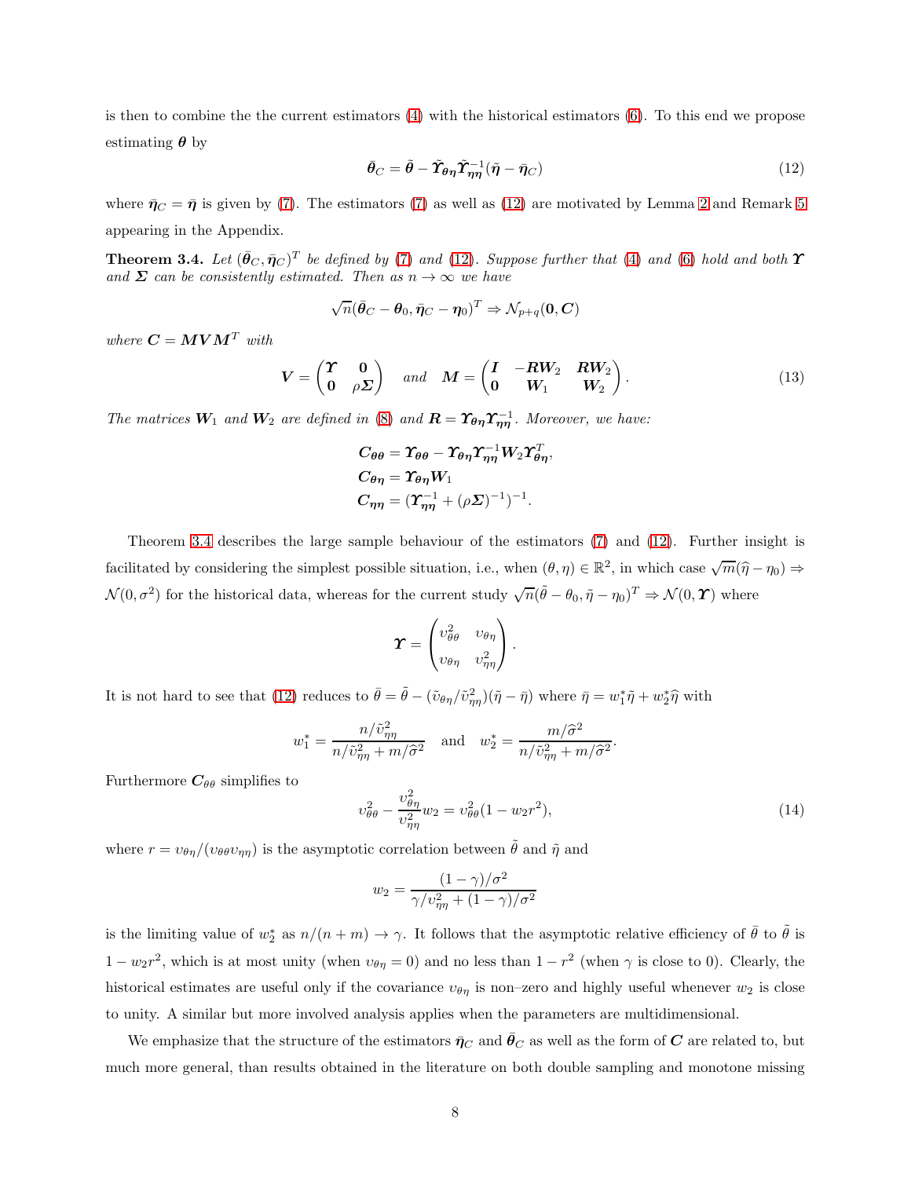is then to combine the the current estimators (4) with the historical estimators (6). To this end we propose estimating $\boldsymbol{\theta}$ by

$$\bar{\boldsymbol{\theta}}_C = \tilde{\boldsymbol{\theta}} - \tilde{\boldsymbol{\Upsilon}}_{\boldsymbol{\theta\eta}}\tilde{\boldsymbol{\Upsilon}}_{\boldsymbol{\eta\eta}}^{-1}(\tilde{\boldsymbol{\eta}} - \bar{\boldsymbol{\eta}}_C) \tag{12}$$

where $\bar{\boldsymbol{\eta}}_C = \bar{\boldsymbol{\eta}}$ is given by (7). The estimators (7) as well as (12) are motivated by Lemma 2 and Remark 5 appearing in the Appendix.

**Theorem 3.4.** *Let $(\bar{\boldsymbol{\theta}}_C, \bar{\boldsymbol{\eta}}_C)^T$ be defined by (7) and (12). Suppose further that (4) and (6) hold and both $\boldsymbol{\Upsilon}$ and $\boldsymbol{\Sigma}$ can be consistently estimated. Then as $n \to \infty$ we have*

$$\sqrt{n}(\bar{\boldsymbol{\theta}}_C - \boldsymbol{\theta}_0, \bar{\boldsymbol{\eta}}_C - \boldsymbol{\eta}_0)^T \Rightarrow \mathcal{N}_{p+q}(\mathbf{0}, \boldsymbol{C})$$

*where $\boldsymbol{C} = \boldsymbol{M}\boldsymbol{V}\boldsymbol{M}^T$ with*

$$\boldsymbol{V} = \begin{pmatrix} \boldsymbol{\Upsilon} & \mathbf{0} \\ \mathbf{0} & \rho\boldsymbol{\Sigma} \end{pmatrix} \quad \text{and} \quad \boldsymbol{M} = \begin{pmatrix} \boldsymbol{I} & -\boldsymbol{R}\boldsymbol{W}_2 & \boldsymbol{R}\boldsymbol{W}_2 \\ \mathbf{0} & \boldsymbol{W}_1 & \boldsymbol{W}_2 \end{pmatrix}. \tag{13}$$

*The matrices $\boldsymbol{W}_1$ and $\boldsymbol{W}_2$ are defined in (8) and $\boldsymbol{R} = \boldsymbol{\Upsilon}_{\boldsymbol{\theta\eta}}\boldsymbol{\Upsilon}_{\boldsymbol{\eta\eta}}^{-1}$. Moreover, we have:*

$$\begin{aligned}
\boldsymbol{C}_{\boldsymbol{\theta\theta}} &= \boldsymbol{\Upsilon}_{\boldsymbol{\theta\theta}} - \boldsymbol{\Upsilon}_{\boldsymbol{\theta\eta}}\boldsymbol{\Upsilon}_{\boldsymbol{\eta\eta}}^{-1}\boldsymbol{W}_2\boldsymbol{\Upsilon}_{\boldsymbol{\theta\eta}}^T, \\
\boldsymbol{C}_{\boldsymbol{\theta\eta}} &= \boldsymbol{\Upsilon}_{\boldsymbol{\theta\eta}}\boldsymbol{W}_1 \\
\boldsymbol{C}_{\boldsymbol{\eta\eta}} &= (\boldsymbol{\Upsilon}_{\boldsymbol{\eta\eta}}^{-1} + (\rho\boldsymbol{\Sigma})^{-1})^{-1}.
\end{aligned}$$

Theorem 3.4 describes the large sample behaviour of the estimators (7) and (12). Further insight is facilitated by considering the simplest possible situation, i.e., when $(\theta, \eta) \in \mathbb{R}^2$, in which case $\sqrt{m}(\widehat{\eta} - \eta_0) \Rightarrow \mathcal{N}(0, \sigma^2)$ for the historical data, whereas for the current study $\sqrt{n}(\tilde{\theta} - \theta_0, \tilde{\eta} - \eta_0)^T \Rightarrow \mathcal{N}(0, \boldsymbol{\Upsilon})$ where

$$\boldsymbol{\Upsilon} = \begin{pmatrix} \upsilon_{\theta\theta}^2 & \upsilon_{\theta\eta} \\ \upsilon_{\theta\eta} & \upsilon_{\eta\eta}^2 \end{pmatrix}.$$

It is not hard to see that (12) reduces to $\bar{\theta} = \tilde{\theta} - (\tilde{\upsilon}_{\theta\eta}/\tilde{\upsilon}_{\eta\eta}^2)(\tilde{\eta} - \bar{\eta})$ where $\bar{\eta} = w_1^*\tilde{\eta} + w_2^*\widehat{\eta}$ with

$$w_1^* = \frac{n/\tilde{\upsilon}_{\eta\eta}^2}{n/\tilde{\upsilon}_{\eta\eta}^2 + m/\widehat{\sigma}^2} \quad \text{and} \quad w_2^* = \frac{m/\widehat{\sigma}^2}{n/\tilde{\upsilon}_{\eta\eta}^2 + m/\widehat{\sigma}^2}.$$

Furthermore $\boldsymbol{C}_{\theta\theta}$ simplifies to

$$\upsilon_{\theta\theta}^2 - \frac{\upsilon_{\theta\eta}^2}{\upsilon_{\eta\eta}^2}w_2 = \upsilon_{\theta\theta}^2(1 - w_2 r^2), \tag{14}$$

where $r = \upsilon_{\theta\eta}/(\upsilon_{\theta\theta}\upsilon_{\eta\eta})$ is the asymptotic correlation between $\tilde{\theta}$ and $\tilde{\eta}$ and

$$w_2 = \frac{(1-\gamma)/\sigma^2}{\gamma/\upsilon_{\eta\eta}^2 + (1-\gamma)/\sigma^2}$$

is the limiting value of $w_2^*$ as $n/(n+m) \to \gamma$. It follows that the asymptotic relative efficiency of $\bar{\theta}$ to $\tilde{\theta}$ is $1 - w_2 r^2$, which is at most unity (when $\upsilon_{\theta\eta} = 0$) and no less than $1 - r^2$ (when $\gamma$ is close to 0). Clearly, the historical estimates are useful only if the covariance $\upsilon_{\theta\eta}$ is non–zero and highly useful whenever $w_2$ is close to unity. A similar but more involved analysis applies when the parameters are multidimensional.

We emphasize that the structure of the estimators $\bar{\boldsymbol{\eta}}_C$ and $\bar{\boldsymbol{\theta}}_C$ as well as the form of $\boldsymbol{C}$ are related to, but much more general, than results obtained in the literature on both double sampling and monotone missing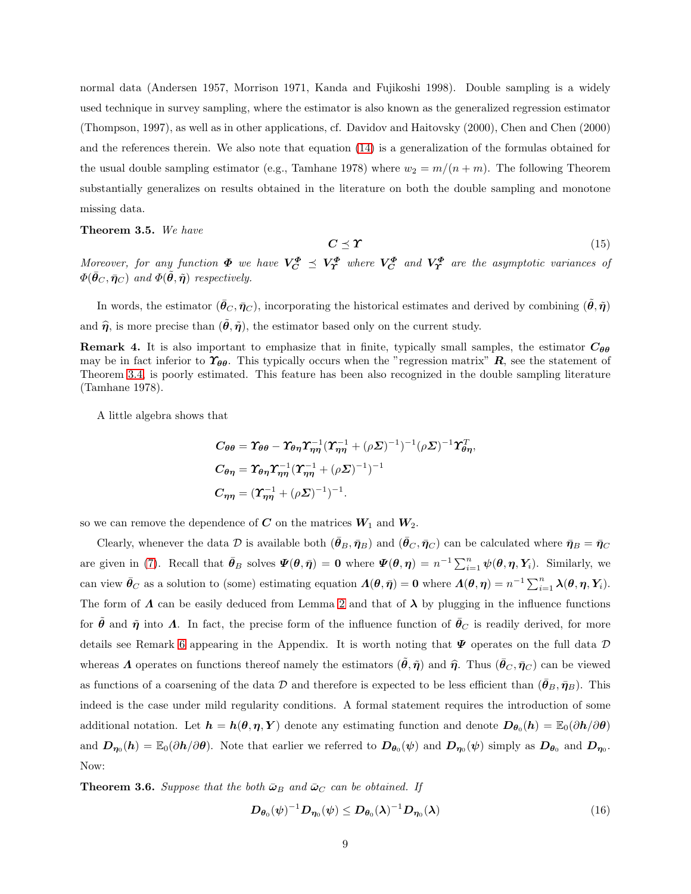normal data (Andersen 1957, Morrison 1971, Kanda and Fujikoshi 1998). Double sampling is a widely used technique in survey sampling, where the estimator is also known as the generalized regression estimator (Thompson, 1997), as well as in other applications, cf. Davidov and Haitovsky (2000), Chen and Chen (2000) and the references therein. We also note that equation (14) is a generalization of the formulas obtained for the usual double sampling estimator (e.g., Tamhane 1978) where $w_2 = m/(n+m)$. The following Theorem substantially generalizes on results obtained in the literature on both the double sampling and monotone missing data.

**Theorem 3.5.** *We have*

$$\boldsymbol{C} \preceq \boldsymbol{\Upsilon} \tag{15}$$

*Moreover, for any function $\boldsymbol{\Phi}$ we have $\boldsymbol{V}_{\boldsymbol{C}}^{\boldsymbol{\Phi}} \preceq \boldsymbol{V}_{\boldsymbol{\Upsilon}}^{\boldsymbol{\Phi}}$ where $\boldsymbol{V}_{\boldsymbol{C}}^{\boldsymbol{\Phi}}$ and $\boldsymbol{V}_{\boldsymbol{\Upsilon}}^{\boldsymbol{\Phi}}$ are the asymptotic variances of $\Phi(\bar{\boldsymbol{\theta}}_C, \bar{\boldsymbol{\eta}}_C)$ and $\Phi(\tilde{\boldsymbol{\theta}}, \tilde{\boldsymbol{\eta}})$ respectively.*

In words, the estimator $(\bar{\boldsymbol{\theta}}_C, \bar{\boldsymbol{\eta}}_C)$, incorporating the historical estimates and derived by combining $(\tilde{\boldsymbol{\theta}}, \tilde{\boldsymbol{\eta}})$ and $\widehat{\boldsymbol{\eta}}$, is more precise than $(\tilde{\boldsymbol{\theta}}, \tilde{\boldsymbol{\eta}})$, the estimator based only on the current study.

**Remark 4.** It is also important to emphasize that in finite, typically small samples, the estimator $\boldsymbol{C}_{\boldsymbol{\theta\theta}}$ may be in fact inferior to $\boldsymbol{\Upsilon}_{\boldsymbol{\theta\theta}}$. This typically occurs when the "regression matrix" $\boldsymbol{R}$, see the statement of Theorem 3.4, is poorly estimated. This feature has been also recognized in the double sampling literature (Tamhane 1978).

A little algebra shows that

$$\boldsymbol{C}_{\boldsymbol{\theta\theta}} = \boldsymbol{\Upsilon}_{\boldsymbol{\theta\theta}} - \boldsymbol{\Upsilon}_{\boldsymbol{\theta\eta}} \boldsymbol{\Upsilon}_{\boldsymbol{\eta\eta}}^{-1} (\boldsymbol{\Upsilon}_{\boldsymbol{\eta\eta}}^{-1} + (\rho \boldsymbol{\Sigma})^{-1})^{-1} (\rho \boldsymbol{\Sigma})^{-1} \boldsymbol{\Upsilon}_{\boldsymbol{\theta\eta}}^T,$$

$$\boldsymbol{C}_{\boldsymbol{\theta\eta}} = \boldsymbol{\Upsilon}_{\boldsymbol{\theta\eta}} \boldsymbol{\Upsilon}_{\boldsymbol{\eta\eta}}^{-1} (\boldsymbol{\Upsilon}_{\boldsymbol{\eta\eta}}^{-1} + (\rho \boldsymbol{\Sigma})^{-1})^{-1}$$

$$\boldsymbol{C}_{\boldsymbol{\eta\eta}} = (\boldsymbol{\Upsilon}_{\boldsymbol{\eta\eta}}^{-1} + (\rho \boldsymbol{\Sigma})^{-1})^{-1}.$$

so we can remove the dependence of $\boldsymbol{C}$ on the matrices $\boldsymbol{W}_1$ and $\boldsymbol{W}_2$.

Clearly, whenever the data $\mathcal{D}$ is available both $(\bar{\boldsymbol{\theta}}_B, \bar{\boldsymbol{\eta}}_B)$ and $(\bar{\boldsymbol{\theta}}_C, \bar{\boldsymbol{\eta}}_C)$ can be calculated where $\bar{\boldsymbol{\eta}}_B = \bar{\boldsymbol{\eta}}_C$ are given in (7). Recall that $\bar{\boldsymbol{\theta}}_B$ solves $\boldsymbol{\Psi}(\boldsymbol{\theta}, \bar{\boldsymbol{\eta}}) = \boldsymbol{0}$ where $\boldsymbol{\Psi}(\boldsymbol{\theta}, \boldsymbol{\eta}) = n^{-1} \sum_{i=1}^n \boldsymbol{\psi}(\boldsymbol{\theta}, \boldsymbol{\eta}, \boldsymbol{Y}_i)$. Similarly, we can view $\bar{\boldsymbol{\theta}}_C$ as a solution to (some) estimating equation $\boldsymbol{\Lambda}(\boldsymbol{\theta}, \bar{\boldsymbol{\eta}}) = \boldsymbol{0}$ where $\boldsymbol{\Lambda}(\boldsymbol{\theta}, \boldsymbol{\eta}) = n^{-1} \sum_{i=1}^n \boldsymbol{\lambda}(\boldsymbol{\theta}, \boldsymbol{\eta}, \boldsymbol{Y}_i)$. The form of $\boldsymbol{\Lambda}$ can be easily deduced from Lemma 2 and that of $\boldsymbol{\lambda}$ by plugging in the influence functions for $\tilde{\boldsymbol{\theta}}$ and $\tilde{\boldsymbol{\eta}}$ into $\boldsymbol{\Lambda}$. In fact, the precise form of the influence function of $\bar{\boldsymbol{\theta}}_C$ is readily derived, for more details see Remark 6 appearing in the Appendix. It is worth noting that $\boldsymbol{\Psi}$ operates on the full data $\mathcal{D}$ whereas $\boldsymbol{\Lambda}$ operates on functions thereof namely the estimators $(\tilde{\boldsymbol{\theta}}, \tilde{\boldsymbol{\eta}})$ and $\widehat{\boldsymbol{\eta}}$. Thus $(\bar{\boldsymbol{\theta}}_C, \bar{\boldsymbol{\eta}}_C)$ can be viewed as functions of a coarsening of the data $\mathcal{D}$ and therefore is expected to be less efficient than $(\bar{\boldsymbol{\theta}}_B, \bar{\boldsymbol{\eta}}_B)$. This indeed is the case under mild regularity conditions. A formal statement requires the introduction of some additional notation. Let $\boldsymbol{h} = \boldsymbol{h}(\boldsymbol{\theta}, \boldsymbol{\eta}, \boldsymbol{Y})$ denote any estimating function and denote $\boldsymbol{D}_{\boldsymbol{\theta}_0}(\boldsymbol{h}) = \mathbb{E}_0(\partial \boldsymbol{h}/\partial \boldsymbol{\theta})$ and $\boldsymbol{D}_{\boldsymbol{\eta}_0}(\boldsymbol{h}) = \mathbb{E}_0(\partial \boldsymbol{h}/\partial \boldsymbol{\theta})$. Note that earlier we referred to $\boldsymbol{D}_{\boldsymbol{\theta}_0}(\boldsymbol{\psi})$ and $\boldsymbol{D}_{\boldsymbol{\eta}_0}(\boldsymbol{\psi})$ simply as $\boldsymbol{D}_{\boldsymbol{\theta}_0}$ and $\boldsymbol{D}_{\boldsymbol{\eta}_0}$. Now:

**Theorem 3.6.** *Suppose that the both $\bar{\boldsymbol{\omega}}_B$ and $\bar{\boldsymbol{\omega}}_C$ can be obtained. If*

$$\boldsymbol{D}_{\boldsymbol{\theta}_0}(\boldsymbol{\psi})^{-1} \boldsymbol{D}_{\boldsymbol{\eta}_0}(\boldsymbol{\psi}) \leq \boldsymbol{D}_{\boldsymbol{\theta}_0}(\boldsymbol{\lambda})^{-1} \boldsymbol{D}_{\boldsymbol{\eta}_0}(\boldsymbol{\lambda}) \tag{16}$$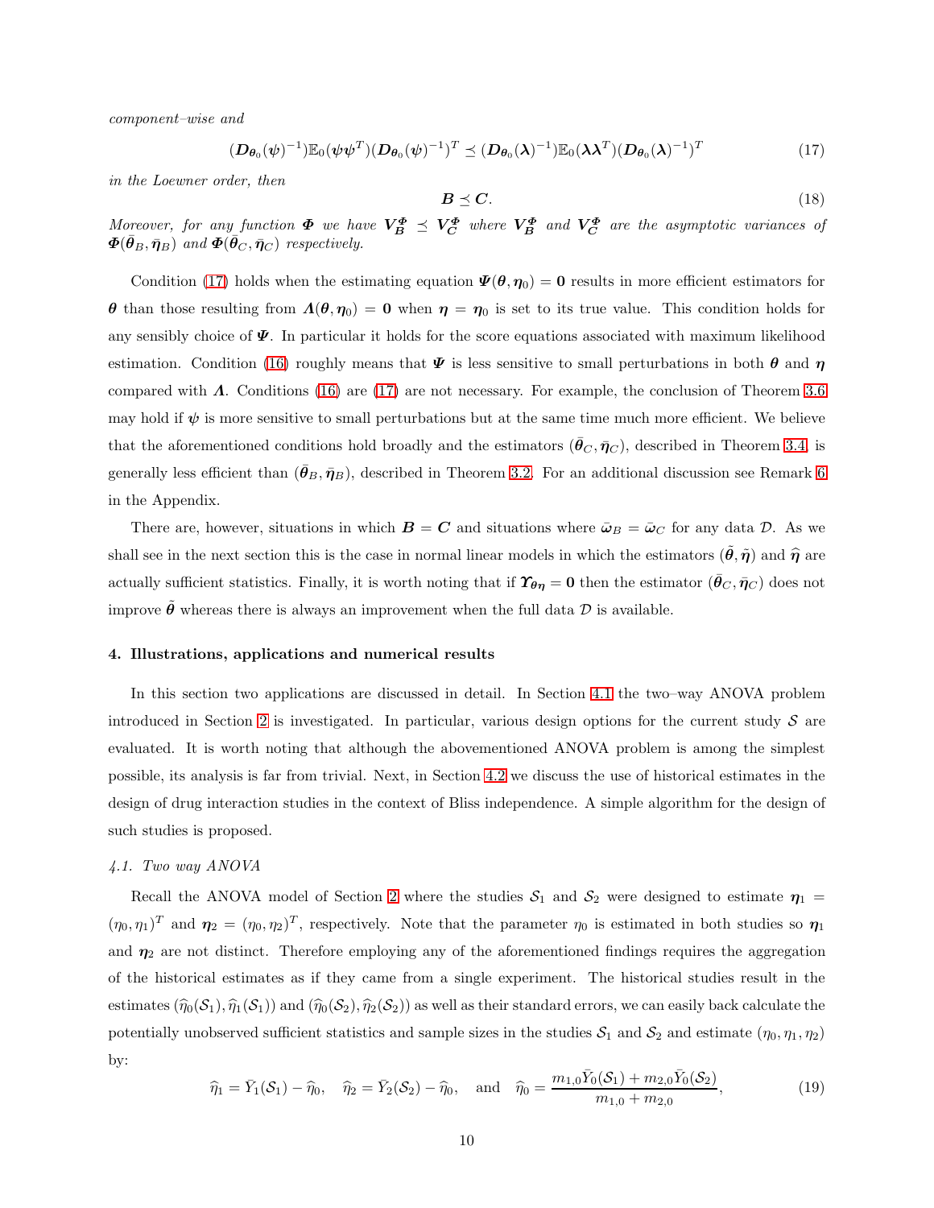*component–wise and*

$$(\boldsymbol{D}_{\boldsymbol{\theta}_0}(\boldsymbol{\psi})^{-1})\mathbb{E}_0(\boldsymbol{\psi}\boldsymbol{\psi}^T)(\boldsymbol{D}_{\boldsymbol{\theta}_0}(\boldsymbol{\psi})^{-1})^T \preceq (\boldsymbol{D}_{\boldsymbol{\theta}_0}(\boldsymbol{\lambda})^{-1})\mathbb{E}_0(\boldsymbol{\lambda}\boldsymbol{\lambda}^T)(\boldsymbol{D}_{\boldsymbol{\theta}_0}(\boldsymbol{\lambda})^{-1})^T \tag{17}$$

*in the Loewner order, then*

$$\boldsymbol{B} \preceq \boldsymbol{C}. \tag{18}$$

*Moreover, for any function $\boldsymbol{\Phi}$ we have $\boldsymbol{V}_{\boldsymbol{B}}^{\boldsymbol{\Phi}} \preceq \boldsymbol{V}_{\boldsymbol{C}}^{\boldsymbol{\Phi}}$ where $\boldsymbol{V}_{\boldsymbol{B}}^{\boldsymbol{\Phi}}$ and $\boldsymbol{V}_{\boldsymbol{C}}^{\boldsymbol{\Phi}}$ are the asymptotic variances of $\boldsymbol{\Phi}(\bar{\boldsymbol{\theta}}_B, \bar{\boldsymbol{\eta}}_B)$ and $\boldsymbol{\Phi}(\bar{\boldsymbol{\theta}}_C, \bar{\boldsymbol{\eta}}_C)$ respectively.*

Condition (17) holds when the estimating equation $\boldsymbol{\Psi}(\boldsymbol{\theta}, \boldsymbol{\eta}_0) = \boldsymbol{0}$ results in more efficient estimators for $\boldsymbol{\theta}$ than those resulting from $\boldsymbol{\Lambda}(\boldsymbol{\theta}, \boldsymbol{\eta}_0) = \boldsymbol{0}$ when $\boldsymbol{\eta} = \boldsymbol{\eta}_0$ is set to its true value. This condition holds for any sensibly choice of $\boldsymbol{\Psi}$. In particular it holds for the score equations associated with maximum likelihood estimation. Condition (16) roughly means that $\boldsymbol{\Psi}$ is less sensitive to small perturbations in both $\boldsymbol{\theta}$ and $\boldsymbol{\eta}$ compared with $\boldsymbol{\Lambda}$. Conditions (16) are (17) are not necessary. For example, the conclusion of Theorem 3.6 may hold if $\boldsymbol{\psi}$ is more sensitive to small perturbations but at the same time much more efficient. We believe that the aforementioned conditions hold broadly and the estimators $(\bar{\boldsymbol{\theta}}_C, \bar{\boldsymbol{\eta}}_C)$, described in Theorem 3.4, is generally less efficient than $(\bar{\boldsymbol{\theta}}_B, \bar{\boldsymbol{\eta}}_B)$, described in Theorem 3.2. For an additional discussion see Remark 6 in the Appendix.

There are, however, situations in which $\boldsymbol{B} = \boldsymbol{C}$ and situations where $\bar{\boldsymbol{\omega}}_B = \bar{\boldsymbol{\omega}}_C$ for any data $\mathcal{D}$. As we shall see in the next section this is the case in normal linear models in which the estimators $(\tilde{\boldsymbol{\theta}}, \tilde{\boldsymbol{\eta}})$ and $\widehat{\boldsymbol{\eta}}$ are actually sufficient statistics. Finally, it is worth noting that if $\boldsymbol{\Upsilon}_{\boldsymbol{\theta}\boldsymbol{\eta}} = \boldsymbol{0}$ then the estimator $(\bar{\boldsymbol{\theta}}_C, \bar{\boldsymbol{\eta}}_C)$ does not improve $\tilde{\boldsymbol{\theta}}$ whereas there is always an improvement when the full data $\mathcal{D}$ is available.

## 4. Illustrations, applications and numerical results

In this section two applications are discussed in detail. In Section 4.1 the two–way ANOVA problem introduced in Section 2 is investigated. In particular, various design options for the current study $\mathcal{S}$ are evaluated. It is worth noting that although the abovementioned ANOVA problem is among the simplest possible, its analysis is far from trivial. Next, in Section 4.2 we discuss the use of historical estimates in the design of drug interaction studies in the context of Bliss independence. A simple algorithm for the design of such studies is proposed.

### *4.1. Two way ANOVA*

Recall the ANOVA model of Section 2 where the studies $\mathcal{S}_1$ and $\mathcal{S}_2$ were designed to estimate $\boldsymbol{\eta}_1 = (\eta_0, \eta_1)^T$ and $\boldsymbol{\eta}_2 = (\eta_0, \eta_2)^T$, respectively. Note that the parameter $\eta_0$ is estimated in both studies so $\boldsymbol{\eta}_1$ and $\boldsymbol{\eta}_2$ are not distinct. Therefore employing any of the aforementioned findings requires the aggregation of the historical estimates as if they came from a single experiment. The historical studies result in the estimates $(\widehat{\eta}_0(\mathcal{S}_1), \widehat{\eta}_1(\mathcal{S}_1))$ and $(\widehat{\eta}_0(\mathcal{S}_2), \widehat{\eta}_2(\mathcal{S}_2))$ as well as their standard errors, we can easily back calculate the potentially unobserved sufficient statistics and sample sizes in the studies $\mathcal{S}_1$ and $\mathcal{S}_2$ and estimate $(\eta_0, \eta_1, \eta_2)$ by:

$$\widehat{\eta}_1 = \bar{Y}_1(\mathcal{S}_1) - \widehat{\eta}_0, \quad \widehat{\eta}_2 = \bar{Y}_2(\mathcal{S}_2) - \widehat{\eta}_0, \quad \text{and} \quad \widehat{\eta}_0 = \frac{m_{1,0}\bar{Y}_0(\mathcal{S}_1) + m_{2,0}\bar{Y}_0(\mathcal{S}_2)}{m_{1,0} + m_{2,0}}, \tag{19}$$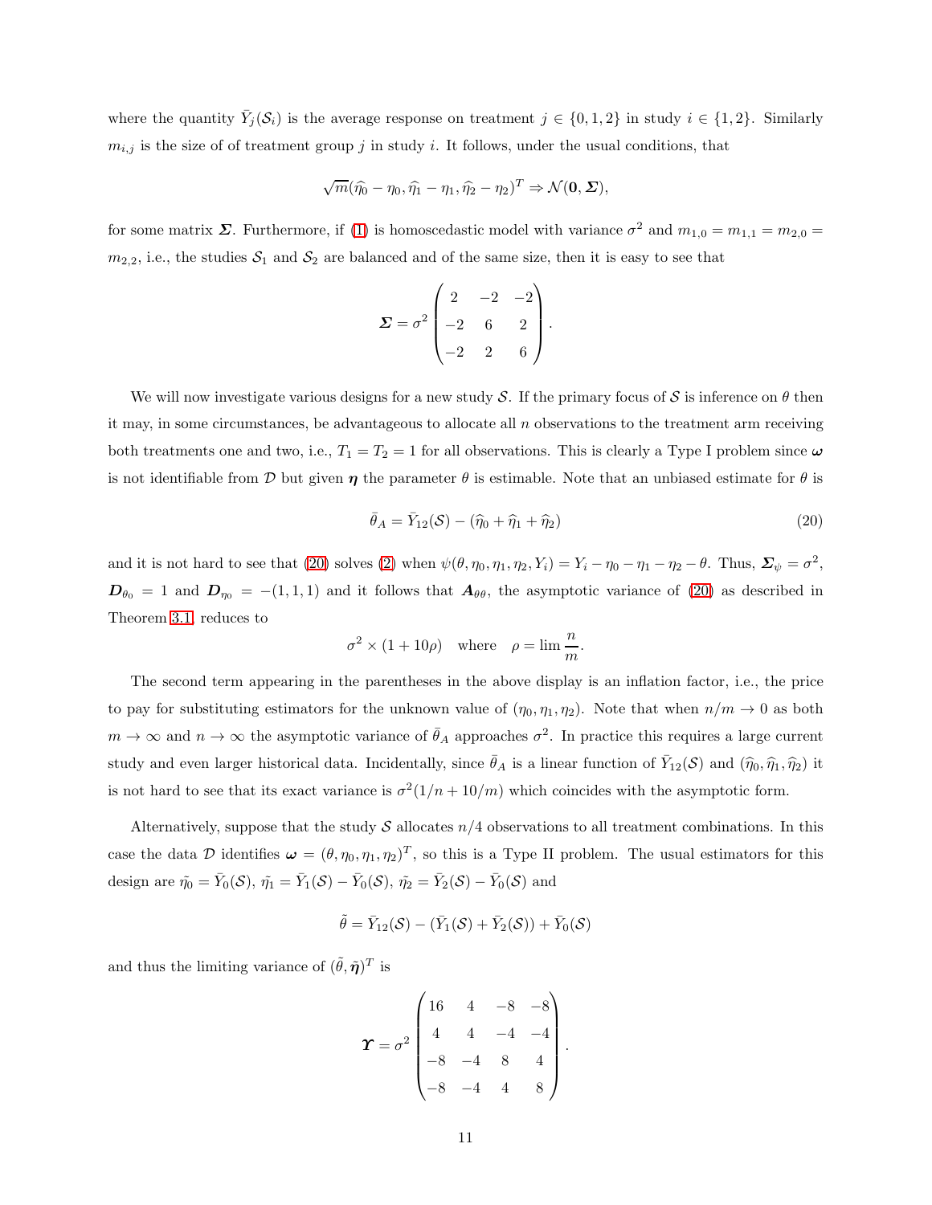where the quantity $\bar{Y}_j(\mathcal{S}_i)$ is the average response on treatment $j \in \{0, 1, 2\}$ in study $i \in \{1, 2\}$. Similarly $m_{i,j}$ is the size of of treatment group $j$ in study $i$. It follows, under the usual conditions, that

$$\sqrt{m}(\widehat{\eta}_0 - \eta_0, \widehat{\eta}_1 - \eta_1, \widehat{\eta}_2 - \eta_2)^T \Rightarrow \mathcal{N}(\mathbf{0}, \boldsymbol{\Sigma}),$$

for some matrix $\boldsymbol{\Sigma}$. Furthermore, if (1) is homoscedastic model with variance $\sigma^2$ and $m_{1,0} = m_{1,1} = m_{2,0} = m_{2,2}$, i.e., the studies $\mathcal{S}_1$ and $\mathcal{S}_2$ are balanced and of the same size, then it is easy to see that

$$\boldsymbol{\Sigma} = \sigma^2 \begin{pmatrix} 2 & -2 & -2 \\ -2 & 6 & 2 \\ -2 & 2 & 6 \end{pmatrix}.$$

We will now investigate various designs for a new study $\mathcal{S}$. If the primary focus of $\mathcal{S}$ is inference on $\theta$ then it may, in some circumstances, be advantageous to allocate all $n$ observations to the treatment arm receiving both treatments one and two, i.e., $T_1 = T_2 = 1$ for all observations. This is clearly a Type I problem since $\boldsymbol{\omega}$ is not identifiable from $\mathcal{D}$ but given $\boldsymbol{\eta}$ the parameter $\theta$ is estimable. Note that an unbiased estimate for $\theta$ is

$$\bar{\theta}_A = \bar{Y}_{12}(\mathcal{S}) - (\widehat{\eta}_0 + \widehat{\eta}_1 + \widehat{\eta}_2) \tag{20}$$

and it is not hard to see that (20) solves (2) when $\psi(\theta, \eta_0, \eta_1, \eta_2, Y_i) = Y_i - \eta_0 - \eta_1 - \eta_2 - \theta$. Thus, $\boldsymbol{\Sigma}_\psi = \sigma^2$, $\boldsymbol{D}_{\theta_0} = 1$ and $\boldsymbol{D}_{\eta_0} = -(1, 1, 1)$ and it follows that $\boldsymbol{A}_{\theta\theta}$, the asymptotic variance of (20) as described in Theorem 3.1, reduces to

$$\sigma^2 \times (1 + 10\rho) \quad \text{where} \quad \rho = \lim \frac{n}{m}.$$

The second term appearing in the parentheses in the above display is an inflation factor, i.e., the price to pay for substituting estimators for the unknown value of $(\eta_0, \eta_1, \eta_2)$. Note that when $n/m \to 0$ as both $m \to \infty$ and $n \to \infty$ the asymptotic variance of $\bar{\theta}_A$ approaches $\sigma^2$. In practice this requires a large current study and even larger historical data. Incidentally, since $\bar{\theta}_A$ is a linear function of $\bar{Y}_{12}(\mathcal{S})$ and $(\widehat{\eta}_0, \widehat{\eta}_1, \widehat{\eta}_2)$ it is not hard to see that its exact variance is $\sigma^2(1/n + 10/m)$ which coincides with the asymptotic form.

Alternatively, suppose that the study $\mathcal{S}$ allocates $n/4$ observations to all treatment combinations. In this case the data $\mathcal{D}$ identifies $\boldsymbol{\omega} = (\theta, \eta_0, \eta_1, \eta_2)^T$, so this is a Type II problem. The usual estimators for this design are $\tilde{\eta}_0 = \bar{Y}_0(\mathcal{S})$, $\tilde{\eta}_1 = \bar{Y}_1(\mathcal{S}) - \bar{Y}_0(\mathcal{S})$, $\tilde{\eta}_2 = \bar{Y}_2(\mathcal{S}) - \bar{Y}_0(\mathcal{S})$ and

$$\tilde{\theta} = \bar{Y}_{12}(\mathcal{S}) - (\bar{Y}_1(\mathcal{S}) + \bar{Y}_2(\mathcal{S})) + \bar{Y}_0(\mathcal{S})$$

and thus the limiting variance of $(\tilde{\theta}, \tilde{\boldsymbol{\eta}})^T$ is

$$\boldsymbol{\Upsilon} = \sigma^2 \begin{pmatrix} 16 & 4 & -8 & -8 \\ 4 & 4 & -4 & -4 \\ -8 & -4 & 8 & 4 \\ -8 & -4 & 4 & 8 \end{pmatrix}.$$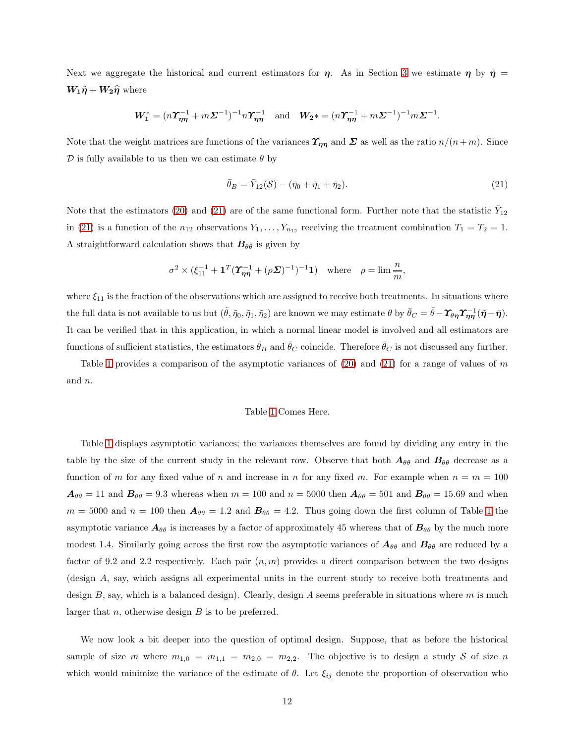Next we aggregate the historical and current estimators for $\boldsymbol{\eta}$. As in Section 3 we estimate $\boldsymbol{\eta}$ by $\bar{\boldsymbol{\eta}} = \boldsymbol{W_1}\tilde{\boldsymbol{\eta}} + \boldsymbol{W_2}\widehat{\boldsymbol{\eta}}$ where

$$\boldsymbol{W}_{\mathbf{1}}^{*} = (n\boldsymbol{\Upsilon}_{\boldsymbol{\eta\eta}}^{-1} + m\boldsymbol{\Sigma}^{-1})^{-1} n\boldsymbol{\Upsilon}_{\boldsymbol{\eta\eta}}^{-1} \quad \text{and} \quad \boldsymbol{W_2}* = (n\boldsymbol{\Upsilon}_{\boldsymbol{\eta\eta}}^{-1} + m\boldsymbol{\Sigma}^{-1})^{-1} m\boldsymbol{\Sigma}^{-1}.$$

Note that the weight matrices are functions of the variances $\boldsymbol{\Upsilon}_{\boldsymbol{\eta\eta}}$ and $\boldsymbol{\Sigma}$ as well as the ratio $n/(n+m)$. Since $\mathcal{D}$ is fully available to us then we can estimate $\theta$ by

$$\bar{\theta}_B = \bar{Y}_{12}(\mathcal{S}) - (\bar{\eta}_0 + \bar{\eta}_1 + \bar{\eta}_2). \tag{21}$$

Note that the estimators (20) and (21) are of the same functional form. Further note that the statistic $\bar{Y}_{12}$ in (21) is a function of the $n_{12}$ observations $Y_1, \ldots, Y_{n_{12}}$ receiving the treatment combination $T_1 = T_2 = 1$. A straightforward calculation shows that $\boldsymbol{B}_{\theta\theta}$ is given by

$$\sigma^2 \times (\xi_{11}^{-1} + \mathbf{1}^T(\boldsymbol{\Upsilon}_{\boldsymbol{\eta\eta}}^{-1} + (\rho\boldsymbol{\Sigma})^{-1})^{-1}\mathbf{1}) \quad \text{where} \quad \rho = \lim \frac{n}{m},$$

where $\xi_{11}$ is the fraction of the observations which are assigned to receive both treatments. In situations where the full data is not available to us but $(\tilde{\theta}, \tilde{\eta}_0, \tilde{\eta}_1, \tilde{\eta}_2)$ are known we may estimate $\theta$ by $\bar{\theta}_C = \tilde{\theta} - \boldsymbol{\Upsilon}_{\theta\boldsymbol{\eta}}\boldsymbol{\Upsilon}_{\boldsymbol{\eta\eta}}^{-1}(\tilde{\boldsymbol{\eta}} - \bar{\boldsymbol{\eta}})$. It can be verified that in this application, in which a normal linear model is involved and all estimators are functions of sufficient statistics, the estimators $\bar{\theta}_B$ and $\bar{\theta}_C$ coincide. Therefore $\bar{\theta}_C$ is not discussed any further.

Table 1 provides a comparison of the asymptotic variances of (20) and (21) for a range of values of $m$ and $n$.

Table 1 Comes Here.

Table 1 displays asymptotic variances; the variances themselves are found by dividing any entry in the table by the size of the current study in the relevant row. Observe that both $\boldsymbol{A}_{\theta\theta}$ and $\boldsymbol{B}_{\theta\theta}$ decrease as a function of $m$ for any fixed value of $n$ and increase in $n$ for any fixed $m$. For example when $n = m = 100$ $\boldsymbol{A}_{\theta\theta} = 11$ and $\boldsymbol{B}_{\theta\theta} = 9.3$ whereas when $m = 100$ and $n = 5000$ then $\boldsymbol{A}_{\theta\theta} = 501$ and $\boldsymbol{B}_{\theta\theta} = 15.69$ and when $m = 5000$ and $n = 100$ then $\boldsymbol{A}_{\theta\theta} = 1.2$ and $\boldsymbol{B}_{\theta\theta} = 4.2$. Thus going down the first column of Table 1 the asymptotic variance $\boldsymbol{A}_{\theta\theta}$ is increases by a factor of approximately 45 whereas that of $\boldsymbol{B}_{\theta\theta}$ by the much more modest 1.4. Similarly going across the first row the asymptotic variances of $\boldsymbol{A}_{\theta\theta}$ and $\boldsymbol{B}_{\theta\theta}$ are reduced by a factor of 9.2 and 2.2 respectively. Each pair $(n, m)$ provides a direct comparison between the two designs (design $A$, say, which assigns all experimental units in the current study to receive both treatments and design $B$, say, which is a balanced design). Clearly, design $A$ seems preferable in situations where $m$ is much larger that $n$, otherwise design $B$ is to be preferred.

We now look a bit deeper into the question of optimal design. Suppose, that as before the historical sample of size $m$ where $m_{1,0} = m_{1,1} = m_{2,0} = m_{2,2}$. The objective is to design a study $\mathcal{S}$ of size $n$ which would minimize the variance of the estimate of $\theta$. Let $\xi_{ij}$ denote the proportion of observation who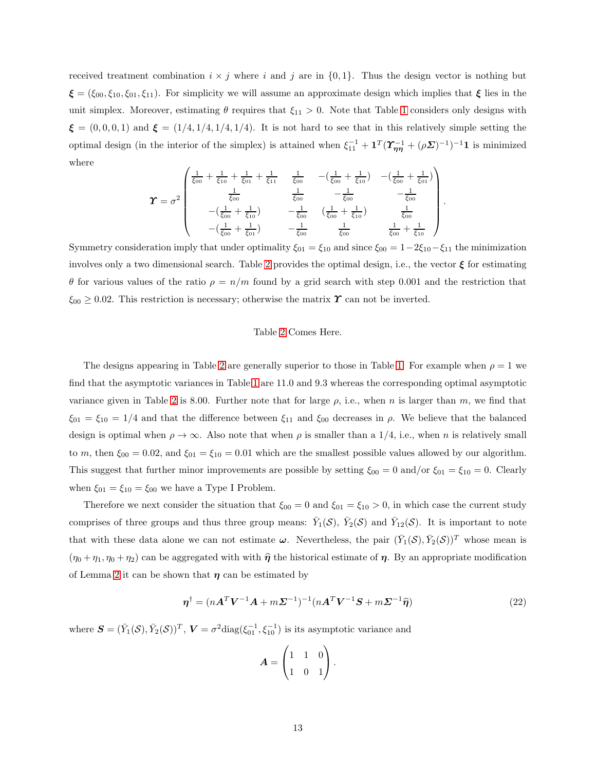received treatment combination $i \times j$ where $i$ and $j$ are in $\{0, 1\}$. Thus the design vector is nothing but $\boldsymbol{\xi} = (\xi_{00}, \xi_{10}, \xi_{01}, \xi_{11})$. For simplicity we will assume an approximate design which implies that $\boldsymbol{\xi}$ lies in the unit simplex. Moreover, estimating $\theta$ requires that $\xi_{11} > 0$. Note that Table 1 considers only designs with $\boldsymbol{\xi} = (0, 0, 0, 1)$ and $\boldsymbol{\xi} = (1/4, 1/4, 1/4, 1/4)$. It is not hard to see that in this relatively simple setting the optimal design (in the interior of the simplex) is attained when $\xi_{11}^{-1} + \mathbf{1}^T(\boldsymbol{\Upsilon}_{\boldsymbol{\eta}\boldsymbol{\eta}}^{-1} + (\rho\boldsymbol{\Sigma})^{-1})^{-1}\mathbf{1}$ is minimized where

$$\boldsymbol{\Upsilon} = \sigma^2 \begin{pmatrix} \frac{1}{\xi_{00}} + \frac{1}{\xi_{10}} + \frac{1}{\xi_{01}} + \frac{1}{\xi_{11}} & \frac{1}{\xi_{00}} & -(\frac{1}{\xi_{00}} + \frac{1}{\xi_{10}}) & -(\frac{1}{\xi_{00}} + \frac{1}{\xi_{01}}) \\ \frac{1}{\xi_{00}} & \frac{1}{\xi_{00}} & -\frac{1}{\xi_{00}} & -\frac{1}{\xi_{00}} \\ -(\frac{1}{\xi_{00}} + \frac{1}{\xi_{10}}) & -\frac{1}{\xi_{00}} & (\frac{1}{\xi_{00}} + \frac{1}{\xi_{10}}) & \frac{1}{\xi_{00}} \\ -(\frac{1}{\xi_{00}} + \frac{1}{\xi_{01}}) & -\frac{1}{\xi_{00}} & \frac{1}{\xi_{00}} & \frac{1}{\xi_{00}} + \frac{1}{\xi_{10}} \end{pmatrix}.$$

Symmetry consideration imply that under optimality $\xi_{01} = \xi_{10}$ and since $\xi_{00} = 1 - 2\xi_{10} - \xi_{11}$ the minimization involves only a two dimensional search. Table 2 provides the optimal design, i.e., the vector $\boldsymbol{\xi}$ for estimating $\theta$ for various values of the ratio $\rho = n/m$ found by a grid search with step 0.001 and the restriction that $\xi_{00} \geq 0.02$. This restriction is necessary; otherwise the matrix $\boldsymbol{\Upsilon}$ can not be inverted.

Table 2 Comes Here.

The designs appearing in Table 2 are generally superior to those in Table 1. For example when $\rho = 1$ we find that the asymptotic variances in Table 1 are 11.0 and 9.3 whereas the corresponding optimal asymptotic variance given in Table 2 is 8.00. Further note that for large $\rho$, i.e., when $n$ is larger than $m$, we find that $\xi_{01} = \xi_{10} = 1/4$ and that the difference between $\xi_{11}$ and $\xi_{00}$ decreases in $\rho$. We believe that the balanced design is optimal when $\rho \to \infty$. Also note that when $\rho$ is smaller than a 1/4, i.e., when $n$ is relatively small to $m$, then $\xi_{00} = 0.02$, and $\xi_{01} = \xi_{10} = 0.01$ which are the smallest possible values allowed by our algorithm. This suggest that further minor improvements are possible by setting $\xi_{00} = 0$ and/or $\xi_{01} = \xi_{10} = 0$. Clearly when $\xi_{01} = \xi_{10} = \xi_{00}$ we have a Type I Problem.

Therefore we next consider the situation that $\xi_{00} = 0$ and $\xi_{01} = \xi_{10} > 0$, in which case the current study comprises of three groups and thus three group means: $\bar{Y}_1(\mathcal{S})$, $\bar{Y}_2(\mathcal{S})$ and $\bar{Y}_{12}(\mathcal{S})$. It is important to note that with these data alone we can not estimate $\boldsymbol{\omega}$. Nevertheless, the pair $(\bar{Y}_1(\mathcal{S}), \bar{Y}_2(\mathcal{S}))^T$ whose mean is $(\eta_0 + \eta_1, \eta_0 + \eta_2)$ can be aggregated with with $\widehat{\boldsymbol{\eta}}$ the historical estimate of $\boldsymbol{\eta}$. By an appropriate modification of Lemma 2 it can be shown that $\boldsymbol{\eta}$ can be estimated by

$$\boldsymbol{\eta}^{\dagger} = (n\boldsymbol{A}^T\boldsymbol{V}^{-1}\boldsymbol{A} + m\boldsymbol{\Sigma}^{-1})^{-1}(n\boldsymbol{A}^T\boldsymbol{V}^{-1}\boldsymbol{S} + m\boldsymbol{\Sigma}^{-1}\widehat{\boldsymbol{\eta}}) \tag{22}$$

where $\boldsymbol{S} = (\bar{Y}_1(\mathcal{S}), \bar{Y}_2(\mathcal{S}))^T$, $\boldsymbol{V} = \sigma^2 \text{diag}(\xi_{01}^{-1}, \xi_{10}^{-1})$ is its asymptotic variance and

$$\boldsymbol{A} = \begin{pmatrix} 1 & 1 & 0 \\ 1 & 0 & 1 \end{pmatrix}.$$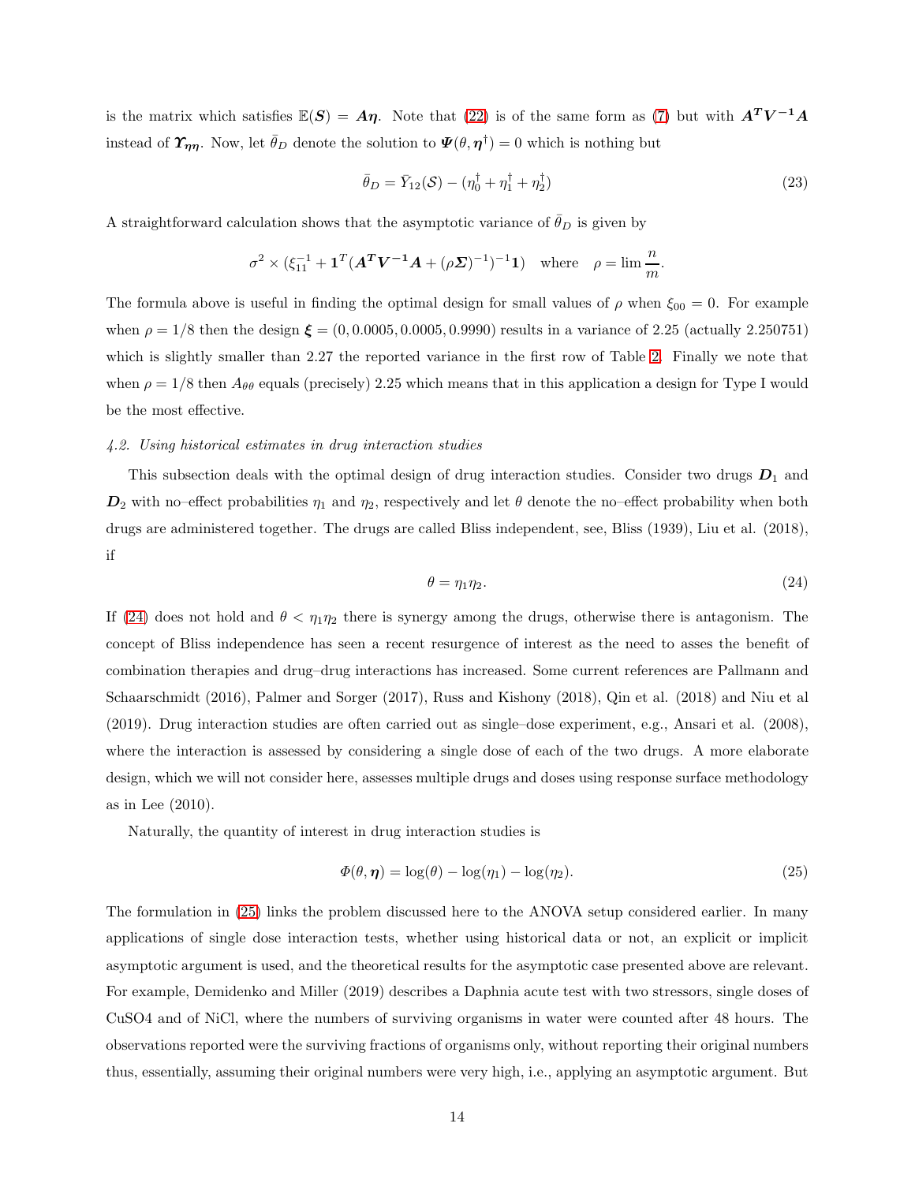is the matrix which satisfies $\mathbb{E}(\boldsymbol{S}) = \boldsymbol{A}\boldsymbol{\eta}$. Note that (22) is of the same form as (7) but with $\boldsymbol{A^T V^{-1} A}$ instead of $\boldsymbol{\Upsilon_{\eta\eta}}$. Now, let $\bar{\theta}_D$ denote the solution to $\boldsymbol{\Psi}(\theta, \boldsymbol{\eta}^\dagger) = 0$ which is nothing but

$$\bar{\theta}_D = \bar{Y}_{12}(\mathcal{S}) - (\eta_0^\dagger + \eta_1^\dagger + \eta_2^\dagger) \tag{23}$$

A straightforward calculation shows that the asymptotic variance of $\bar{\theta}_D$ is given by

$$\sigma^2 \times (\xi_{11}^{-1} + \mathbf{1}^T(\boldsymbol{A^T V^{-1} A} + (\rho\boldsymbol{\Sigma})^{-1})^{-1}\mathbf{1}) \quad \text{where} \quad \rho = \lim \frac{n}{m}.$$

The formula above is useful in finding the optimal design for small values of $\rho$ when $\xi_{00} = 0$. For example when $\rho = 1/8$ then the design $\boldsymbol{\xi} = (0, 0.0005, 0.0005, 0.9990)$ results in a variance of 2.25 (actually 2.250751) which is slightly smaller than 2.27 the reported variance in the first row of Table 2. Finally we note that when $\rho = 1/8$ then $A_{\theta\theta}$ equals (precisely) 2.25 which means that in this application a design for Type I would be the most effective.

### *4.2. Using historical estimates in drug interaction studies*

This subsection deals with the optimal design of drug interaction studies. Consider two drugs $\boldsymbol{D}_1$ and $\boldsymbol{D}_2$ with no–effect probabilities $\eta_1$ and $\eta_2$, respectively and let $\theta$ denote the no–effect probability when both drugs are administered together. The drugs are called Bliss independent, see, Bliss (1939), Liu et al. (2018), if

$$\theta = \eta_1\eta_2. \tag{24}$$

If (24) does not hold and $\theta < \eta_1\eta_2$ there is synergy among the drugs, otherwise there is antagonism. The concept of Bliss independence has seen a recent resurgence of interest as the need to asses the benefit of combination therapies and drug–drug interactions has increased. Some current references are Pallmann and Schaarschmidt (2016), Palmer and Sorger (2017), Russ and Kishony (2018), Qin et al. (2018) and Niu et al (2019). Drug interaction studies are often carried out as single–dose experiment, e.g., Ansari et al. (2008), where the interaction is assessed by considering a single dose of each of the two drugs. A more elaborate design, which we will not consider here, assesses multiple drugs and doses using response surface methodology as in Lee (2010).

Naturally, the quantity of interest in drug interaction studies is

$$\Phi(\theta, \boldsymbol{\eta}) = \log(\theta) - \log(\eta_1) - \log(\eta_2). \tag{25}$$

The formulation in (25) links the problem discussed here to the ANOVA setup considered earlier. In many applications of single dose interaction tests, whether using historical data or not, an explicit or implicit asymptotic argument is used, and the theoretical results for the asymptotic case presented above are relevant. For example, Demidenko and Miller (2019) describes a Daphnia acute test with two stressors, single doses of CuSO4 and of NiCl, where the numbers of surviving organisms in water were counted after 48 hours. The observations reported were the surviving fractions of organisms only, without reporting their original numbers thus, essentially, assuming their original numbers were very high, i.e., applying an asymptotic argument. But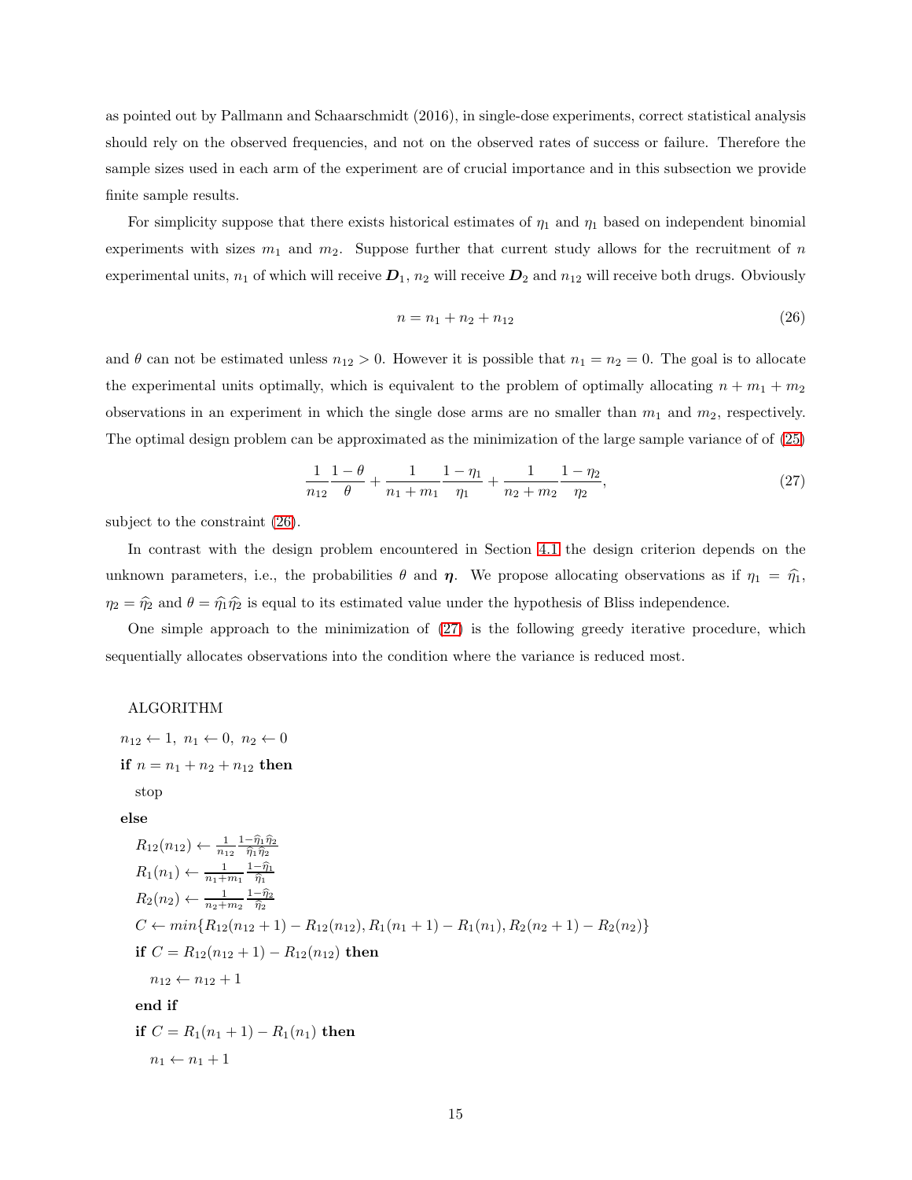as pointed out by Pallmann and Schaarschmidt (2016), in single-dose experiments, correct statistical analysis should rely on the observed frequencies, and not on the observed rates of success or failure. Therefore the sample sizes used in each arm of the experiment are of crucial importance and in this subsection we provide finite sample results.

For simplicity suppose that there exists historical estimates of $\eta_1$ and $\eta_1$ based on independent binomial experiments with sizes $m_1$ and $m_2$. Suppose further that current study allows for the recruitment of $n$ experimental units, $n_1$ of which will receive $\boldsymbol{D}_1$, $n_2$ will receive $\boldsymbol{D}_2$ and $n_{12}$ will receive both drugs. Obviously

$$n = n_1 + n_2 + n_{12} \tag{26}$$

and $\theta$ can not be estimated unless $n_{12} > 0$. However it is possible that $n_1 = n_2 = 0$. The goal is to allocate the experimental units optimally, which is equivalent to the problem of optimally allocating $n + m_1 + m_2$ observations in an experiment in which the single dose arms are no smaller than $m_1$ and $m_2$, respectively. The optimal design problem can be approximated as the minimization of the large sample variance of of (25)

$$\frac{1}{n_{12}}\frac{1-\theta}{\theta} + \frac{1}{n_1+m_1}\frac{1-\eta_1}{\eta_1} + \frac{1}{n_2+m_2}\frac{1-\eta_2}{\eta_2}, \tag{27}$$

subject to the constraint (26).

In contrast with the design problem encountered in Section 4.1 the design criterion depends on the unknown parameters, i.e., the probabilities $\theta$ and $\boldsymbol{\eta}$. We propose allocating observations as if $\eta_1 = \widehat{\eta}_1$, $\eta_2 = \widehat{\eta}_2$ and $\theta = \widehat{\eta}_1\widehat{\eta}_2$ is equal to its estimated value under the hypothesis of Bliss independence.

One simple approach to the minimization of (27) is the following greedy iterative procedure, which sequentially allocates observations into the condition where the variance is reduced most.

ALGORITHM

$n_{12} \leftarrow 1,\ n_1 \leftarrow 0,\ n_2 \leftarrow 0$

**if** $n = n_1 + n_2 + n_{12}$ **then**

  stop

**else**

  $R_{12}(n_{12}) \leftarrow \frac{1}{n_{12}}\frac{1-\widehat{\eta}_1\widehat{\eta}_2}{\widehat{\eta}_1\widehat{\eta}_2}$

  $R_1(n_1) \leftarrow \frac{1}{n_1+m_1}\frac{1-\widehat{\eta}_1}{\widehat{\eta}_1}$

  $R_2(n_2) \leftarrow \frac{1}{n_2+m_2}\frac{1-\widehat{\eta}_2}{\widehat{\eta}_2}$

  $C \leftarrow min\{R_{12}(n_{12}+1) - R_{12}(n_{12}), R_1(n_1+1) - R_1(n_1), R_2(n_2+1) - R_2(n_2)\}$

  **if** $C = R_{12}(n_{12}+1) - R_{12}(n_{12})$ **then**

    $n_{12} \leftarrow n_{12} + 1$

  **end if**

  **if** $C = R_1(n_1+1) - R_1(n_1)$ **then**

    $n_1 \leftarrow n_1 + 1$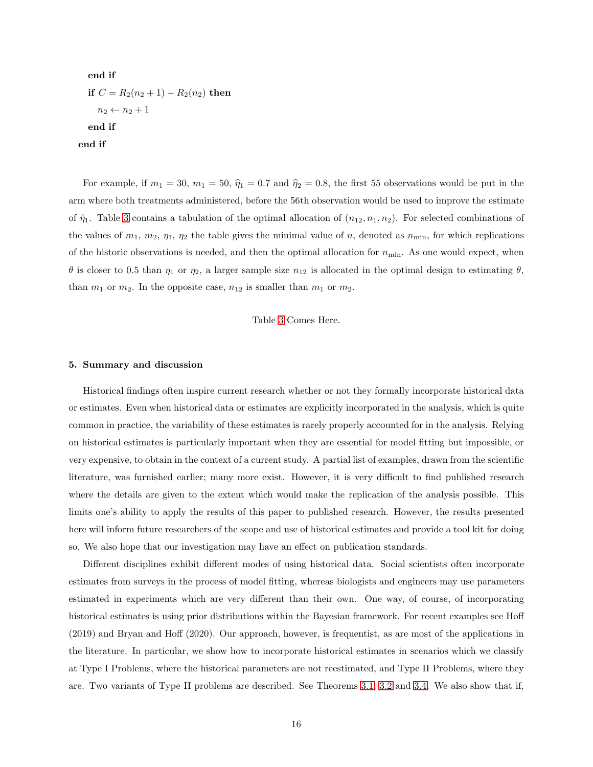```
    end if
    if C = R_2(n_2 + 1) − R_2(n_2) then
        n_2 ← n_2 + 1
    end if
end if
```

For example, if $m_1 = 30$, $m_1 = 50$, $\widehat{\eta}_1 = 0.7$ and $\widehat{\eta}_2 = 0.8$, the first 55 observations would be put in the arm where both treatments administered, before the 56th observation would be used to improve the estimate of $\hat{\eta}_1$. Table 3 contains a tabulation of the optimal allocation of $(n_{12}, n_1, n_2)$. For selected combinations of the values of $m_1$, $m_2$, $\eta_1$, $\eta_2$ the table gives the minimal value of $n$, denoted as $n_{\min}$, for which replications of the historic observations is needed, and then the optimal allocation for $n_{\min}$. As one would expect, when $\theta$ is closer to 0.5 than $\eta_1$ or $\eta_2$, a larger sample size $n_{12}$ is allocated in the optimal design to estimating $\theta$, than $m_1$ or $m_2$. In the opposite case, $n_{12}$ is smaller than $m_1$ or $m_2$.

Table 3 Comes Here.

## 5. Summary and discussion

Historical findings often inspire current research whether or not they formally incorporate historical data or estimates. Even when historical data or estimates are explicitly incorporated in the analysis, which is quite common in practice, the variability of these estimates is rarely properly accounted for in the analysis. Relying on historical estimates is particularly important when they are essential for model fitting but impossible, or very expensive, to obtain in the context of a current study. A partial list of examples, drawn from the scientific literature, was furnished earlier; many more exist. However, it is very difficult to find published research where the details are given to the extent which would make the replication of the analysis possible. This limits one's ability to apply the results of this paper to published research. However, the results presented here will inform future researchers of the scope and use of historical estimates and provide a tool kit for doing so. We also hope that our investigation may have an effect on publication standards.

Different disciplines exhibit different modes of using historical data. Social scientists often incorporate estimates from surveys in the process of model fitting, whereas biologists and engineers may use parameters estimated in experiments which are very different than their own. One way, of course, of incorporating historical estimates is using prior distributions within the Bayesian framework. For recent examples see Hoff (2019) and Bryan and Hoff (2020). Our approach, however, is frequentist, as are most of the applications in the literature. In particular, we show how to incorporate historical estimates in scenarios which we classify at Type I Problems, where the historical parameters are not reestimated, and Type II Problems, where they are. Two variants of Type II problems are described. See Theorems 3.1, 3.2 and 3.4. We also show that if,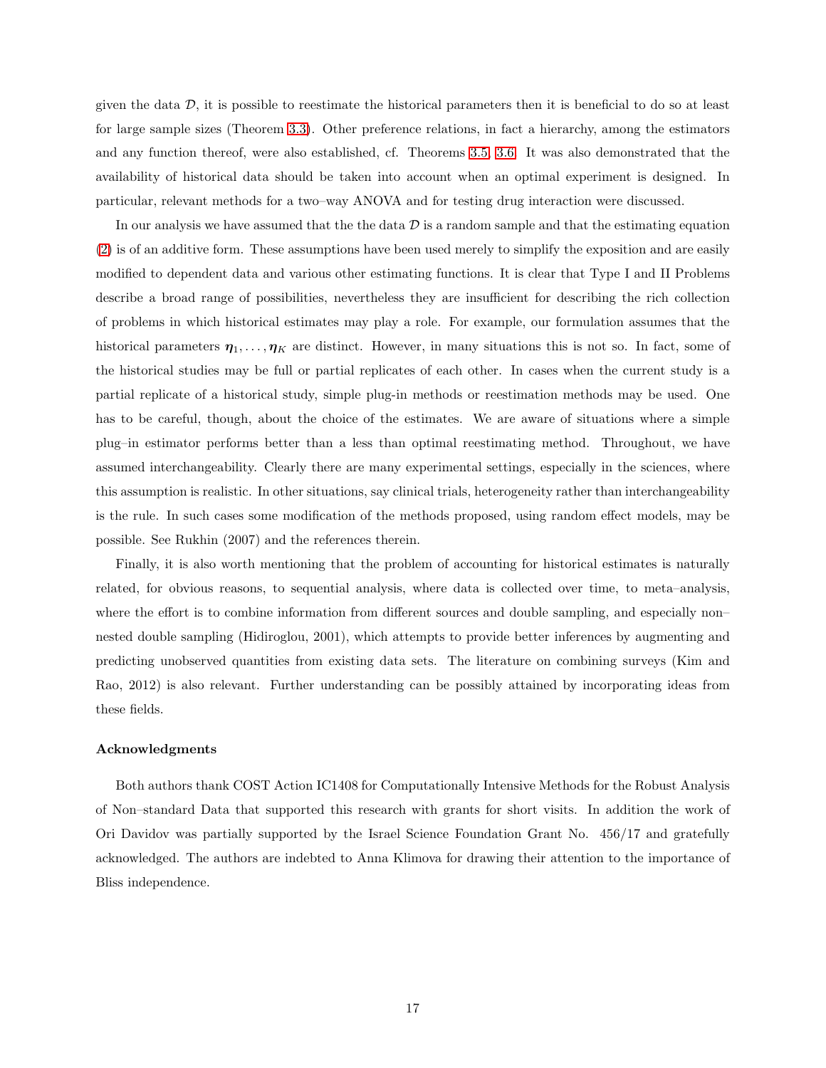given the data $\mathcal{D}$, it is possible to reestimate the historical parameters then it is beneficial to do so at least for large sample sizes (Theorem 3.3). Other preference relations, in fact a hierarchy, among the estimators and any function thereof, were also established, cf. Theorems 3.5, 3.6. It was also demonstrated that the availability of historical data should be taken into account when an optimal experiment is designed. In particular, relevant methods for a two–way ANOVA and for testing drug interaction were discussed.

In our analysis we have assumed that the the data $\mathcal{D}$ is a random sample and that the estimating equation (2) is of an additive form. These assumptions have been used merely to simplify the exposition and are easily modified to dependent data and various other estimating functions. It is clear that Type I and II Problems describe a broad range of possibilities, nevertheless they are insufficient for describing the rich collection of problems in which historical estimates may play a role. For example, our formulation assumes that the historical parameters $\boldsymbol{\eta}_1, \ldots, \boldsymbol{\eta}_K$ are distinct. However, in many situations this is not so. In fact, some of the historical studies may be full or partial replicates of each other. In cases when the current study is a partial replicate of a historical study, simple plug-in methods or reestimation methods may be used. One has to be careful, though, about the choice of the estimates. We are aware of situations where a simple plug–in estimator performs better than a less than optimal reestimating method. Throughout, we have assumed interchangeability. Clearly there are many experimental settings, especially in the sciences, where this assumption is realistic. In other situations, say clinical trials, heterogeneity rather than interchangeability is the rule. In such cases some modification of the methods proposed, using random effect models, may be possible. See Rukhin (2007) and the references therein.

Finally, it is also worth mentioning that the problem of accounting for historical estimates is naturally related, for obvious reasons, to sequential analysis, where data is collected over time, to meta–analysis, where the effort is to combine information from different sources and double sampling, and especially non–nested double sampling (Hidiroglou, 2001), which attempts to provide better inferences by augmenting and predicting unobserved quantities from existing data sets. The literature on combining surveys (Kim and Rao, 2012) is also relevant. Further understanding can be possibly attained by incorporating ideas from these fields.

### Acknowledgments

Both authors thank COST Action IC1408 for Computationally Intensive Methods for the Robust Analysis of Non–standard Data that supported this research with grants for short visits. In addition the work of Ori Davidov was partially supported by the Israel Science Foundation Grant No. 456/17 and gratefully acknowledged. The authors are indebted to Anna Klimova for drawing their attention to the importance of Bliss independence.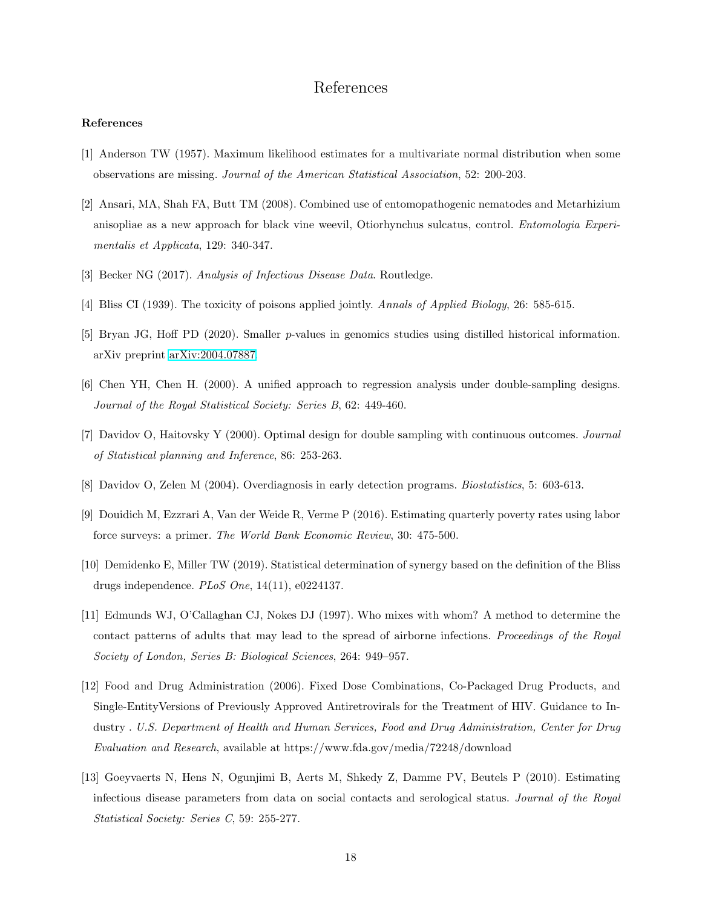# References

**References**

[1] Anderson TW (1957). Maximum likelihood estimates for a multivariate normal distribution when some observations are missing. *Journal of the American Statistical Association*, 52: 200-203.

[2] Ansari, MA, Shah FA, Butt TM (2008). Combined use of entomopathogenic nematodes and Metarhizium anisopliae as a new approach for black vine weevil, Otiorhynchus sulcatus, control. *Entomologia Experimentalis et Applicata*, 129: 340-347.

[3] Becker NG (2017). *Analysis of Infectious Disease Data*. Routledge.

[4] Bliss CI (1939). The toxicity of poisons applied jointly. *Annals of Applied Biology*, 26: 585-615.

[5] Bryan JG, Hoff PD (2020). Smaller *p*-values in genomics studies using distilled historical information. arXiv preprint arXiv:2004.07887.

[6] Chen YH, Chen H. (2000). A unified approach to regression analysis under double-sampling designs. *Journal of the Royal Statistical Society: Series B*, 62: 449-460.

[7] Davidov O, Haitovsky Y (2000). Optimal design for double sampling with continuous outcomes. *Journal of Statistical planning and Inference*, 86: 253-263.

[8] Davidov O, Zelen M (2004). Overdiagnosis in early detection programs. *Biostatistics*, 5: 603-613.

[9] Douidich M, Ezzrari A, Van der Weide R, Verme P (2016). Estimating quarterly poverty rates using labor force surveys: a primer. *The World Bank Economic Review*, 30: 475-500.

[10] Demidenko E, Miller TW (2019). Statistical determination of synergy based on the definition of the Bliss drugs independence. *PLoS One*, 14(11), e0224137.

[11] Edmunds WJ, O'Callaghan CJ, Nokes DJ (1997). Who mixes with whom? A method to determine the contact patterns of adults that may lead to the spread of airborne infections. *Proceedings of the Royal Society of London, Series B: Biological Sciences*, 264: 949–957.

[12] Food and Drug Administration (2006). Fixed Dose Combinations, Co-Packaged Drug Products, and Single-EntityVersions of Previously Approved Antiretrovirals for the Treatment of HIV. Guidance to Industry . *U.S. Department of Health and Human Services, Food and Drug Administration, Center for Drug Evaluation and Research*, available at https://www.fda.gov/media/72248/download

[13] Goeyvaerts N, Hens N, Ogunjimi B, Aerts M, Shkedy Z, Damme PV, Beutels P (2010). Estimating infectious disease parameters from data on social contacts and serological status. *Journal of the Royal Statistical Society: Series C*, 59: 255-277.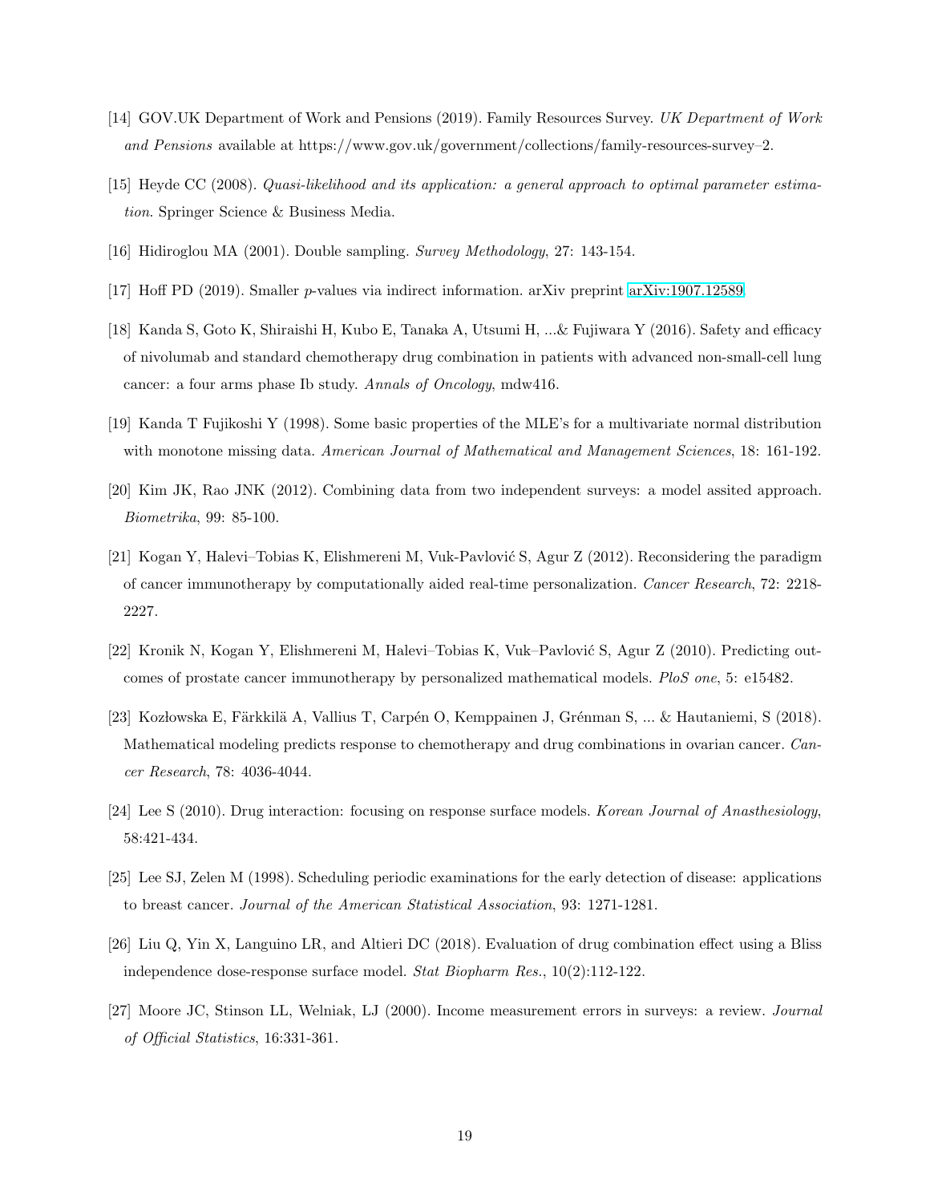[14] GOV.UK Department of Work and Pensions (2019). Family Resources Survey. *UK Department of Work and Pensions* available at https://www.gov.uk/government/collections/family-resources-survey–2.

[15] Heyde CC (2008). *Quasi-likelihood and its application: a general approach to optimal parameter estimation*. Springer Science & Business Media.

[16] Hidiroglou MA (2001). Double sampling. *Survey Methodology*, 27: 143-154.

[17] Hoff PD (2019). Smaller $p$-values via indirect information. arXiv preprint arXiv:1907.12589

[18] Kanda S, Goto K, Shiraishi H, Kubo E, Tanaka A, Utsumi H, ...& Fujiwara Y (2016). Safety and efficacy of nivolumab and standard chemotherapy drug combination in patients with advanced non-small-cell lung cancer: a four arms phase Ib study. *Annals of Oncology*, mdw416.

[19] Kanda T Fujikoshi Y (1998). Some basic properties of the MLE's for a multivariate normal distribution with monotone missing data. *American Journal of Mathematical and Management Sciences*, 18: 161-192.

[20] Kim JK, Rao JNK (2012). Combining data from two independent surveys: a model assited approach. *Biometrika*, 99: 85-100.

[21] Kogan Y, Halevi–Tobias K, Elishmereni M, Vuk-Pavlović S, Agur Z (2012). Reconsidering the paradigm of cancer immunotherapy by computationally aided real-time personalization. *Cancer Research*, 72: 2218-2227.

[22] Kronik N, Kogan Y, Elishmereni M, Halevi–Tobias K, Vuk–Pavlović S, Agur Z (2010). Predicting outcomes of prostate cancer immunotherapy by personalized mathematical models. *PloS one*, 5: e15482.

[23] Kozłowska E, Färkkilä A, Vallius T, Carpén O, Kemppainen J, Grénman S, ... & Hautaniemi, S (2018). Mathematical modeling predicts response to chemotherapy and drug combinations in ovarian cancer. *Cancer Research*, 78: 4036-4044.

[24] Lee S (2010). Drug interaction: focusing on response surface models. *Korean Journal of Anasthesiology*, 58:421-434.

[25] Lee SJ, Zelen M (1998). Scheduling periodic examinations for the early detection of disease: applications to breast cancer. *Journal of the American Statistical Association*, 93: 1271-1281.

[26] Liu Q, Yin X, Languino LR, and Altieri DC (2018). Evaluation of drug combination effect using a Bliss independence dose-response surface model. *Stat Biopharm Res.*, 10(2):112-122.

[27] Moore JC, Stinson LL, Welniak, LJ (2000). Income measurement errors in surveys: a review. *Journal of Official Statistics*, 16:331-361.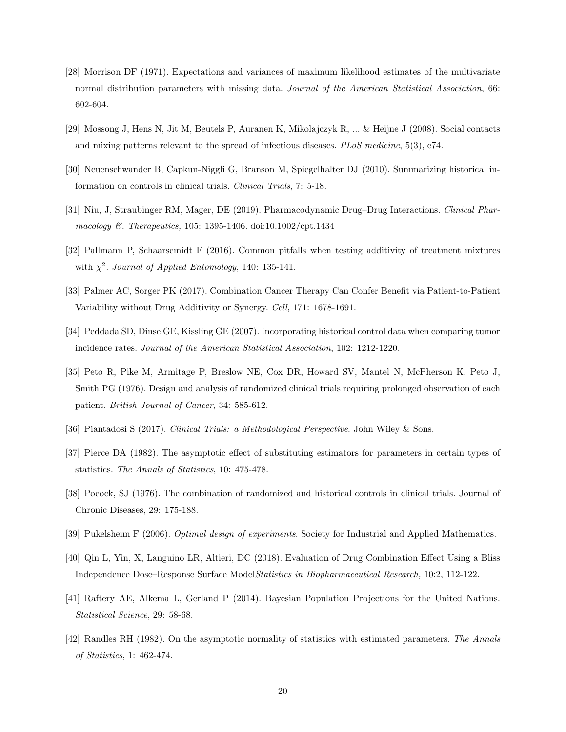[28] Morrison DF (1971). Expectations and variances of maximum likelihood estimates of the multivariate normal distribution parameters with missing data. *Journal of the American Statistical Association*, 66: 602-604.

[29] Mossong J, Hens N, Jit M, Beutels P, Auranen K, Mikolajczyk R, ... & Heijne J (2008). Social contacts and mixing patterns relevant to the spread of infectious diseases. *PLoS medicine*, 5(3), e74.

[30] Neuenschwander B, Capkun-Niggli G, Branson M, Spiegelhalter DJ (2010). Summarizing historical information on controls in clinical trials. *Clinical Trials*, 7: 5-18.

[31] Niu, J, Straubinger RM, Mager, DE (2019). Pharmacodynamic Drug–Drug Interactions. *Clinical Pharmacology &. Therapeutics,* 105: 1395-1406. doi:10.1002/cpt.1434

[32] Pallmann P, Schaarscmidt F (2016). Common pitfalls when testing additivity of treatment mixtures with $\chi^2$. *Journal of Applied Entomology*, 140: 135-141.

[33] Palmer AC, Sorger PK (2017). Combination Cancer Therapy Can Confer Benefit via Patient-to-Patient Variability without Drug Additivity or Synergy. *Cell*, 171: 1678-1691.

[34] Peddada SD, Dinse GE, Kissling GE (2007). Incorporating historical control data when comparing tumor incidence rates. *Journal of the American Statistical Association*, 102: 1212-1220.

[35] Peto R, Pike M, Armitage P, Breslow NE, Cox DR, Howard SV, Mantel N, McPherson K, Peto J, Smith PG (1976). Design and analysis of randomized clinical trials requiring prolonged observation of each patient. *British Journal of Cancer*, 34: 585-612.

[36] Piantadosi S (2017). *Clinical Trials: a Methodological Perspective*. John Wiley & Sons.

[37] Pierce DA (1982). The asymptotic effect of substituting estimators for parameters in certain types of statistics. *The Annals of Statistics*, 10: 475-478.

[38] Pocock, SJ (1976). The combination of randomized and historical controls in clinical trials. Journal of Chronic Diseases, 29: 175-188.

[39] Pukelsheim F (2006). *Optimal design of experiments*. Society for Industrial and Applied Mathematics.

[40] Qin L, Yin, X, Languino LR, Altieri, DC (2018). Evaluation of Drug Combination Effect Using a Bliss Independence Dose–Response Surface Model*Statistics in Biopharmaceutical Research,* 10:2, 112-122.

[41] Raftery AE, Alkema L, Gerland P (2014). Bayesian Population Projections for the United Nations. *Statistical Science*, 29: 58-68.

[42] Randles RH (1982). On the asymptotic normality of statistics with estimated parameters. *The Annals of Statistics*, 1: 462-474.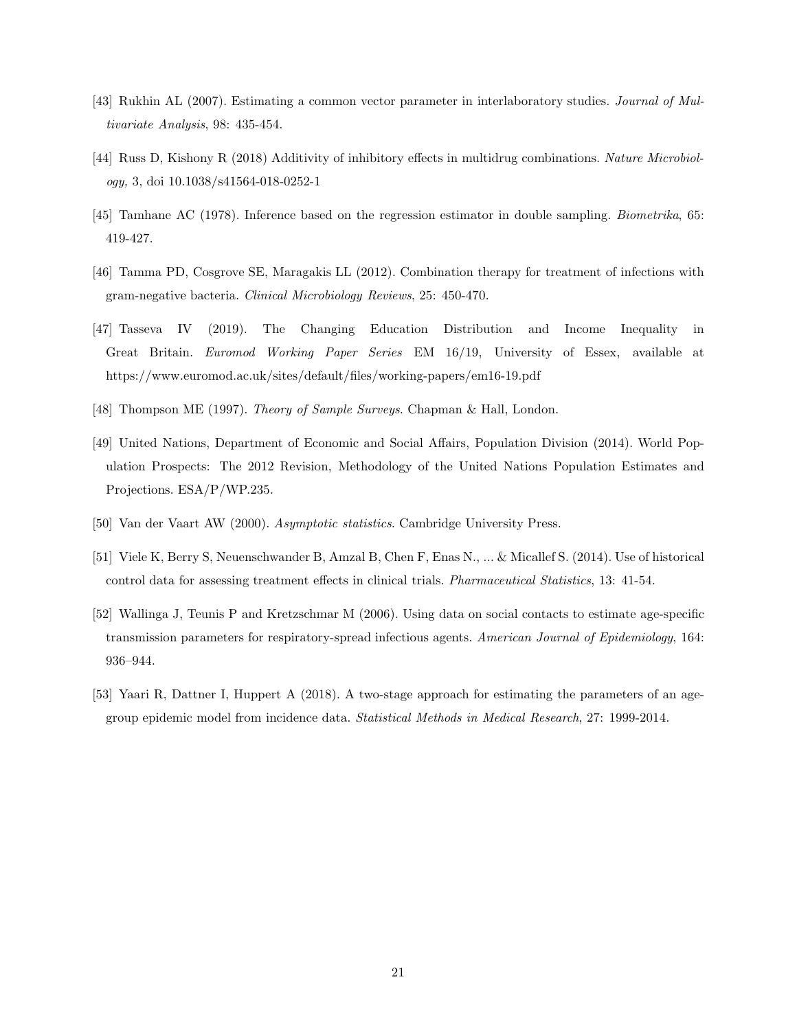[43] Rukhin AL (2007). Estimating a common vector parameter in interlaboratory studies. *Journal of Multivariate Analysis*, 98: 435-454.

[44] Russ D, Kishony R (2018) Additivity of inhibitory effects in multidrug combinations. *Nature Microbiology,* 3, doi 10.1038/s41564-018-0252-1

[45] Tamhane AC (1978). Inference based on the regression estimator in double sampling. *Biometrika*, 65: 419-427.

[46] Tamma PD, Cosgrove SE, Maragakis LL (2012). Combination therapy for treatment of infections with gram-negative bacteria. *Clinical Microbiology Reviews*, 25: 450-470.

[47] Tasseva IV (2019). The Changing Education Distribution and Income Inequality in Great Britain. *Euromod Working Paper Series* EM 16/19, University of Essex, available at https://www.euromod.ac.uk/sites/default/files/working-papers/em16-19.pdf

[48] Thompson ME (1997). *Theory of Sample Surveys*. Chapman & Hall, London.

[49] United Nations, Department of Economic and Social Affairs, Population Division (2014). World Population Prospects: The 2012 Revision, Methodology of the United Nations Population Estimates and Projections. ESA/P/WP.235.

[50] Van der Vaart AW (2000). *Asymptotic statistics*. Cambridge University Press.

[51] Viele K, Berry S, Neuenschwander B, Amzal B, Chen F, Enas N., ... & Micallef S. (2014). Use of historical control data for assessing treatment effects in clinical trials. *Pharmaceutical Statistics*, 13: 41-54.

[52] Wallinga J, Teunis P and Kretzschmar M (2006). Using data on social contacts to estimate age-specific transmission parameters for respiratory-spread infectious agents. *American Journal of Epidemiology*, 164: 936–944.

[53] Yaari R, Dattner I, Huppert A (2018). A two-stage approach for estimating the parameters of an age-group epidemic model from incidence data. *Statistical Methods in Medical Research*, 27: 1999-2014.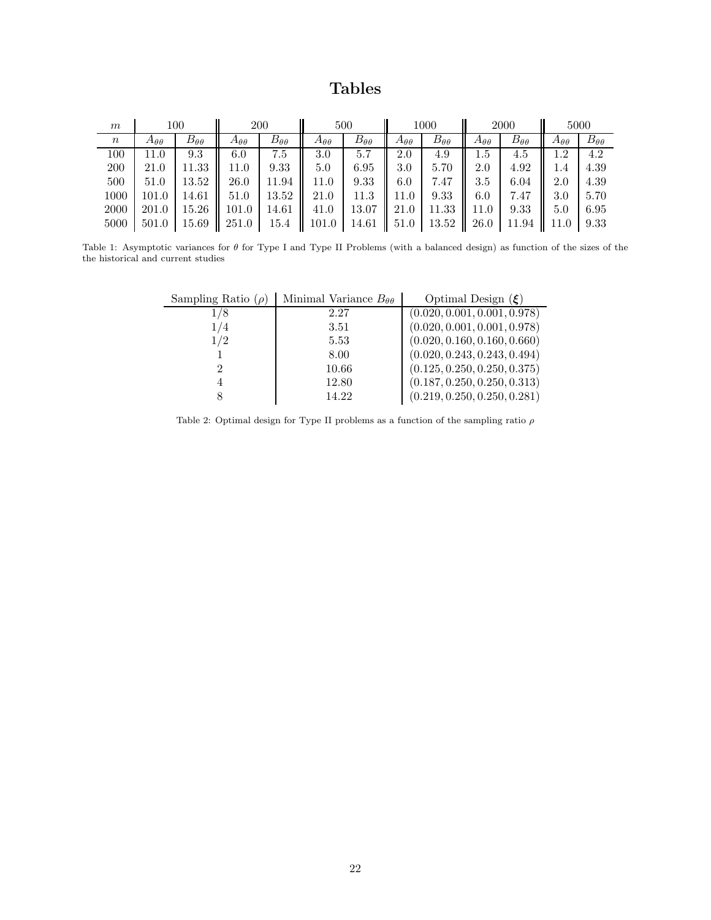# Tables

| $m$ | 100 | | 200 | | 500 | | 1000 | | 2000 | | 5000 | |
|---|---|---|---|---|---|---|---|---|---|---|---|---|
| $n$ | $A_{\theta\theta}$ | $B_{\theta\theta}$ | $A_{\theta\theta}$ | $B_{\theta\theta}$ | $A_{\theta\theta}$ | $B_{\theta\theta}$ | $A_{\theta\theta}$ | $B_{\theta\theta}$ | $A_{\theta\theta}$ | $B_{\theta\theta}$ | $A_{\theta\theta}$ | $B_{\theta\theta}$ |
| 100 | 11.0 | 9.3 | 6.0 | 7.5 | 3.0 | 5.7 | 2.0 | 4.9 | 1.5 | 4.5 | 1.2 | 4.2 |
| 200 | 21.0 | 11.33 | 11.0 | 9.33 | 5.0 | 6.95 | 3.0 | 5.70 | 2.0 | 4.92 | 1.4 | 4.39 |
| 500 | 51.0 | 13.52 | 26.0 | 11.94 | 11.0 | 9.33 | 6.0 | 7.47 | 3.5 | 6.04 | 2.0 | 4.39 |
| 1000 | 101.0 | 14.61 | 51.0 | 13.52 | 21.0 | 11.3 | 11.0 | 9.33 | 6.0 | 7.47 | 3.0 | 5.70 |
| 2000 | 201.0 | 15.26 | 101.0 | 14.61 | 41.0 | 13.07 | 21.0 | 11.33 | 11.0 | 9.33 | 5.0 | 6.95 |
| 5000 | 501.0 | 15.69 | 251.0 | 15.4 | 101.0 | 14.61 | 51.0 | 13.52 | 26.0 | 11.94 | 11.0 | 9.33 |

Table 1: Asymptotic variances for $\theta$ for Type I and Type II Problems (with a balanced design) as function of the sizes of the the historical and current studies

| Sampling Ratio ($\rho$) | Minimal Variance $B_{\theta\theta}$ | Optimal Design ($\boldsymbol{\xi}$) |
|---|---|---|
| 1/8 | 2.27 | $(0.020, 0.001, 0.001, 0.978)$ |
| 1/4 | 3.51 | $(0.020, 0.001, 0.001, 0.978)$ |
| 1/2 | 5.53 | $(0.020, 0.160, 0.160, 0.660)$ |
| 1 | 8.00 | $(0.020, 0.243, 0.243, 0.494)$ |
| 2 | 10.66 | $(0.125, 0.250, 0.250, 0.375)$ |
| 4 | 12.80 | $(0.187, 0.250, 0.250, 0.313)$ |
| 8 | 14.22 | $(0.219, 0.250, 0.250, 0.281)$ |

Table 2: Optimal design for Type II problems as a function of the sampling ratio $\rho$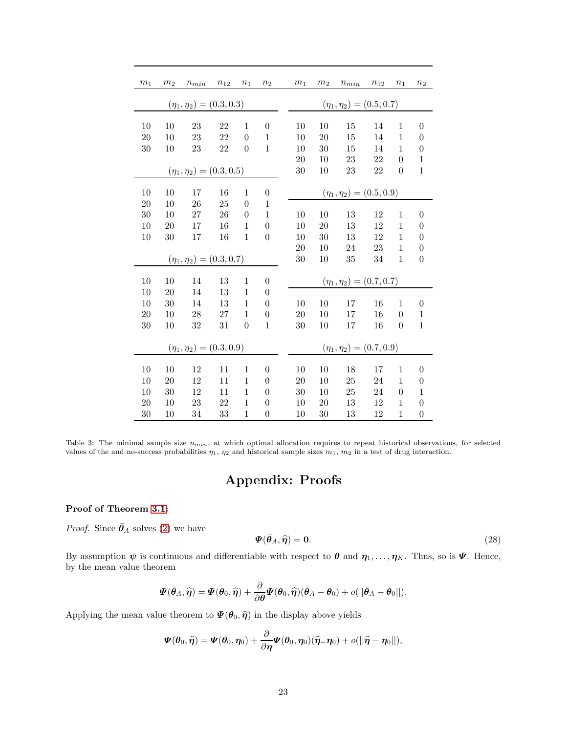| $m_1$ | $m_2$ | $n_{min}$ | $n_{12}$ | $n_1$ | $n_2$ | $m_1$ | $m_2$ | $n_{min}$ | $n_{12}$ | $n_1$ | $n_2$ |
|---|---|---|---|---|---|---|---|---|---|---|---|
| $(\eta_1, \eta_2) = (0.3, 0.3)$ | | | | | | $(\eta_1, \eta_2) = (0.5, 0.7)$ | | | | | |
| 10 | 10 | 23 | 22 | 1 | 0 | 10 | 10 | 15 | 14 | 1 | 0 |
| 20 | 10 | 23 | 22 | 0 | 1 | 10 | 20 | 15 | 14 | 1 | 0 |
| 30 | 10 | 23 | 22 | 0 | 1 | 10 | 30 | 15 | 14 | 1 | 0 |
| | | | | | | 20 | 10 | 23 | 22 | 0 | 1 |
| $(\eta_1, \eta_2) = (0.3, 0.5)$ | | | | | | 30 | 10 | 23 | 22 | 0 | 1 |
| 10 | 10 | 17 | 16 | 1 | 0 | $(\eta_1, \eta_2) = (0.5, 0.9)$ | | | | | |
| 20 | 10 | 26 | 25 | 0 | 1 | | | | | | |
| 30 | 10 | 27 | 26 | 0 | 1 | 10 | 10 | 13 | 12 | 1 | 0 |
| 10 | 20 | 17 | 16 | 1 | 0 | 10 | 20 | 13 | 12 | 1 | 0 |
| 10 | 30 | 17 | 16 | 1 | 0 | 10 | 30 | 13 | 12 | 1 | 0 |
| | | | | | | 20 | 10 | 24 | 23 | 1 | 0 |
| $(\eta_1, \eta_2) = (0.3, 0.7)$ | | | | | | 30 | 10 | 35 | 34 | 1 | 0 |
| 10 | 10 | 14 | 13 | 1 | 0 | $(\eta_1, \eta_2) = (0.7, 0.7)$ | | | | | |
| 10 | 20 | 14 | 13 | 1 | 0 | | | | | | |
| 10 | 30 | 14 | 13 | 1 | 0 | 10 | 10 | 17 | 16 | 1 | 0 |
| 20 | 10 | 28 | 27 | 1 | 0 | 20 | 10 | 17 | 16 | 0 | 1 |
| 30 | 10 | 32 | 31 | 0 | 1 | 30 | 10 | 17 | 16 | 0 | 1 |
| $(\eta_1, \eta_2) = (0.3, 0.9)$ | | | | | | $(\eta_1, \eta_2) = (0.7, 0.9)$ | | | | | |
| 10 | 10 | 12 | 11 | 1 | 0 | 10 | 10 | 18 | 17 | 1 | 0 |
| 10 | 20 | 12 | 11 | 1 | 0 | 20 | 10 | 25 | 24 | 1 | 0 |
| 10 | 30 | 12 | 11 | 1 | 0 | 30 | 10 | 25 | 24 | 0 | 1 |
| 20 | 10 | 23 | 22 | 1 | 0 | 10 | 20 | 13 | 12 | 1 | 0 |
| 30 | 10 | 34 | 33 | 1 | 0 | 10 | 30 | 13 | 12 | 1 | 0 |

Table 3: The minimal sample size $n_{min}$, at which optimal allocation requires to repeat historical observations, for selected values of the and no-success probabilities $\eta_1$, $\eta_2$ and historical sample sizes $m_1$, $m_2$ in a test of drug interaction.

# Appendix: Proofs

**Proof of Theorem 3.1:**

*Proof.* Since $\bar{\boldsymbol{\theta}}_A$ solves (2) we have

$$\boldsymbol{\Psi}(\bar{\boldsymbol{\theta}}_A, \widehat{\boldsymbol{\eta}}) = \mathbf{0}. \tag{28}$$

By assumption $\boldsymbol{\psi}$ is continuous and differentiable with respect to $\boldsymbol{\theta}$ and $\boldsymbol{\eta}_1, \ldots, \boldsymbol{\eta}_K$. Thus, so is $\boldsymbol{\Psi}$. Hence, by the mean value theorem

$$\boldsymbol{\Psi}(\bar{\boldsymbol{\theta}}_A, \widehat{\boldsymbol{\eta}}) = \boldsymbol{\Psi}(\boldsymbol{\theta}_0, \widehat{\boldsymbol{\eta}}) + \frac{\partial}{\partial \boldsymbol{\theta}} \boldsymbol{\Psi}(\boldsymbol{\theta}_0, \widehat{\boldsymbol{\eta}})(\bar{\boldsymbol{\theta}}_A - \boldsymbol{\theta}_0) + o(||\bar{\boldsymbol{\theta}}_A - \boldsymbol{\theta}_0||).$$

Applying the mean value theorem to $\boldsymbol{\Psi}(\boldsymbol{\theta}_0, \widehat{\boldsymbol{\eta}})$ in the display above yields

$$\boldsymbol{\Psi}(\boldsymbol{\theta}_0, \widehat{\boldsymbol{\eta}}) = \boldsymbol{\Psi}(\boldsymbol{\theta}_0, \boldsymbol{\eta}_0) + \frac{\partial}{\partial \boldsymbol{\eta}} \boldsymbol{\Psi}(\boldsymbol{\theta}_0, \boldsymbol{\eta}_0)(\widehat{\boldsymbol{\eta}} - \boldsymbol{\eta}_0) + o(||\widehat{\boldsymbol{\eta}} - \boldsymbol{\eta}_0||),$$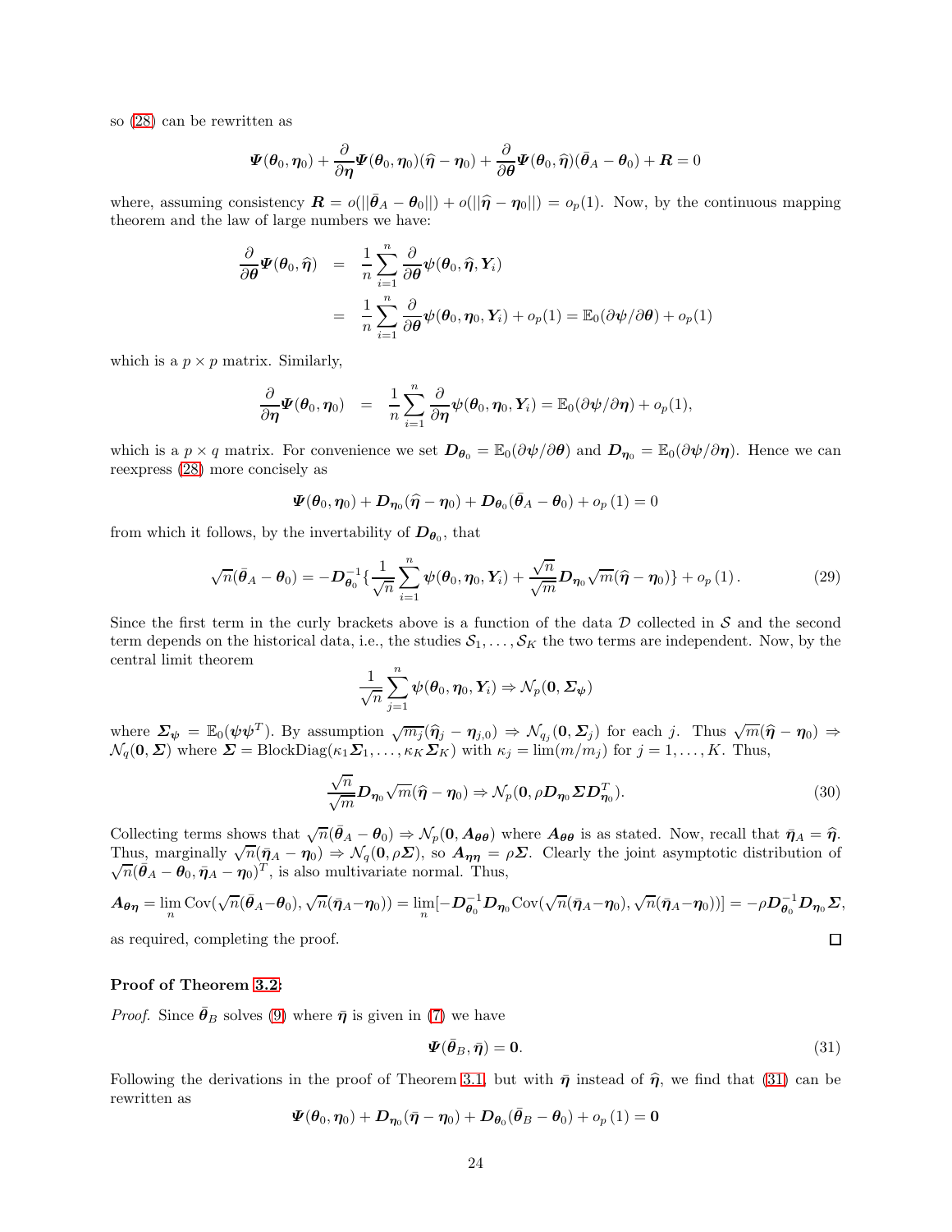so (28) can be rewritten as

$$\boldsymbol{\Psi}(\boldsymbol{\theta}_0, \boldsymbol{\eta}_0) + \frac{\partial}{\partial \boldsymbol{\eta}}\boldsymbol{\Psi}(\boldsymbol{\theta}_0, \boldsymbol{\eta}_0)(\widehat{\boldsymbol{\eta}} - \boldsymbol{\eta}_0) + \frac{\partial}{\partial \boldsymbol{\theta}}\boldsymbol{\Psi}(\boldsymbol{\theta}_0, \widehat{\boldsymbol{\eta}})(\bar{\boldsymbol{\theta}}_A - \boldsymbol{\theta}_0) + \boldsymbol{R} = 0$$

where, assuming consistency $\boldsymbol{R} = o(||\bar{\boldsymbol{\theta}}_A - \boldsymbol{\theta}_0||) + o(||\widehat{\boldsymbol{\eta}} - \boldsymbol{\eta}_0||) = o_p(1)$. Now, by the continuous mapping theorem and the law of large numbers we have:

$$\begin{aligned}
\frac{\partial}{\partial \boldsymbol{\theta}}\boldsymbol{\Psi}(\boldsymbol{\theta}_0, \widehat{\boldsymbol{\eta}}) &= \frac{1}{n}\sum_{i=1}^{n} \frac{\partial}{\partial \boldsymbol{\theta}}\boldsymbol{\psi}(\boldsymbol{\theta}_0, \widehat{\boldsymbol{\eta}}, \boldsymbol{Y}_i) \\
&= \frac{1}{n}\sum_{i=1}^{n} \frac{\partial}{\partial \boldsymbol{\theta}}\boldsymbol{\psi}(\boldsymbol{\theta}_0, \boldsymbol{\eta}_0, \boldsymbol{Y}_i) + o_p(1) = \mathbb{E}_0(\partial \boldsymbol{\psi}/\partial \boldsymbol{\theta}) + o_p(1)
\end{aligned}$$

which is a $p \times p$ matrix. Similarly,

$$\frac{\partial}{\partial \boldsymbol{\eta}}\boldsymbol{\Psi}(\boldsymbol{\theta}_0, \boldsymbol{\eta}_0) = \frac{1}{n}\sum_{i=1}^{n} \frac{\partial}{\partial \boldsymbol{\eta}}\boldsymbol{\psi}(\boldsymbol{\theta}_0, \boldsymbol{\eta}_0, \boldsymbol{Y}_i) = \mathbb{E}_0(\partial \boldsymbol{\psi}/\partial \boldsymbol{\eta}) + o_p(1),$$

which is a $p \times q$ matrix. For convenience we set $\boldsymbol{D}_{\boldsymbol{\theta}_0} = \mathbb{E}_0(\partial \boldsymbol{\psi}/\partial \boldsymbol{\theta})$ and $\boldsymbol{D}_{\boldsymbol{\eta}_0} = \mathbb{E}_0(\partial \boldsymbol{\psi}/\partial \boldsymbol{\eta})$. Hence we can reexpress (28) more concisely as

$$\boldsymbol{\Psi}(\boldsymbol{\theta}_0, \boldsymbol{\eta}_0) + \boldsymbol{D}_{\boldsymbol{\eta}_0}(\widehat{\boldsymbol{\eta}} - \boldsymbol{\eta}_0) + \boldsymbol{D}_{\boldsymbol{\theta}_0}(\bar{\boldsymbol{\theta}}_A - \boldsymbol{\theta}_0) + o_p(1) = 0$$

from which it follows, by the invertability of $\boldsymbol{D}_{\boldsymbol{\theta}_0}$, that

$$\sqrt{n}(\bar{\boldsymbol{\theta}}_A - \boldsymbol{\theta}_0) = -\boldsymbol{D}_{\boldsymbol{\theta}_0}^{-1}\{\frac{1}{\sqrt{n}}\sum_{i=1}^{n} \boldsymbol{\psi}(\boldsymbol{\theta}_0, \boldsymbol{\eta}_0, \boldsymbol{Y}_i) + \frac{\sqrt{n}}{\sqrt{m}}\boldsymbol{D}_{\boldsymbol{\eta}_0}\sqrt{m}(\widehat{\boldsymbol{\eta}} - \boldsymbol{\eta}_0)\} + o_p(1). \tag{29}$$

Since the first term in the curly brackets above is a function of the data $\mathcal{D}$ collected in $\mathcal{S}$ and the second term depends on the historical data, i.e., the studies $\mathcal{S}_1, \ldots, \mathcal{S}_K$ the two terms are independent. Now, by the central limit theorem

$$\frac{1}{\sqrt{n}}\sum_{j=1}^{n} \boldsymbol{\psi}(\boldsymbol{\theta}_0, \boldsymbol{\eta}_0, \boldsymbol{Y}_i) \Rightarrow \mathcal{N}_p(\boldsymbol{0}, \boldsymbol{\Sigma}_{\boldsymbol{\psi}})$$

where $\boldsymbol{\Sigma}_{\boldsymbol{\psi}} = \mathbb{E}_0(\boldsymbol{\psi}\boldsymbol{\psi}^T)$. By assumption $\sqrt{m_j}(\widehat{\boldsymbol{\eta}}_j - \boldsymbol{\eta}_{j,0}) \Rightarrow \mathcal{N}_{q_j}(\boldsymbol{0}, \boldsymbol{\Sigma}_j)$ for each $j$. Thus $\sqrt{m}(\widehat{\boldsymbol{\eta}} - \boldsymbol{\eta}_0) \Rightarrow \mathcal{N}_q(\boldsymbol{0}, \boldsymbol{\Sigma})$ where $\boldsymbol{\Sigma} = \text{BlockDiag}(\kappa_1\boldsymbol{\Sigma}_1, \ldots, \kappa_K\boldsymbol{\Sigma}_K)$ with $\kappa_j = \lim(m/m_j)$ for $j = 1, \ldots, K$. Thus,

$$\frac{\sqrt{n}}{\sqrt{m}}\boldsymbol{D}_{\boldsymbol{\eta}_0}\sqrt{m}(\widehat{\boldsymbol{\eta}} - \boldsymbol{\eta}_0) \Rightarrow \mathcal{N}_p(\boldsymbol{0}, \rho\boldsymbol{D}_{\boldsymbol{\eta}_0}\boldsymbol{\Sigma}\boldsymbol{D}_{\boldsymbol{\eta}_0}^T). \tag{30}$$

Collecting terms shows that $\sqrt{n}(\bar{\boldsymbol{\theta}}_A - \boldsymbol{\theta}_0) \Rightarrow \mathcal{N}_p(\boldsymbol{0}, \boldsymbol{A}_{\boldsymbol{\theta}\boldsymbol{\theta}})$ where $\boldsymbol{A}_{\boldsymbol{\theta}\boldsymbol{\theta}}$ is as stated. Now, recall that $\bar{\boldsymbol{\eta}}_A = \widehat{\boldsymbol{\eta}}$. Thus, marginally $\sqrt{n}(\bar{\boldsymbol{\eta}}_A - \boldsymbol{\eta}_0) \Rightarrow \mathcal{N}_q(\boldsymbol{0}, \rho\boldsymbol{\Sigma})$, so $\boldsymbol{A}_{\boldsymbol{\eta}\boldsymbol{\eta}} = \rho\boldsymbol{\Sigma}$. Clearly the joint asymptotic distribution of $\sqrt{n}(\bar{\boldsymbol{\theta}}_A - \boldsymbol{\theta}_0, \bar{\boldsymbol{\eta}}_A - \boldsymbol{\eta}_0)^T$, is also multivariate normal. Thus,

$$\boldsymbol{A}_{\boldsymbol{\theta}\boldsymbol{\eta}} = \lim_n \text{Cov}(\sqrt{n}(\bar{\boldsymbol{\theta}}_A - \boldsymbol{\theta}_0), \sqrt{n}(\bar{\boldsymbol{\eta}}_A - \boldsymbol{\eta}_0)) = \lim_n[-\boldsymbol{D}_{\boldsymbol{\theta}_0}^{-1}\boldsymbol{D}_{\boldsymbol{\eta}_0}\text{Cov}(\sqrt{n}(\bar{\boldsymbol{\eta}}_A - \boldsymbol{\eta}_0), \sqrt{n}(\bar{\boldsymbol{\eta}}_A - \boldsymbol{\eta}_0))] = -\rho\boldsymbol{D}_{\boldsymbol{\theta}_0}^{-1}\boldsymbol{D}_{\boldsymbol{\eta}_0}\boldsymbol{\Sigma},$$

as required, completing the proof. □

**Proof of Theorem 3.2:**

*Proof.* Since $\bar{\boldsymbol{\theta}}_B$ solves (9) where $\bar{\boldsymbol{\eta}}$ is given in (7) we have

$$\boldsymbol{\Psi}(\bar{\boldsymbol{\theta}}_B, \bar{\boldsymbol{\eta}}) = \boldsymbol{0}. \tag{31}$$

Following the derivations in the proof of Theorem 3.1, but with $\bar{\boldsymbol{\eta}}$ instead of $\widehat{\boldsymbol{\eta}}$, we find that (31) can be rewritten as

$$\boldsymbol{\Psi}(\boldsymbol{\theta}_0, \boldsymbol{\eta}_0) + \boldsymbol{D}_{\boldsymbol{\eta}_0}(\bar{\boldsymbol{\eta}} - \boldsymbol{\eta}_0) + \boldsymbol{D}_{\boldsymbol{\theta}_0}(\bar{\boldsymbol{\theta}}_B - \boldsymbol{\theta}_0) + o_p(1) = \boldsymbol{0}$$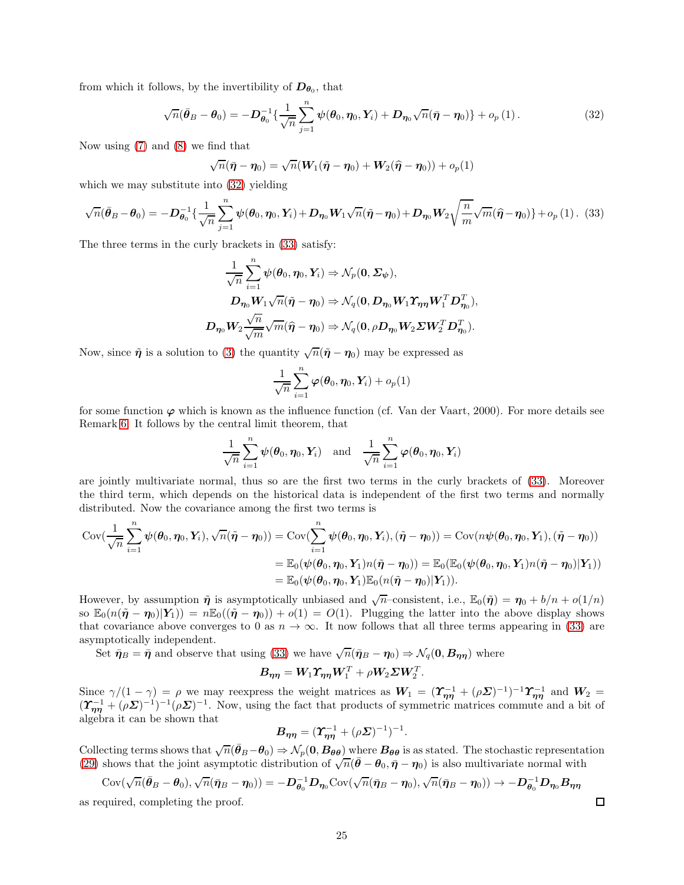from which it follows, by the invertibility of $\boldsymbol{D}_{\boldsymbol{\theta}_0}$, that

$$\sqrt{n}(\bar{\boldsymbol{\theta}}_B - \boldsymbol{\theta}_0) = -\boldsymbol{D}_{\boldsymbol{\theta}_0}^{-1}\{\frac{1}{\sqrt{n}}\sum_{j=1}^{n}\boldsymbol{\psi}(\boldsymbol{\theta}_0, \boldsymbol{\eta}_0, \boldsymbol{Y}_i) + \boldsymbol{D}_{\boldsymbol{\eta}_0}\sqrt{n}(\bar{\boldsymbol{\eta}} - \boldsymbol{\eta}_0)\} + o_p(1). \tag{32}$$

Now using (7) and (8) we find that

$$\sqrt{n}(\bar{\boldsymbol{\eta}} - \boldsymbol{\eta}_0) = \sqrt{n}(\boldsymbol{W}_1(\tilde{\boldsymbol{\eta}} - \boldsymbol{\eta}_0) + \boldsymbol{W}_2(\widehat{\boldsymbol{\eta}} - \boldsymbol{\eta}_0)) + o_p(1)$$

which we may substitute into (32) yielding

$$\sqrt{n}(\bar{\boldsymbol{\theta}}_B - \boldsymbol{\theta}_0) = -\boldsymbol{D}_{\boldsymbol{\theta}_0}^{-1}\{\frac{1}{\sqrt{n}}\sum_{j=1}^{n}\boldsymbol{\psi}(\boldsymbol{\theta}_0, \boldsymbol{\eta}_0, \boldsymbol{Y}_i) + \boldsymbol{D}_{\boldsymbol{\eta}_0}\boldsymbol{W}_1\sqrt{n}(\tilde{\boldsymbol{\eta}} - \boldsymbol{\eta}_0) + \boldsymbol{D}_{\boldsymbol{\eta}_0}\boldsymbol{W}_2\sqrt{\frac{n}{m}}\sqrt{m}(\widehat{\boldsymbol{\eta}} - \boldsymbol{\eta}_0)\} + o_p(1). \tag{33}$$

The three terms in the curly brackets in (33) satisfy:

$$\frac{1}{\sqrt{n}}\sum_{i=1}^{n}\boldsymbol{\psi}(\boldsymbol{\theta}_0, \boldsymbol{\eta}_0, \boldsymbol{Y}_i) \Rightarrow \mathcal{N}_p(\boldsymbol{0}, \boldsymbol{\Sigma}_{\boldsymbol{\psi}}),$$
$$\boldsymbol{D}_{\boldsymbol{\eta}_0}\boldsymbol{W}_1\sqrt{n}(\tilde{\boldsymbol{\eta}} - \boldsymbol{\eta}_0) \Rightarrow \mathcal{N}_q(\boldsymbol{0}, \boldsymbol{D}_{\boldsymbol{\eta}_0}\boldsymbol{W}_1\boldsymbol{\Upsilon}_{\boldsymbol{\eta}\boldsymbol{\eta}}\boldsymbol{W}_1^T\boldsymbol{D}_{\boldsymbol{\eta}_0}^T),$$
$$\boldsymbol{D}_{\boldsymbol{\eta}_0}\boldsymbol{W}_2\frac{\sqrt{n}}{\sqrt{m}}\sqrt{m}(\widehat{\boldsymbol{\eta}} - \boldsymbol{\eta}_0) \Rightarrow \mathcal{N}_q(\boldsymbol{0}, \rho\boldsymbol{D}_{\boldsymbol{\eta}_0}\boldsymbol{W}_2\boldsymbol{\Sigma}\boldsymbol{W}_2^T\boldsymbol{D}_{\boldsymbol{\eta}_0}^T).$$

Now, since $\tilde{\boldsymbol{\eta}}$ is a solution to (3) the quantity $\sqrt{n}(\tilde{\boldsymbol{\eta}} - \boldsymbol{\eta}_0)$ may be expressed as

$$\frac{1}{\sqrt{n}}\sum_{i=1}^{n}\boldsymbol{\varphi}(\boldsymbol{\theta}_0, \boldsymbol{\eta}_0, \boldsymbol{Y}_i) + o_p(1)$$

for some function $\boldsymbol{\varphi}$ which is known as the influence function (cf. Van der Vaart, 2000). For more details see Remark 6. It follows by the central limit theorem, that

$$\frac{1}{\sqrt{n}}\sum_{i=1}^{n}\boldsymbol{\psi}(\boldsymbol{\theta}_0, \boldsymbol{\eta}_0, \boldsymbol{Y}_i) \quad \text{and} \quad \frac{1}{\sqrt{n}}\sum_{i=1}^{n}\boldsymbol{\varphi}(\boldsymbol{\theta}_0, \boldsymbol{\eta}_0, \boldsymbol{Y}_i)$$

are jointly multivariate normal, thus so are the first two terms in the curly brackets of (33). Moreover the third term, which depends on the historical data is independent of the first two terms and normally distributed. Now the covariance among the first two terms is

$$\begin{aligned}
\mathrm{Cov}(\frac{1}{\sqrt{n}}\sum_{i=1}^{n}\boldsymbol{\psi}(\boldsymbol{\theta}_0, \boldsymbol{\eta}_0, \boldsymbol{Y}_i), \sqrt{n}(\tilde{\boldsymbol{\eta}} - \boldsymbol{\eta}_0)) &= \mathrm{Cov}(\sum_{i=1}^{n}\boldsymbol{\psi}(\boldsymbol{\theta}_0, \boldsymbol{\eta}_0, \boldsymbol{Y}_i), (\tilde{\boldsymbol{\eta}} - \boldsymbol{\eta}_0)) = \mathrm{Cov}(n\boldsymbol{\psi}(\boldsymbol{\theta}_0, \boldsymbol{\eta}_0, \boldsymbol{Y}_1), (\tilde{\boldsymbol{\eta}} - \boldsymbol{\eta}_0)) \\
&= \mathbb{E}_0(\boldsymbol{\psi}(\boldsymbol{\theta}_0, \boldsymbol{\eta}_0, \boldsymbol{Y}_1)n(\tilde{\boldsymbol{\eta}} - \boldsymbol{\eta}_0)) = \mathbb{E}_0(\mathbb{E}_0(\boldsymbol{\psi}(\boldsymbol{\theta}_0, \boldsymbol{\eta}_0, \boldsymbol{Y}_1)n(\tilde{\boldsymbol{\eta}} - \boldsymbol{\eta}_0)|\boldsymbol{Y}_1)) \\
&= \mathbb{E}_0(\boldsymbol{\psi}(\boldsymbol{\theta}_0, \boldsymbol{\eta}_0, \boldsymbol{Y}_1)\mathbb{E}_0(n(\tilde{\boldsymbol{\eta}} - \boldsymbol{\eta}_0)|\boldsymbol{Y}_1)).
\end{aligned}$$

However, by assumption $\tilde{\boldsymbol{\eta}}$ is asymptotically unbiased and $\sqrt{n}$–consistent, i.e., $\mathbb{E}_0(\tilde{\boldsymbol{\eta}}) = \boldsymbol{\eta}_0 + b/n + o(1/n)$ so $\mathbb{E}_0(n(\tilde{\boldsymbol{\eta}} - \boldsymbol{\eta}_0)|\boldsymbol{Y}_1)) = n\mathbb{E}_0((\tilde{\boldsymbol{\eta}} - \boldsymbol{\eta}_0)) + o(1) = O(1)$. Plugging the latter into the above display shows that covariance above converges to 0 as $n \to \infty$. It now follows that all three terms appearing in (33) are asymptotically independent.

Set $\bar{\boldsymbol{\eta}}_B = \bar{\boldsymbol{\eta}}$ and observe that using (33) we have $\sqrt{n}(\bar{\boldsymbol{\eta}}_B - \boldsymbol{\eta}_0) \Rightarrow \mathcal{N}_q(\boldsymbol{0}, \boldsymbol{B}_{\boldsymbol{\eta}\boldsymbol{\eta}})$ where

$$\boldsymbol{B}_{\boldsymbol{\eta}\boldsymbol{\eta}} = \boldsymbol{W}_1\boldsymbol{\Upsilon}_{\boldsymbol{\eta}\boldsymbol{\eta}}\boldsymbol{W}_1^T + \rho\boldsymbol{W}_2\boldsymbol{\Sigma}\boldsymbol{W}_2^T.$$

Since $\gamma/(1-\gamma) = \rho$ we may reexpress the weight matrices as $\boldsymbol{W}_1 = (\boldsymbol{\Upsilon}_{\boldsymbol{\eta}\boldsymbol{\eta}}^{-1} + (\rho\boldsymbol{\Sigma})^{-1})^{-1}\boldsymbol{\Upsilon}_{\boldsymbol{\eta}\boldsymbol{\eta}}^{-1}$ and $\boldsymbol{W}_2 = (\boldsymbol{\Upsilon}_{\boldsymbol{\eta}\boldsymbol{\eta}}^{-1} + (\rho\boldsymbol{\Sigma})^{-1})^{-1}(\rho\boldsymbol{\Sigma})^{-1}$. Now, using the fact that products of symmetric matrices commute and a bit of algebra it can be shown that

$$\boldsymbol{B}_{\boldsymbol{\eta}\boldsymbol{\eta}} = (\boldsymbol{\Upsilon}_{\boldsymbol{\eta}\boldsymbol{\eta}}^{-1} + (\rho\boldsymbol{\Sigma})^{-1})^{-1}.$$

Collecting terms shows that $\sqrt{n}(\bar{\boldsymbol{\theta}}_B - \boldsymbol{\theta}_0) \Rightarrow \mathcal{N}_p(\boldsymbol{0}, \boldsymbol{B}_{\boldsymbol{\theta}\boldsymbol{\theta}})$ where $\boldsymbol{B}_{\boldsymbol{\theta}\boldsymbol{\theta}}$ is as stated. The stochastic representation (29) shows that the joint asymptotic distribution of $\sqrt{n}(\bar{\boldsymbol{\theta}} - \boldsymbol{\theta}_0, \bar{\boldsymbol{\eta}} - \boldsymbol{\eta}_0)$ is also multivariate normal with

$$\mathrm{Cov}(\sqrt{n}(\bar{\boldsymbol{\theta}}_B - \boldsymbol{\theta}_0), \sqrt{n}(\bar{\boldsymbol{\eta}}_B - \boldsymbol{\eta}_0)) = -\boldsymbol{D}_{\boldsymbol{\theta}_0}^{-1}\boldsymbol{D}_{\boldsymbol{\eta}_0}\mathrm{Cov}(\sqrt{n}(\bar{\boldsymbol{\eta}}_B - \boldsymbol{\eta}_0), \sqrt{n}(\bar{\boldsymbol{\eta}}_B - \boldsymbol{\eta}_0)) \to -\boldsymbol{D}_{\boldsymbol{\theta}_0}^{-1}\boldsymbol{D}_{\boldsymbol{\eta}_0}\boldsymbol{B}_{\boldsymbol{\eta}\boldsymbol{\eta}}$$

as required, completing the proof. □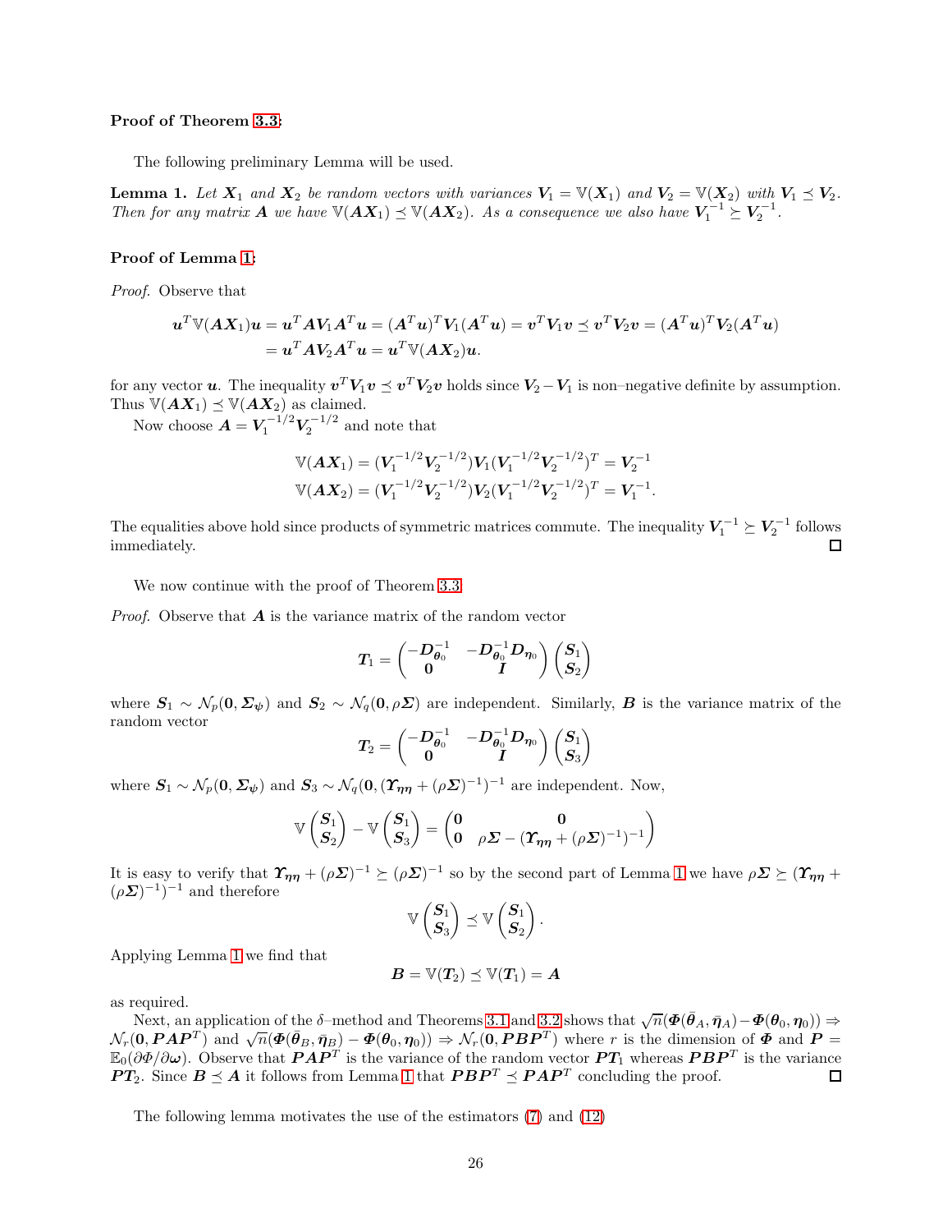**Proof of Theorem 3.3:**

The following preliminary Lemma will be used.

**Lemma 1.** *Let $\boldsymbol{X}_1$ and $\boldsymbol{X}_2$ be random vectors with variances $\boldsymbol{V}_1 = \mathbb{V}(\boldsymbol{X}_1)$ and $\boldsymbol{V}_2 = \mathbb{V}(\boldsymbol{X}_2)$ with $\boldsymbol{V}_1 \preceq \boldsymbol{V}_2$. Then for any matrix $\boldsymbol{A}$ we have $\mathbb{V}(\boldsymbol{A}\boldsymbol{X}_1) \preceq \mathbb{V}(\boldsymbol{A}\boldsymbol{X}_2)$. As a consequence we also have $\boldsymbol{V}_1^{-1} \succeq \boldsymbol{V}_2^{-1}$.*

**Proof of Lemma 1:**

*Proof.* Observe that

$$
\begin{aligned}
\boldsymbol{u}^T \mathbb{V}(\boldsymbol{A}\boldsymbol{X}_1)\boldsymbol{u} &= \boldsymbol{u}^T \boldsymbol{A}\boldsymbol{V}_1\boldsymbol{A}^T\boldsymbol{u} = (\boldsymbol{A}^T\boldsymbol{u})^T\boldsymbol{V}_1(\boldsymbol{A}^T\boldsymbol{u}) = \boldsymbol{v}^T\boldsymbol{V}_1\boldsymbol{v} \preceq \boldsymbol{v}^T\boldsymbol{V}_2\boldsymbol{v} = (\boldsymbol{A}^T\boldsymbol{u})^T\boldsymbol{V}_2(\boldsymbol{A}^T\boldsymbol{u}) \\
&= \boldsymbol{u}^T\boldsymbol{A}\boldsymbol{V}_2\boldsymbol{A}^T\boldsymbol{u} = \boldsymbol{u}^T\mathbb{V}(\boldsymbol{A}\boldsymbol{X}_2)\boldsymbol{u}.
\end{aligned}
$$

for any vector $\boldsymbol{u}$. The inequality $\boldsymbol{v}^T\boldsymbol{V}_1\boldsymbol{v} \preceq \boldsymbol{v}^T\boldsymbol{V}_2\boldsymbol{v}$ holds since $\boldsymbol{V}_2 - \boldsymbol{V}_1$ is non–negative definite by assumption. Thus $\mathbb{V}(\boldsymbol{A}\boldsymbol{X}_1) \preceq \mathbb{V}(\boldsymbol{A}\boldsymbol{X}_2)$ as claimed.

Now choose $\boldsymbol{A} = \boldsymbol{V}_1^{-1/2}\boldsymbol{V}_2^{-1/2}$ and note that

$$
\begin{aligned}
\mathbb{V}(\boldsymbol{A}\boldsymbol{X}_1) &= (\boldsymbol{V}_1^{-1/2}\boldsymbol{V}_2^{-1/2})\boldsymbol{V}_1(\boldsymbol{V}_1^{-1/2}\boldsymbol{V}_2^{-1/2})^T = \boldsymbol{V}_2^{-1} \\
\mathbb{V}(\boldsymbol{A}\boldsymbol{X}_2) &= (\boldsymbol{V}_1^{-1/2}\boldsymbol{V}_2^{-1/2})\boldsymbol{V}_2(\boldsymbol{V}_1^{-1/2}\boldsymbol{V}_2^{-1/2})^T = \boldsymbol{V}_1^{-1}.
\end{aligned}
$$

The equalities above hold since products of symmetric matrices commute. The inequality $\boldsymbol{V}_1^{-1} \succeq \boldsymbol{V}_2^{-1}$ follows immediately. $\square$

We now continue with the proof of Theorem 3.3.

*Proof.* Observe that $\boldsymbol{A}$ is the variance matrix of the random vector

$$
\boldsymbol{T}_1 = \begin{pmatrix} -\boldsymbol{D}_{\boldsymbol{\theta}_0}^{-1} & -\boldsymbol{D}_{\boldsymbol{\theta}_0}^{-1}\boldsymbol{D}_{\boldsymbol{\eta}_0} \\ \boldsymbol{0} & \boldsymbol{I} \end{pmatrix} \begin{pmatrix} \boldsymbol{S}_1 \\ \boldsymbol{S}_2 \end{pmatrix}
$$

where $\boldsymbol{S}_1 \sim \mathcal{N}_p(\boldsymbol{0}, \boldsymbol{\Sigma}_{\boldsymbol{\psi}})$ and $\boldsymbol{S}_2 \sim \mathcal{N}_q(\boldsymbol{0}, \rho\boldsymbol{\Sigma})$ are independent. Similarly, $\boldsymbol{B}$ is the variance matrix of the random vector

$$
\boldsymbol{T}_2 = \begin{pmatrix} -\boldsymbol{D}_{\boldsymbol{\theta}_0}^{-1} & -\boldsymbol{D}_{\boldsymbol{\theta}_0}^{-1}\boldsymbol{D}_{\boldsymbol{\eta}_0} \\ \boldsymbol{0} & \boldsymbol{I} \end{pmatrix} \begin{pmatrix} \boldsymbol{S}_1 \\ \boldsymbol{S}_3 \end{pmatrix}
$$

where $\boldsymbol{S}_1 \sim \mathcal{N}_p(\boldsymbol{0}, \boldsymbol{\Sigma}_{\boldsymbol{\psi}})$ and $\boldsymbol{S}_3 \sim \mathcal{N}_q(\boldsymbol{0}, (\boldsymbol{\Upsilon}_{\boldsymbol{\eta}\boldsymbol{\eta}} + (\rho\boldsymbol{\Sigma})^{-1})^{-1}$ are independent. Now,

$$
\mathbb{V}\begin{pmatrix} \boldsymbol{S}_1 \\ \boldsymbol{S}_2 \end{pmatrix} - \mathbb{V}\begin{pmatrix} \boldsymbol{S}_1 \\ \boldsymbol{S}_3 \end{pmatrix} = \begin{pmatrix} \boldsymbol{0} & \boldsymbol{0} \\ \boldsymbol{0} & \rho\boldsymbol{\Sigma} - (\boldsymbol{\Upsilon}_{\boldsymbol{\eta}\boldsymbol{\eta}} + (\rho\boldsymbol{\Sigma})^{-1})^{-1} \end{pmatrix}
$$

It is easy to verify that $\boldsymbol{\Upsilon}_{\boldsymbol{\eta}\boldsymbol{\eta}} + (\rho\boldsymbol{\Sigma})^{-1} \succeq (\rho\boldsymbol{\Sigma})^{-1}$ so by the second part of Lemma 1 we have $\rho\boldsymbol{\Sigma} \succeq (\boldsymbol{\Upsilon}_{\boldsymbol{\eta}\boldsymbol{\eta}} + (\rho\boldsymbol{\Sigma})^{-1})^{-1}$ and therefore

$$
\mathbb{V}\begin{pmatrix} \boldsymbol{S}_1 \\ \boldsymbol{S}_3 \end{pmatrix} \preceq \mathbb{V}\begin{pmatrix} \boldsymbol{S}_1 \\ \boldsymbol{S}_2 \end{pmatrix}.
$$

Applying Lemma 1 we find that

$$
\boldsymbol{B} = \mathbb{V}(\boldsymbol{T}_2) \preceq \mathbb{V}(\boldsymbol{T}_1) = \boldsymbol{A}
$$

as required.

Next, an application of the $\delta$–method and Theorems 3.1 and 3.2 shows that $\sqrt{n}(\boldsymbol{\Phi}(\bar{\boldsymbol{\theta}}_A, \bar{\boldsymbol{\eta}}_A) - \boldsymbol{\Phi}(\boldsymbol{\theta}_0, \boldsymbol{\eta}_0)) \Rightarrow \mathcal{N}_r(\boldsymbol{0}, \boldsymbol{P}\boldsymbol{A}\boldsymbol{P}^T)$ and $\sqrt{n}(\boldsymbol{\Phi}(\bar{\boldsymbol{\theta}}_B, \bar{\boldsymbol{\eta}}_B) - \boldsymbol{\Phi}(\boldsymbol{\theta}_0, \boldsymbol{\eta}_0)) \Rightarrow \mathcal{N}_r(\boldsymbol{0}, \boldsymbol{P}\boldsymbol{B}\boldsymbol{P}^T)$ where $r$ is the dimension of $\boldsymbol{\Phi}$ and $\boldsymbol{P} = \mathbb{E}_0(\partial\Phi/\partial\boldsymbol{\omega})$. Observe that $\boldsymbol{P}\boldsymbol{A}\boldsymbol{P}^T$ is the variance of the random vector $\boldsymbol{P}\boldsymbol{T}_1$ whereas $\boldsymbol{P}\boldsymbol{B}\boldsymbol{P}^T$ is the variance $\boldsymbol{P}\boldsymbol{T}_2$. Since $\boldsymbol{B} \preceq \boldsymbol{A}$ it follows from Lemma 1 that $\boldsymbol{P}\boldsymbol{B}\boldsymbol{P}^T \preceq \boldsymbol{P}\boldsymbol{A}\boldsymbol{P}^T$ concluding the proof. $\square$

The following lemma motivates the use of the estimators (7) and (12)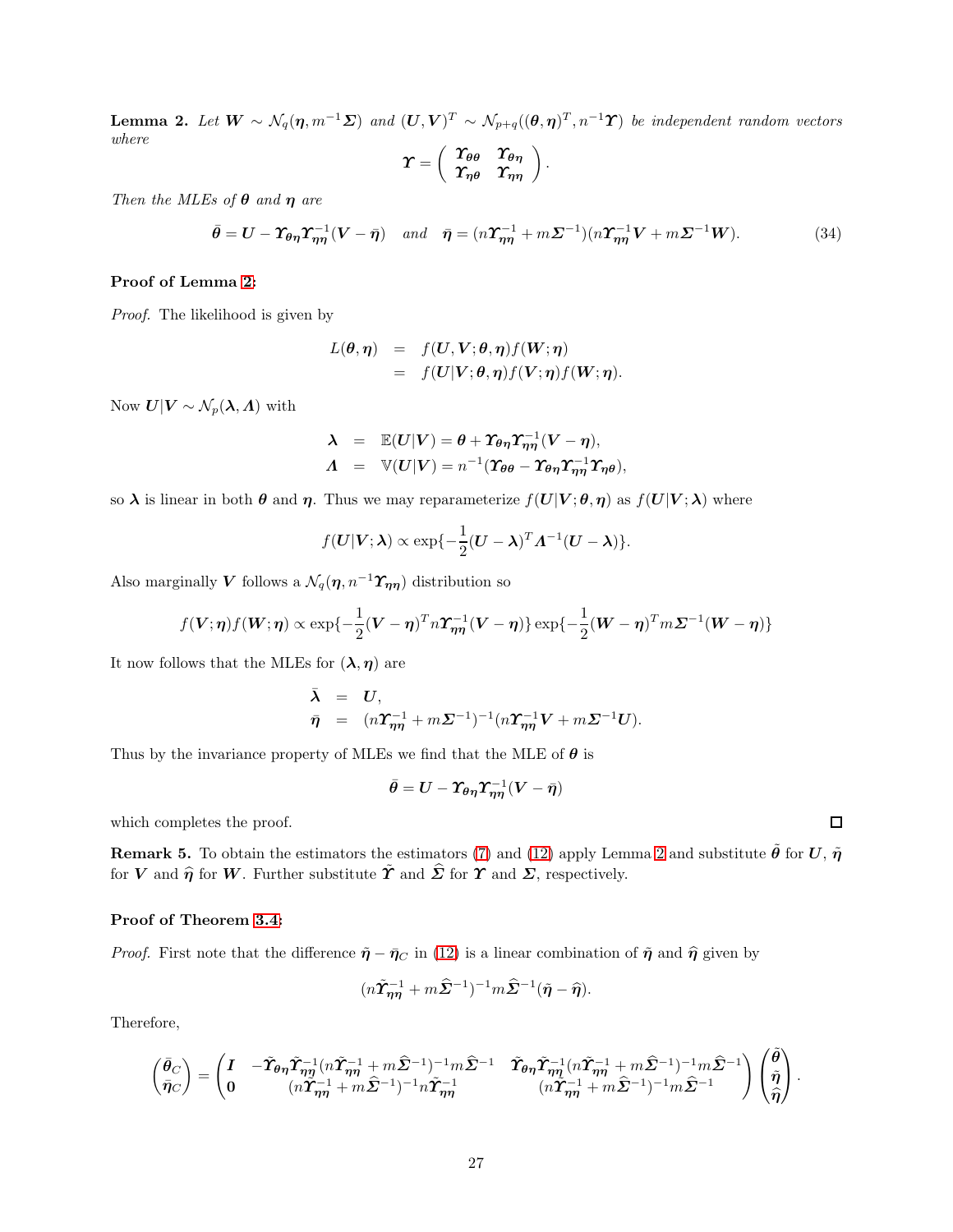**Lemma 2.** *Let* $\boldsymbol{W} \sim \mathcal{N}_q(\boldsymbol{\eta}, m^{-1}\boldsymbol{\Sigma})$ *and* $(\boldsymbol{U}, \boldsymbol{V})^T \sim \mathcal{N}_{p+q}((\boldsymbol{\theta}, \boldsymbol{\eta})^T, n^{-1}\boldsymbol{\Upsilon})$ *be independent random vectors where*

$$\boldsymbol{\Upsilon} = \begin{pmatrix} \boldsymbol{\Upsilon_{\theta\theta}} & \boldsymbol{\Upsilon_{\theta\eta}} \\ \boldsymbol{\Upsilon_{\eta\theta}} & \boldsymbol{\Upsilon_{\eta\eta}} \end{pmatrix}.$$

*Then the MLEs of* $\boldsymbol{\theta}$ *and* $\boldsymbol{\eta}$ *are*

$$\bar{\boldsymbol{\theta}} = \boldsymbol{U} - \boldsymbol{\Upsilon_{\theta\eta}}\boldsymbol{\Upsilon_{\eta\eta}}^{-1}(\boldsymbol{V} - \bar{\boldsymbol{\eta}}) \quad \text{and} \quad \bar{\boldsymbol{\eta}} = (n\boldsymbol{\Upsilon_{\eta\eta}}^{-1} + m\boldsymbol{\Sigma}^{-1})(n\boldsymbol{\Upsilon_{\eta\eta}}^{-1}\boldsymbol{V} + m\boldsymbol{\Sigma}^{-1}\boldsymbol{W}). \tag{34}$$

**Proof of Lemma 2:**

*Proof.* The likelihood is given by

$$\begin{aligned} L(\boldsymbol{\theta}, \boldsymbol{\eta}) &= f(\boldsymbol{U}, \boldsymbol{V}; \boldsymbol{\theta}, \boldsymbol{\eta}) f(\boldsymbol{W}; \boldsymbol{\eta}) \\ &= f(\boldsymbol{U}|\boldsymbol{V}; \boldsymbol{\theta}, \boldsymbol{\eta}) f(\boldsymbol{V}; \boldsymbol{\eta}) f(\boldsymbol{W}; \boldsymbol{\eta}). \end{aligned}$$

Now $\boldsymbol{U}|\boldsymbol{V} \sim \mathcal{N}_p(\boldsymbol{\lambda}, \boldsymbol{\Lambda})$ with

$$\begin{aligned} \boldsymbol{\lambda} &= \mathbb{E}(\boldsymbol{U}|\boldsymbol{V}) = \boldsymbol{\theta} + \boldsymbol{\Upsilon_{\theta\eta}}\boldsymbol{\Upsilon_{\eta\eta}}^{-1}(\boldsymbol{V} - \boldsymbol{\eta}), \\ \boldsymbol{\Lambda} &= \mathbb{V}(\boldsymbol{U}|\boldsymbol{V}) = n^{-1}(\boldsymbol{\Upsilon_{\theta\theta}} - \boldsymbol{\Upsilon_{\theta\eta}}\boldsymbol{\Upsilon_{\eta\eta}}^{-1}\boldsymbol{\Upsilon_{\eta\theta}}), \end{aligned}$$

so $\boldsymbol{\lambda}$ is linear in both $\boldsymbol{\theta}$ and $\boldsymbol{\eta}$. Thus we may reparameterize $f(\boldsymbol{U}|\boldsymbol{V}; \boldsymbol{\theta}, \boldsymbol{\eta})$ as $f(\boldsymbol{U}|\boldsymbol{V}; \boldsymbol{\lambda})$ where

$$f(\boldsymbol{U}|\boldsymbol{V}; \boldsymbol{\lambda}) \propto \exp\{-\frac{1}{2}(\boldsymbol{U} - \boldsymbol{\lambda})^T \boldsymbol{\Lambda}^{-1}(\boldsymbol{U} - \boldsymbol{\lambda})\}.$$

Also marginally $\boldsymbol{V}$ follows a $\mathcal{N}_q(\boldsymbol{\eta}, n^{-1}\boldsymbol{\Upsilon_{\eta\eta}})$ distribution so

$$f(\boldsymbol{V}; \boldsymbol{\eta}) f(\boldsymbol{W}; \boldsymbol{\eta}) \propto \exp\{-\frac{1}{2}(\boldsymbol{V} - \boldsymbol{\eta})^T n\boldsymbol{\Upsilon_{\eta\eta}}^{-1}(\boldsymbol{V} - \boldsymbol{\eta})\} \exp\{-\frac{1}{2}(\boldsymbol{W} - \boldsymbol{\eta})^T m\boldsymbol{\Sigma}^{-1}(\boldsymbol{W} - \boldsymbol{\eta})\}$$

It now follows that the MLEs for $(\boldsymbol{\lambda}, \boldsymbol{\eta})$ are

$$\begin{aligned} \bar{\boldsymbol{\lambda}} &= \boldsymbol{U}, \\ \bar{\boldsymbol{\eta}} &= (n\boldsymbol{\Upsilon_{\eta\eta}}^{-1} + m\boldsymbol{\Sigma}^{-1})^{-1}(n\boldsymbol{\Upsilon_{\eta\eta}}^{-1}\boldsymbol{V} + m\boldsymbol{\Sigma}^{-1}\boldsymbol{U}). \end{aligned}$$

Thus by the invariance property of MLEs we find that the MLE of $\boldsymbol{\theta}$ is

$$\bar{\boldsymbol{\theta}} = \boldsymbol{U} - \boldsymbol{\Upsilon_{\theta\eta}}\boldsymbol{\Upsilon_{\eta\eta}}^{-1}(\boldsymbol{V} - \bar{\boldsymbol{\eta}})$$

which completes the proof. ∎

**Remark 5.** To obtain the estimators the estimators (7) and (12) apply Lemma 2 and substitute $\tilde{\boldsymbol{\theta}}$ for $\boldsymbol{U}$, $\tilde{\boldsymbol{\eta}}$ for $\boldsymbol{V}$ and $\widehat{\boldsymbol{\eta}}$ for $\boldsymbol{W}$. Further substitute $\tilde{\boldsymbol{\Upsilon}}$ and $\widehat{\boldsymbol{\Sigma}}$ for $\boldsymbol{\Upsilon}$ and $\boldsymbol{\Sigma}$, respectively.

**Proof of Theorem 3.4:**

*Proof.* First note that the difference $\tilde{\boldsymbol{\eta}} - \bar{\boldsymbol{\eta}}_C$ in (12) is a linear combination of $\tilde{\boldsymbol{\eta}}$ and $\widehat{\boldsymbol{\eta}}$ given by

$$(n\tilde{\boldsymbol{\Upsilon}}_{\boldsymbol{\eta\eta}}^{-1} + m\widehat{\boldsymbol{\Sigma}}^{-1})^{-1} m\widehat{\boldsymbol{\Sigma}}^{-1}(\tilde{\boldsymbol{\eta}} - \widehat{\boldsymbol{\eta}}).$$

Therefore,

$$\begin{pmatrix} \bar{\boldsymbol{\theta}}_C \\ \bar{\boldsymbol{\eta}}_C \end{pmatrix} = \begin{pmatrix} \boldsymbol{I} & -\tilde{\boldsymbol{\Upsilon}}_{\boldsymbol{\theta\eta}}\tilde{\boldsymbol{\Upsilon}}_{\boldsymbol{\eta\eta}}^{-1}(n\tilde{\boldsymbol{\Upsilon}}_{\boldsymbol{\eta\eta}}^{-1} + m\widehat{\boldsymbol{\Sigma}}^{-1})^{-1} m\widehat{\boldsymbol{\Sigma}}^{-1} & \tilde{\boldsymbol{\Upsilon}}_{\boldsymbol{\theta\eta}}\tilde{\boldsymbol{\Upsilon}}_{\boldsymbol{\eta\eta}}^{-1}(n\tilde{\boldsymbol{\Upsilon}}_{\boldsymbol{\eta\eta}}^{-1} + m\widehat{\boldsymbol{\Sigma}}^{-1})^{-1} m\widehat{\boldsymbol{\Sigma}}^{-1} \\ \boldsymbol{0} & (n\tilde{\boldsymbol{\Upsilon}}_{\boldsymbol{\eta\eta}}^{-1} + m\widehat{\boldsymbol{\Sigma}}^{-1})^{-1} n\tilde{\boldsymbol{\Upsilon}}_{\boldsymbol{\eta\eta}}^{-1} & (n\tilde{\boldsymbol{\Upsilon}}_{\boldsymbol{\eta\eta}}^{-1} + m\widehat{\boldsymbol{\Sigma}}^{-1})^{-1} m\widehat{\boldsymbol{\Sigma}}^{-1} \end{pmatrix} \begin{pmatrix} \tilde{\boldsymbol{\theta}} \\ \tilde{\boldsymbol{\eta}} \\ \widehat{\boldsymbol{\eta}} \end{pmatrix}.$$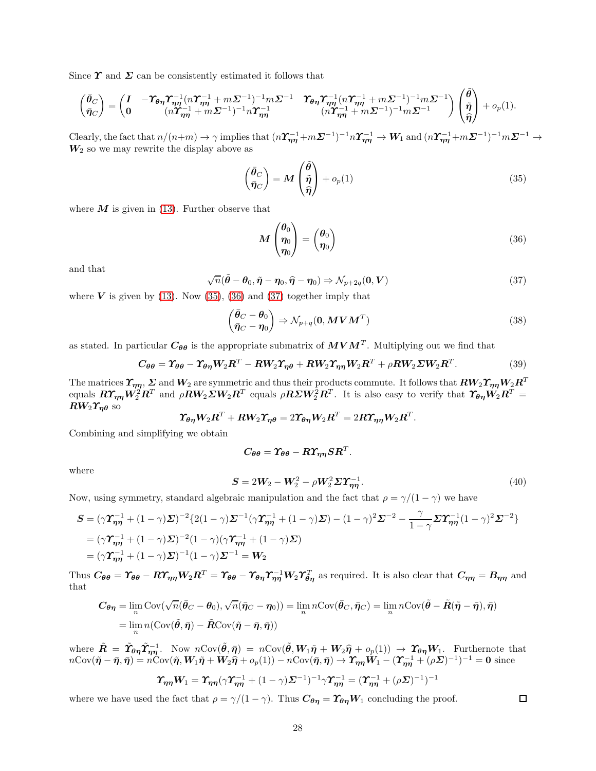Since $\boldsymbol{\Upsilon}$ and $\boldsymbol{\Sigma}$ can be consistently estimated it follows that

$$\begin{pmatrix} \bar{\boldsymbol{\theta}}_C \\ \bar{\boldsymbol{\eta}}_C \end{pmatrix} = \begin{pmatrix} \boldsymbol{I} & -\boldsymbol{\Upsilon}_{\boldsymbol{\theta\eta}}\boldsymbol{\Upsilon}_{\boldsymbol{\eta\eta}}^{-1}(n\boldsymbol{\Upsilon}_{\boldsymbol{\eta\eta}}^{-1}+m\boldsymbol{\Sigma}^{-1})^{-1}m\boldsymbol{\Sigma}^{-1} & \boldsymbol{\Upsilon}_{\boldsymbol{\theta\eta}}\boldsymbol{\Upsilon}_{\boldsymbol{\eta\eta}}^{-1}(n\boldsymbol{\Upsilon}_{\boldsymbol{\eta\eta}}^{-1}+m\boldsymbol{\Sigma}^{-1})^{-1}m\boldsymbol{\Sigma}^{-1} \\ \boldsymbol{0} & (n\boldsymbol{\Upsilon}_{\boldsymbol{\eta\eta}}^{-1}+m\boldsymbol{\Sigma}^{-1})^{-1}n\boldsymbol{\Upsilon}_{\boldsymbol{\eta\eta}}^{-1} & (n\boldsymbol{\Upsilon}_{\boldsymbol{\eta\eta}}^{-1}+m\boldsymbol{\Sigma}^{-1})^{-1}m\boldsymbol{\Sigma}^{-1} \end{pmatrix} \begin{pmatrix} \tilde{\boldsymbol{\theta}} \\ \tilde{\boldsymbol{\eta}} \\ \widehat{\boldsymbol{\eta}} \end{pmatrix} + o_p(1).$$

Clearly, the fact that $n/(n+m) \to \gamma$ implies that $(n\boldsymbol{\Upsilon}_{\boldsymbol{\eta\eta}}^{-1}+m\boldsymbol{\Sigma}^{-1})^{-1}n\boldsymbol{\Upsilon}_{\boldsymbol{\eta\eta}}^{-1} \to \boldsymbol{W}_1$ and $(n\boldsymbol{\Upsilon}_{\boldsymbol{\eta\eta}}^{-1}+m\boldsymbol{\Sigma}^{-1})^{-1}m\boldsymbol{\Sigma}^{-1} \to \boldsymbol{W}_2$ so we may rewrite the display above as

$$\begin{pmatrix} \bar{\boldsymbol{\theta}}_C \\ \bar{\boldsymbol{\eta}}_C \end{pmatrix} = \boldsymbol{M} \begin{pmatrix} \tilde{\boldsymbol{\theta}} \\ \tilde{\boldsymbol{\eta}} \\ \widehat{\boldsymbol{\eta}} \end{pmatrix} + o_p(1) \tag{35}$$

where $\boldsymbol{M}$ is given in (13). Further observe that

$$\boldsymbol{M} \begin{pmatrix} \boldsymbol{\theta}_0 \\ \boldsymbol{\eta}_0 \\ \boldsymbol{\eta}_0 \end{pmatrix} = \begin{pmatrix} \boldsymbol{\theta}_0 \\ \boldsymbol{\eta}_0 \end{pmatrix} \tag{36}$$

and that

$$\sqrt{n}(\tilde{\boldsymbol{\theta}}-\boldsymbol{\theta}_0, \tilde{\boldsymbol{\eta}}-\boldsymbol{\eta}_0, \widehat{\boldsymbol{\eta}}-\boldsymbol{\eta}_0) \Rightarrow \mathcal{N}_{p+2q}(\boldsymbol{0}, \boldsymbol{V}) \tag{37}$$

where $\boldsymbol{V}$ is given by (13). Now (35), (36) and (37) together imply that

$$\begin{pmatrix} \bar{\boldsymbol{\theta}}_C - \boldsymbol{\theta}_0 \\ \bar{\boldsymbol{\eta}}_C - \boldsymbol{\eta}_0 \end{pmatrix} \Rightarrow \mathcal{N}_{p+q}(\boldsymbol{0}, \boldsymbol{MVM}^T) \tag{38}$$

as stated. In particular $\boldsymbol{C}_{\boldsymbol{\theta\theta}}$ is the appropriate submatrix of $\boldsymbol{MVM}^T$. Multiplying out we find that

$$\boldsymbol{C}_{\boldsymbol{\theta\theta}} = \boldsymbol{\Upsilon}_{\boldsymbol{\theta\theta}} - \boldsymbol{\Upsilon}_{\boldsymbol{\theta\eta}}\boldsymbol{W}_2\boldsymbol{R}^T - \boldsymbol{R}\boldsymbol{W}_2\boldsymbol{\Upsilon}_{\boldsymbol{\eta\theta}} + \boldsymbol{R}\boldsymbol{W}_2\boldsymbol{\Upsilon}_{\boldsymbol{\eta\eta}}\boldsymbol{W}_2\boldsymbol{R}^T + \rho\boldsymbol{R}\boldsymbol{W}_2\boldsymbol{\Sigma}\boldsymbol{W}_2\boldsymbol{R}^T. \tag{39}$$

The matrices $\boldsymbol{\Upsilon}_{\boldsymbol{\eta\eta}}$, $\boldsymbol{\Sigma}$ and $\boldsymbol{W}_2$ are symmetric and thus their products commute. It follows that $\boldsymbol{R}\boldsymbol{W}_2\boldsymbol{\Upsilon}_{\boldsymbol{\eta\eta}}\boldsymbol{W}_2\boldsymbol{R}^T$ equals $\boldsymbol{R}\boldsymbol{\Upsilon}_{\boldsymbol{\eta\eta}}\boldsymbol{W}_2^2\boldsymbol{R}^T$ and $\rho\boldsymbol{R}\boldsymbol{W}_2\boldsymbol{\Sigma}\boldsymbol{W}_2\boldsymbol{R}^T$ equals $\rho\boldsymbol{R}\boldsymbol{\Sigma}\boldsymbol{W}_2^2\boldsymbol{R}^T$. It is also easy to verify that $\boldsymbol{\Upsilon}_{\boldsymbol{\theta\eta}}\boldsymbol{W}_2\boldsymbol{R}^T = \boldsymbol{R}\boldsymbol{W}_2\boldsymbol{\Upsilon}_{\boldsymbol{\eta\theta}}$ so

$$\boldsymbol{\Upsilon}_{\boldsymbol{\theta\eta}}\boldsymbol{W}_2\boldsymbol{R}^T + \boldsymbol{R}\boldsymbol{W}_2\boldsymbol{\Upsilon}_{\boldsymbol{\eta\theta}} = 2\boldsymbol{\Upsilon}_{\boldsymbol{\theta\eta}}\boldsymbol{W}_2\boldsymbol{R}^T = 2\boldsymbol{R}\boldsymbol{\Upsilon}_{\boldsymbol{\eta\eta}}\boldsymbol{W}_2\boldsymbol{R}^T.$$

Combining and simplifying we obtain

$$\boldsymbol{C}_{\boldsymbol{\theta\theta}} = \boldsymbol{\Upsilon}_{\boldsymbol{\theta\theta}} - \boldsymbol{R}\boldsymbol{\Upsilon}_{\boldsymbol{\eta\eta}}\boldsymbol{S}\boldsymbol{R}^T.$$

where

$$\boldsymbol{S} = 2\boldsymbol{W}_2 - \boldsymbol{W}_2^2 - \rho\boldsymbol{W}_2^2\boldsymbol{\Sigma}\boldsymbol{\Upsilon}_{\boldsymbol{\eta\eta}}^{-1}. \tag{40}$$

Now, using symmetry, standard algebraic manipulation and the fact that $\rho = \gamma/(1-\gamma)$ we have

$$\begin{aligned}
\boldsymbol{S} &= (\gamma\boldsymbol{\Upsilon}_{\boldsymbol{\eta\eta}}^{-1} + (1-\gamma)\boldsymbol{\Sigma})^{-2}\{2(1-\gamma)\boldsymbol{\Sigma}^{-1}(\gamma\boldsymbol{\Upsilon}_{\boldsymbol{\eta\eta}}^{-1} + (1-\gamma)\boldsymbol{\Sigma}) - (1-\gamma)^2\boldsymbol{\Sigma}^{-2} - \frac{\gamma}{1-\gamma}\boldsymbol{\Sigma}\boldsymbol{\Upsilon}_{\boldsymbol{\eta\eta}}^{-1}(1-\gamma)^2\boldsymbol{\Sigma}^{-2}\} \\
&= (\gamma\boldsymbol{\Upsilon}_{\boldsymbol{\eta\eta}}^{-1} + (1-\gamma)\boldsymbol{\Sigma})^{-2}(1-\gamma)(\gamma\boldsymbol{\Upsilon}_{\boldsymbol{\eta\eta}}^{-1} + (1-\gamma)\boldsymbol{\Sigma}) \\
&= (\gamma\boldsymbol{\Upsilon}_{\boldsymbol{\eta\eta}}^{-1} + (1-\gamma)\boldsymbol{\Sigma})^{-1}(1-\gamma)\boldsymbol{\Sigma}^{-1} = \boldsymbol{W}_2
\end{aligned}$$

Thus $\boldsymbol{C}_{\boldsymbol{\theta\theta}} = \boldsymbol{\Upsilon}_{\boldsymbol{\theta\theta}} - \boldsymbol{R}\boldsymbol{\Upsilon}_{\boldsymbol{\eta\eta}}\boldsymbol{W}_2\boldsymbol{R}^T = \boldsymbol{\Upsilon}_{\boldsymbol{\theta\theta}} - \boldsymbol{\Upsilon}_{\boldsymbol{\theta\eta}}\boldsymbol{\Upsilon}_{\boldsymbol{\eta\eta}}^{-1}\boldsymbol{W}_2\boldsymbol{\Upsilon}_{\boldsymbol{\theta\eta}}^T$ as required. It is also clear that $\boldsymbol{C}_{\boldsymbol{\eta\eta}} = \boldsymbol{B}_{\boldsymbol{\eta\eta}}$ and that

$$\begin{aligned}
\boldsymbol{C}_{\boldsymbol{\theta\eta}} &= \lim_n \mathrm{Cov}(\sqrt{n}(\bar{\boldsymbol{\theta}}_C - \boldsymbol{\theta}_0), \sqrt{n}(\bar{\boldsymbol{\eta}}_C - \boldsymbol{\eta}_0)) = \lim_n n\mathrm{Cov}(\bar{\boldsymbol{\theta}}_C, \bar{\boldsymbol{\eta}}_C) = \lim_n n\mathrm{Cov}(\tilde{\boldsymbol{\theta}} - \tilde{\boldsymbol{R}}(\tilde{\boldsymbol{\eta}} - \bar{\boldsymbol{\eta}}), \bar{\boldsymbol{\eta}}) \\
&= \lim_n n(\mathrm{Cov}(\tilde{\boldsymbol{\theta}}, \bar{\boldsymbol{\eta}}) - \tilde{\boldsymbol{R}}\mathrm{Cov}(\tilde{\boldsymbol{\eta}} - \bar{\boldsymbol{\eta}}, \bar{\boldsymbol{\eta}}))
\end{aligned}$$

where $\tilde{\boldsymbol{R}} = \tilde{\boldsymbol{\Upsilon}}_{\boldsymbol{\theta\eta}}\tilde{\boldsymbol{\Upsilon}}_{\boldsymbol{\eta\eta}}^{-1}$. Now $n\mathrm{Cov}(\tilde{\boldsymbol{\theta}}, \bar{\boldsymbol{\eta}}) = n\mathrm{Cov}(\tilde{\boldsymbol{\theta}}, \boldsymbol{W}_1\tilde{\boldsymbol{\eta}} + \boldsymbol{W}_2\widehat{\boldsymbol{\eta}} + o_p(1)) \to \boldsymbol{\Upsilon}_{\boldsymbol{\theta\eta}}\boldsymbol{W}_1$. Furthernote that $n\mathrm{Cov}(\tilde{\boldsymbol{\eta}} - \bar{\boldsymbol{\eta}}, \bar{\boldsymbol{\eta}}) = n\mathrm{Cov}(\tilde{\boldsymbol{\eta}}, \boldsymbol{W}_1\tilde{\boldsymbol{\eta}} + \boldsymbol{W}_2\widehat{\boldsymbol{\eta}} + o_p(1)) - n\mathrm{Cov}(\bar{\boldsymbol{\eta}}, \bar{\boldsymbol{\eta}}) \to \boldsymbol{\Upsilon}_{\boldsymbol{\eta\eta}}\boldsymbol{W}_1 - (\boldsymbol{\Upsilon}_{\boldsymbol{\eta\eta}}^{-1} + (\rho\boldsymbol{\Sigma})^{-1})^{-1} = \boldsymbol{0}$ since

$$\boldsymbol{\Upsilon}_{\boldsymbol{\eta\eta}}\boldsymbol{W}_1 = \boldsymbol{\Upsilon}_{\boldsymbol{\eta\eta}}(\gamma\boldsymbol{\Upsilon}_{\boldsymbol{\eta\eta}}^{-1} + (1-\gamma)\boldsymbol{\Sigma}^{-1})^{-1}\gamma\boldsymbol{\Upsilon}_{\boldsymbol{\eta\eta}}^{-1} = (\boldsymbol{\Upsilon}_{\boldsymbol{\eta\eta}}^{-1} + (\rho\boldsymbol{\Sigma})^{-1})^{-1}$$

where we have used the fact that $\rho = \gamma/(1-\gamma)$. Thus $\boldsymbol{C}_{\boldsymbol{\theta\eta}} = \boldsymbol{\Upsilon}_{\boldsymbol{\theta\eta}}\boldsymbol{W}_1$ concluding the proof. □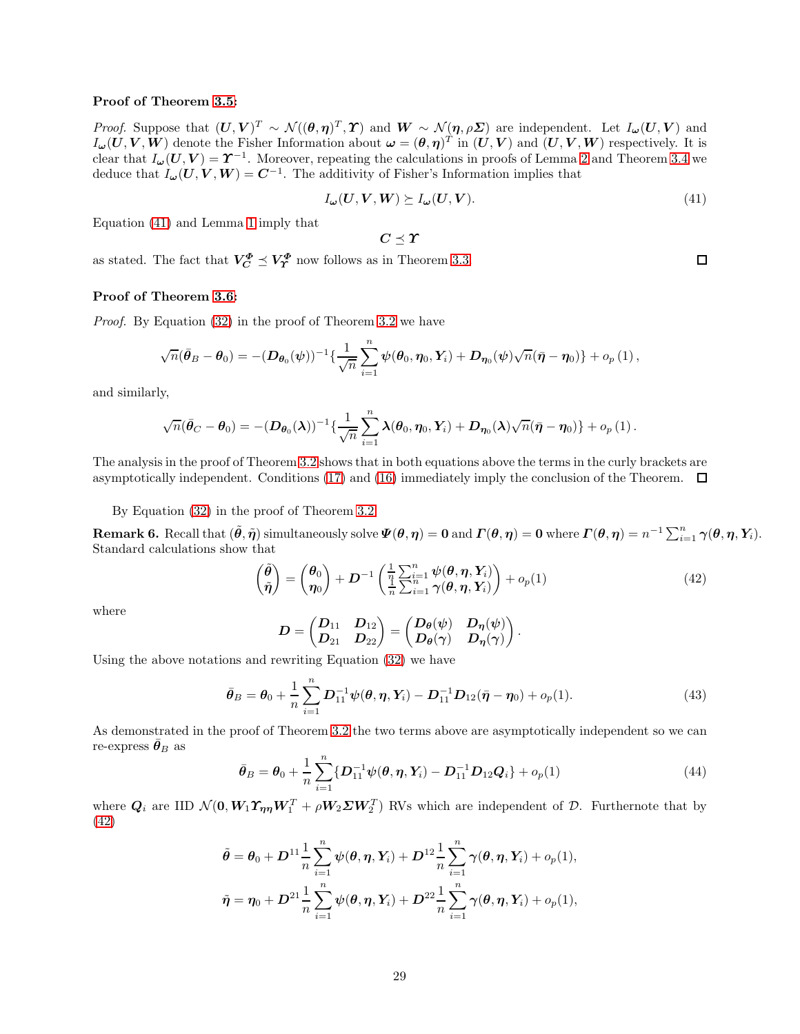**Proof of Theorem 3.5:**

*Proof.* Suppose that $(\boldsymbol{U},\boldsymbol{V})^T \sim \mathcal{N}((\boldsymbol{\theta},\boldsymbol{\eta})^T, \boldsymbol{\Upsilon})$ and $\boldsymbol{W} \sim \mathcal{N}(\boldsymbol{\eta}, \rho\boldsymbol{\Sigma})$ are independent. Let $I_{\boldsymbol{\omega}}(\boldsymbol{U},\boldsymbol{V})$ and $I_{\boldsymbol{\omega}}(\boldsymbol{U},\boldsymbol{V},\boldsymbol{W})$ denote the Fisher Information about $\boldsymbol{\omega} = (\boldsymbol{\theta},\boldsymbol{\eta})^T$ in $(\boldsymbol{U},\boldsymbol{V})$ and $(\boldsymbol{U},\boldsymbol{V},\boldsymbol{W})$ respectively. It is clear that $I_{\boldsymbol{\omega}}(\boldsymbol{U},\boldsymbol{V}) = \boldsymbol{\Upsilon}^{-1}$. Moreover, repeating the calculations in proofs of Lemma 2 and Theorem 3.4 we deduce that $I_{\boldsymbol{\omega}}(\boldsymbol{U},\boldsymbol{V},\boldsymbol{W}) = \boldsymbol{C}^{-1}$. The additivity of Fisher's Information implies that

$$I_{\boldsymbol{\omega}}(\boldsymbol{U},\boldsymbol{V},\boldsymbol{W}) \succeq I_{\boldsymbol{\omega}}(\boldsymbol{U},\boldsymbol{V}). \tag{41}$$

Equation (41) and Lemma 1 imply that

$$\boldsymbol{C} \preceq \boldsymbol{\Upsilon}$$

as stated. The fact that $\boldsymbol{V}_{\boldsymbol{C}}^{\boldsymbol{\Phi}} \preceq \boldsymbol{V}_{\boldsymbol{\Upsilon}}^{\boldsymbol{\Phi}}$ now follows as in Theorem 3.3. ☐

**Proof of Theorem 3.6:**

*Proof.* By Equation (32) in the proof of Theorem 3.2 we have

$$\sqrt{n}(\bar{\boldsymbol{\theta}}_B - \boldsymbol{\theta}_0) = -(\boldsymbol{D}_{\boldsymbol{\theta}_0}(\boldsymbol{\psi}))^{-1}\{\frac{1}{\sqrt{n}}\sum_{i=1}^{n}\boldsymbol{\psi}(\boldsymbol{\theta}_0,\boldsymbol{\eta}_0,\boldsymbol{Y}_i) + \boldsymbol{D}_{\boldsymbol{\eta}_0}(\boldsymbol{\psi})\sqrt{n}(\bar{\boldsymbol{\eta}} - \boldsymbol{\eta}_0)\} + o_p(1),$$

and similarly,

$$\sqrt{n}(\bar{\boldsymbol{\theta}}_C - \boldsymbol{\theta}_0) = -(\boldsymbol{D}_{\boldsymbol{\theta}_0}(\boldsymbol{\lambda}))^{-1}\{\frac{1}{\sqrt{n}}\sum_{i=1}^{n}\boldsymbol{\lambda}(\boldsymbol{\theta}_0,\boldsymbol{\eta}_0,\boldsymbol{Y}_i) + \boldsymbol{D}_{\boldsymbol{\eta}_0}(\boldsymbol{\lambda})\sqrt{n}(\bar{\boldsymbol{\eta}} - \boldsymbol{\eta}_0)\} + o_p(1).$$

The analysis in the proof of Theorem 3.2 shows that in both equations above the terms in the curly brackets are asymptotically independent. Conditions (17) and (16) immediately imply the conclusion of the Theorem. ☐

By Equation (32) in the proof of Theorem 3.2

**Remark 6.** Recall that $(\tilde{\boldsymbol{\theta}},\tilde{\boldsymbol{\eta}})$ simultaneously solve $\boldsymbol{\Psi}(\boldsymbol{\theta},\boldsymbol{\eta}) = \boldsymbol{0}$ and $\boldsymbol{\Gamma}(\boldsymbol{\theta},\boldsymbol{\eta}) = \boldsymbol{0}$ where $\boldsymbol{\Gamma}(\boldsymbol{\theta},\boldsymbol{\eta}) = n^{-1}\sum_{i=1}^{n}\boldsymbol{\gamma}(\boldsymbol{\theta},\boldsymbol{\eta},\boldsymbol{Y}_i)$. Standard calculations show that

$$\begin{pmatrix}\tilde{\boldsymbol{\theta}}\\ \tilde{\boldsymbol{\eta}}\end{pmatrix} = \begin{pmatrix}\boldsymbol{\theta}_0\\ \boldsymbol{\eta}_0\end{pmatrix} + \boldsymbol{D}^{-1}\begin{pmatrix}\frac{1}{n}\sum_{i=1}^{n}\boldsymbol{\psi}(\boldsymbol{\theta},\boldsymbol{\eta},\boldsymbol{Y}_i)\\ \frac{1}{n}\sum_{i=1}^{n}\boldsymbol{\gamma}(\boldsymbol{\theta},\boldsymbol{\eta},\boldsymbol{Y}_i)\end{pmatrix} + o_p(1) \tag{42}$$

where

$$\boldsymbol{D} = \begin{pmatrix}\boldsymbol{D}_{11} & \boldsymbol{D}_{12}\\ \boldsymbol{D}_{21} & \boldsymbol{D}_{22}\end{pmatrix} = \begin{pmatrix}\boldsymbol{D}_{\boldsymbol{\theta}}(\boldsymbol{\psi}) & \boldsymbol{D}_{\boldsymbol{\eta}}(\boldsymbol{\psi})\\ \boldsymbol{D}_{\boldsymbol{\theta}}(\boldsymbol{\gamma}) & \boldsymbol{D}_{\boldsymbol{\eta}}(\boldsymbol{\gamma})\end{pmatrix}.$$

Using the above notations and rewriting Equation (32) we have

$$\bar{\boldsymbol{\theta}}_B = \boldsymbol{\theta}_0 + \frac{1}{n}\sum_{i=1}^{n}\boldsymbol{D}_{11}^{-1}\boldsymbol{\psi}(\boldsymbol{\theta},\boldsymbol{\eta},\boldsymbol{Y}_i) - \boldsymbol{D}_{11}^{-1}\boldsymbol{D}_{12}(\bar{\boldsymbol{\eta}} - \boldsymbol{\eta}_0) + o_p(1). \tag{43}$$

As demonstrated in the proof of Theorem 3.2 the two terms above are asymptotically independent so we can re-express $\bar{\boldsymbol{\theta}}_B$ as

$$\bar{\boldsymbol{\theta}}_B = \boldsymbol{\theta}_0 + \frac{1}{n}\sum_{i=1}^{n}\{\boldsymbol{D}_{11}^{-1}\boldsymbol{\psi}(\boldsymbol{\theta},\boldsymbol{\eta},\boldsymbol{Y}_i) - \boldsymbol{D}_{11}^{-1}\boldsymbol{D}_{12}\boldsymbol{Q}_i\} + o_p(1) \tag{44}$$

where $\boldsymbol{Q}_i$ are IID $\mathcal{N}(\boldsymbol{0}, \boldsymbol{W}_1\boldsymbol{\Upsilon}_{\boldsymbol{\eta}\boldsymbol{\eta}}\boldsymbol{W}_1^T + \rho\boldsymbol{W}_2\boldsymbol{\Sigma}\boldsymbol{W}_2^T)$ RVs which are independent of $\mathcal{D}$. Furthernote that by (42)

$$\tilde{\boldsymbol{\theta}} = \boldsymbol{\theta}_0 + \boldsymbol{D}^{11}\frac{1}{n}\sum_{i=1}^{n}\boldsymbol{\psi}(\boldsymbol{\theta},\boldsymbol{\eta},\boldsymbol{Y}_i) + \boldsymbol{D}^{12}\frac{1}{n}\sum_{i=1}^{n}\boldsymbol{\gamma}(\boldsymbol{\theta},\boldsymbol{\eta},\boldsymbol{Y}_i) + o_p(1),$$

$$\tilde{\boldsymbol{\eta}} = \boldsymbol{\eta}_0 + \boldsymbol{D}^{21}\frac{1}{n}\sum_{i=1}^{n}\boldsymbol{\psi}(\boldsymbol{\theta},\boldsymbol{\eta},\boldsymbol{Y}_i) + \boldsymbol{D}^{22}\frac{1}{n}\sum_{i=1}^{n}\boldsymbol{\gamma}(\boldsymbol{\theta},\boldsymbol{\eta},\boldsymbol{Y}_i) + o_p(1),$$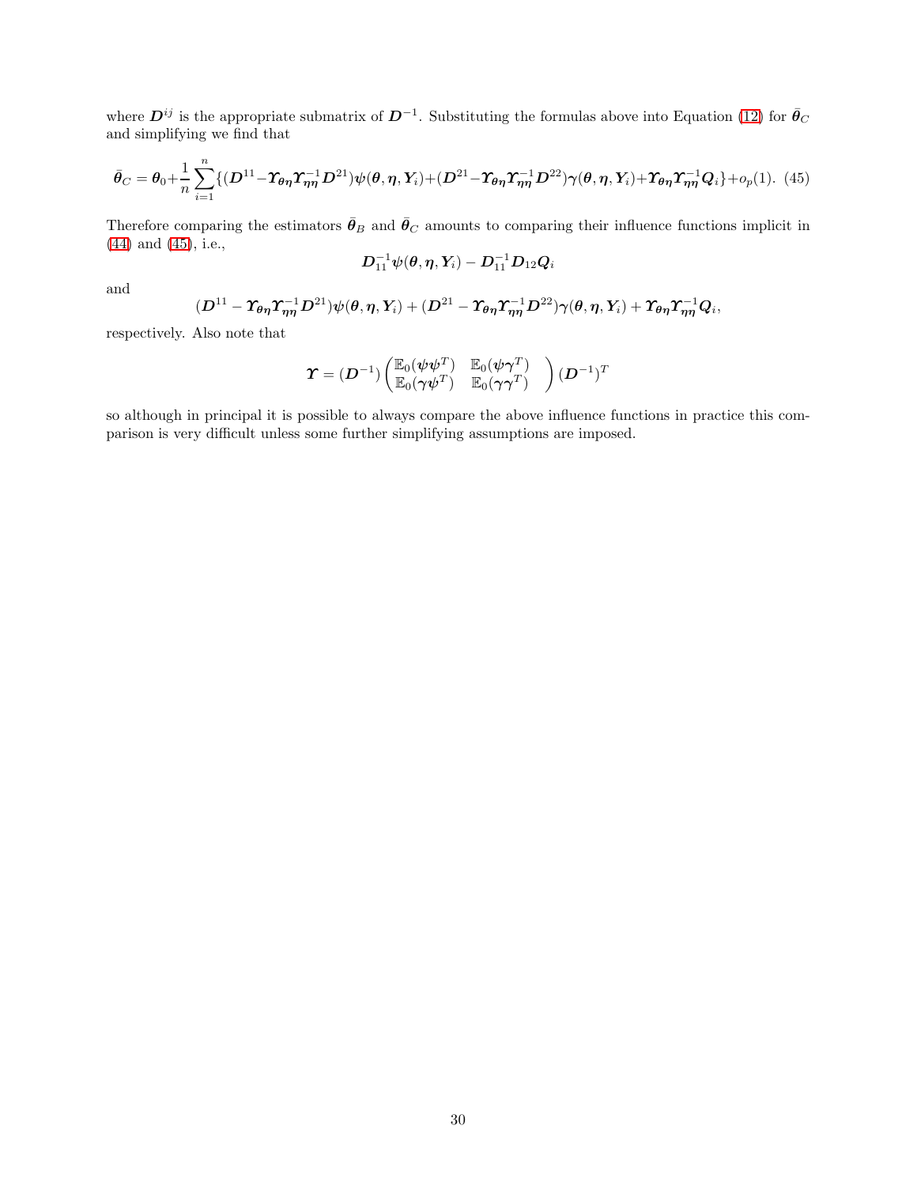where $\boldsymbol{D}^{ij}$ is the appropriate submatrix of $\boldsymbol{D}^{-1}$. Substituting the formulas above into Equation (12) for $\bar{\boldsymbol{\theta}}_C$ and simplifying we find that

$$\bar{\boldsymbol{\theta}}_C = \boldsymbol{\theta}_0 + \frac{1}{n}\sum_{i=1}^{n}\{(\boldsymbol{D}^{11} - \boldsymbol{\Upsilon}_{\boldsymbol{\theta\eta}}\boldsymbol{\Upsilon}_{\boldsymbol{\eta\eta}}^{-1}\boldsymbol{D}^{21})\boldsymbol{\psi}(\boldsymbol{\theta},\boldsymbol{\eta},\boldsymbol{Y}_i) + (\boldsymbol{D}^{21} - \boldsymbol{\Upsilon}_{\boldsymbol{\theta\eta}}\boldsymbol{\Upsilon}_{\boldsymbol{\eta\eta}}^{-1}\boldsymbol{D}^{22})\boldsymbol{\gamma}(\boldsymbol{\theta},\boldsymbol{\eta},\boldsymbol{Y}_i) + \boldsymbol{\Upsilon}_{\boldsymbol{\theta\eta}}\boldsymbol{\Upsilon}_{\boldsymbol{\eta\eta}}^{-1}\boldsymbol{Q}_i\} + o_p(1). \quad (45)$$

Therefore comparing the estimators $\bar{\boldsymbol{\theta}}_B$ and $\bar{\boldsymbol{\theta}}_C$ amounts to comparing their influence functions implicit in (44) and (45), i.e.,

$$\boldsymbol{D}_{11}^{-1}\boldsymbol{\psi}(\boldsymbol{\theta},\boldsymbol{\eta},\boldsymbol{Y}_i) - \boldsymbol{D}_{11}^{-1}\boldsymbol{D}_{12}\boldsymbol{Q}_i$$

and

$$(\boldsymbol{D}^{11} - \boldsymbol{\Upsilon}_{\boldsymbol{\theta\eta}}\boldsymbol{\Upsilon}_{\boldsymbol{\eta\eta}}^{-1}\boldsymbol{D}^{21})\boldsymbol{\psi}(\boldsymbol{\theta},\boldsymbol{\eta},\boldsymbol{Y}_i) + (\boldsymbol{D}^{21} - \boldsymbol{\Upsilon}_{\boldsymbol{\theta\eta}}\boldsymbol{\Upsilon}_{\boldsymbol{\eta\eta}}^{-1}\boldsymbol{D}^{22})\boldsymbol{\gamma}(\boldsymbol{\theta},\boldsymbol{\eta},\boldsymbol{Y}_i) + \boldsymbol{\Upsilon}_{\boldsymbol{\theta\eta}}\boldsymbol{\Upsilon}_{\boldsymbol{\eta\eta}}^{-1}\boldsymbol{Q}_i,$$

respectively. Also note that

$$\boldsymbol{\Upsilon} = (\boldsymbol{D}^{-1})\begin{pmatrix} \mathbb{E}_0(\boldsymbol{\psi}\boldsymbol{\psi}^T) & \mathbb{E}_0(\boldsymbol{\psi}\boldsymbol{\gamma}^T) \\ \mathbb{E}_0(\boldsymbol{\gamma}\boldsymbol{\psi}^T) & \mathbb{E}_0(\boldsymbol{\gamma}\boldsymbol{\gamma}^T) \end{pmatrix}(\boldsymbol{D}^{-1})^T$$

so although in principal it is possible to always compare the above influence functions in practice this comparison is very difficult unless some further simplifying assumptions are imposed.